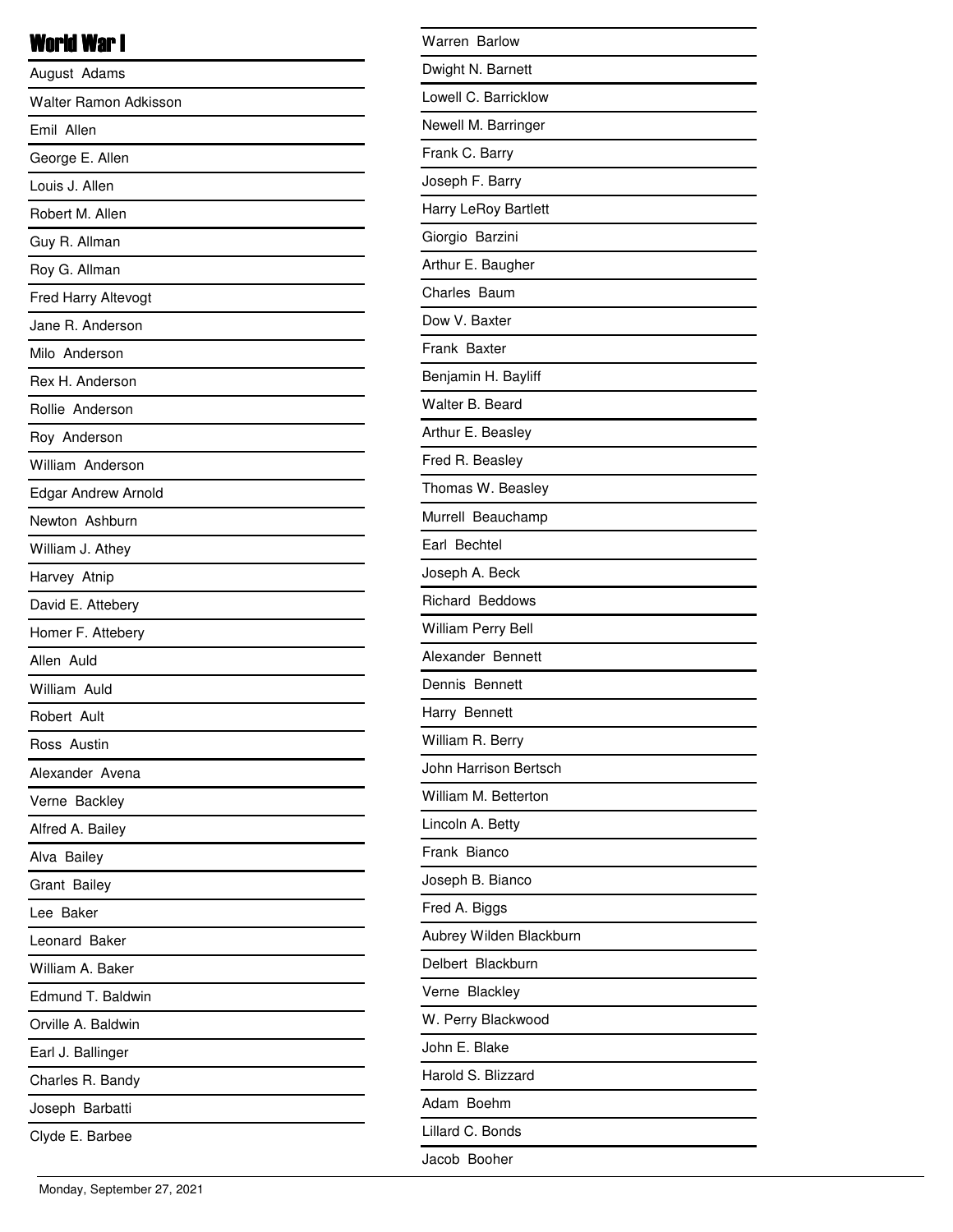# World War I

August Adams
Walter Ramon Adkisson
Emil Allen
George E. Allen
Louis J. Allen
Robert M. Allen
Guy R. Allman
Roy G. Allman
Fred Harry Altevogt
Jane R. Anderson
Milo Anderson
Rex H. Anderson
Rollie Anderson
Roy Anderson
William Anderson
Edgar Andrew Arnold
Newton Ashburn
William J. Athey
Harvey Atnip
David E. Attebery
Homer F. Attebery
Allen Auld
William Auld
Robert Ault
Ross Austin
Alexander Avena
Verne Backley
Alfred A. Bailey
Alva Bailey
Grant Bailey
Lee Baker
Leonard Baker
William A. Baker
Edmund T. Baldwin
Orville A. Baldwin
Earl J. Ballinger
Charles R. Bandy
Joseph Barbatti
Clyde E. Barbee
Warren Barlow
Dwight N. Barnett
Lowell C. Barricklow
Newell M. Barringer
Frank C. Barry
Joseph F. Barry
Harry LeRoy Bartlett
Giorgio Barzini
Arthur E. Baugher
Charles Baum
Dow V. Baxter
Frank Baxter
Benjamin H. Bayliff
Walter B. Beard
Arthur E. Beasley
Fred R. Beasley
Thomas W. Beasley
Murrell Beauchamp
Earl Bechtel
Joseph A. Beck
Richard Beddows
William Perry Bell
Alexander Bennett
Dennis Bennett
Harry Bennett
William R. Berry
John Harrison Bertsch
William M. Betterton
Lincoln A. Betty
Frank Bianco
Joseph B. Bianco
Fred A. Biggs
Aubrey Wilden Blackburn
Delbert Blackburn
Verne Blackley
W. Perry Blackwood
John E. Blake
Harold S. Blizzard
Adam Boehm
Lillard C. Bonds
Jacob Booher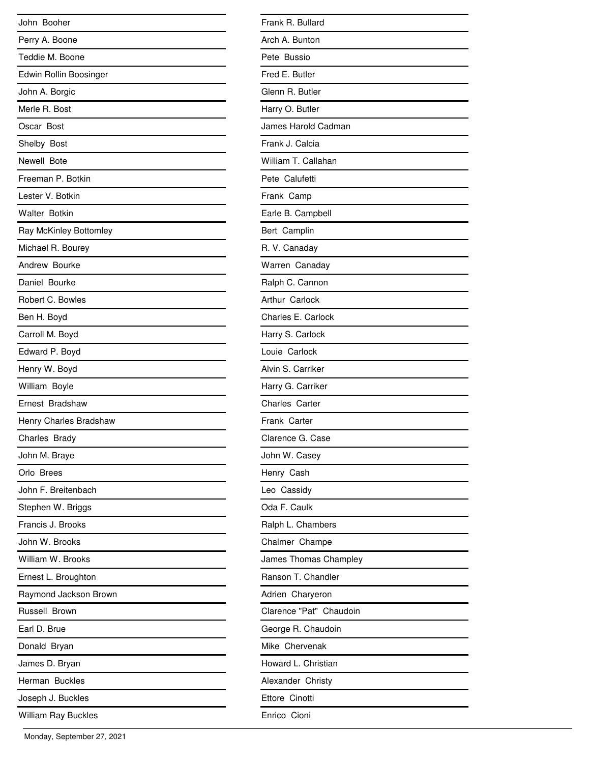John Booher
Perry A. Boone
Teddie M. Boone
Edwin Rollin Boosinger
John A. Borgic
Merle R. Bost
Oscar Bost
Shelby Bost
Newell Bote
Freeman P. Botkin
Lester V. Botkin
Walter Botkin
Ray McKinley Bottomley
Michael R. Bourey
Andrew Bourke
Daniel Bourke
Robert C. Bowles
Ben H. Boyd
Carroll M. Boyd
Edward P. Boyd
Henry W. Boyd
William Boyle
Ernest Bradshaw
Henry Charles Bradshaw
Charles Brady
John M. Braye
Orlo Brees
John F. Breitenbach
Stephen W. Briggs
Francis J. Brooks
John W. Brooks
William W. Brooks
Ernest L. Broughton
Raymond Jackson Brown
Russell Brown
Earl D. Brue
Donald Bryan
James D. Bryan
Herman Buckles
Joseph J. Buckles
William Ray Buckles
Frank R. Bullard
Arch A. Bunton
Pete Bussio
Fred E. Butler
Glenn R. Butler
Harry O. Butler
James Harold Cadman
Frank J. Calcia
William T. Callahan
Pete Calufetti
Frank Camp
Earle B. Campbell
Bert Camplin
R. V. Canaday
Warren Canaday
Ralph C. Cannon
Arthur Carlock
Charles E. Carlock
Harry S. Carlock
Louie Carlock
Alvin S. Carriker
Harry G. Carriker
Charles Carter
Frank Carter
Clarence G. Case
John W. Casey
Henry Cash
Leo Cassidy
Oda F. Caulk
Ralph L. Chambers
Chalmer Champe
James Thomas Champley
Ranson T. Chandler
Adrien Charyeron
Clarence "Pat" Chaudoin
George R. Chaudoin
Mike Chervenak
Howard L. Christian
Alexander Christy
Ettore Cinotti
Enrico Cioni

Monday, September 27, 2021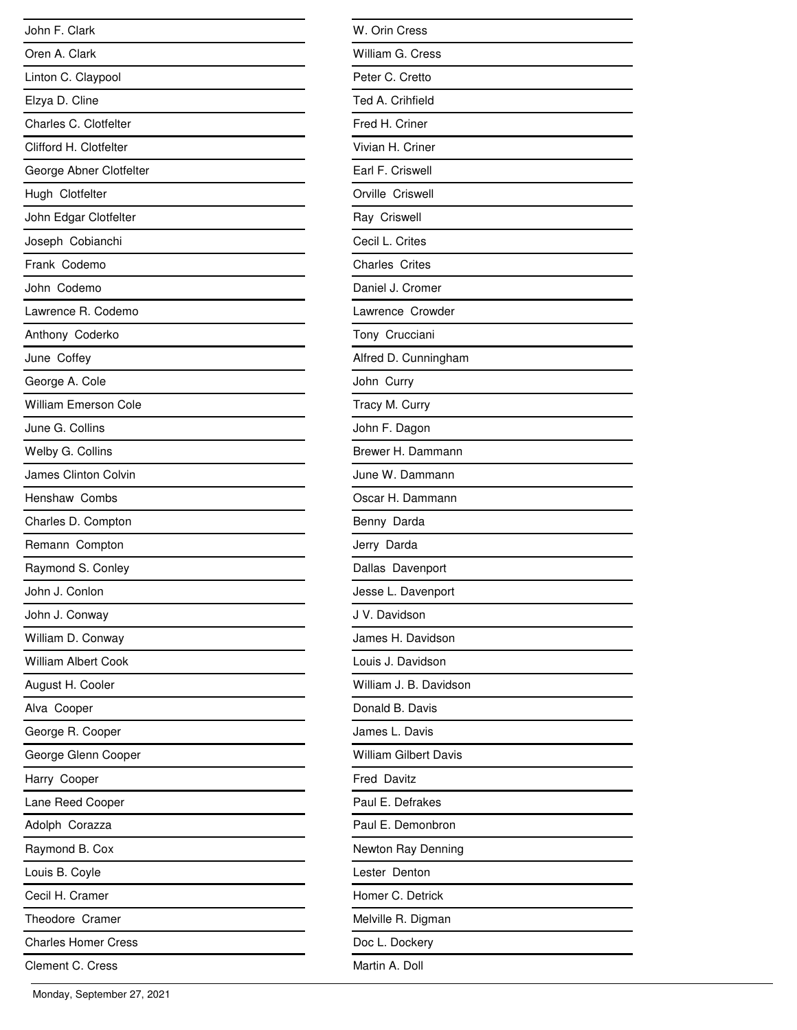John F. Clark
Oren A. Clark
Linton C. Claypool
Elzya D. Cline
Charles C. Clotfelter
Clifford H. Clotfelter
George Abner Clotfelter
Hugh Clotfelter
John Edgar Clotfelter
Joseph Cobianchi
Frank Codemo
John Codemo
Lawrence R. Codemo
Anthony Coderko
June Coffey
George A. Cole
William Emerson Cole
June G. Collins
Welby G. Collins
James Clinton Colvin
Henshaw Combs
Charles D. Compton
Remann Compton
Raymond S. Conley
John J. Conlon
John J. Conway
William D. Conway
William Albert Cook
August H. Cooler
Alva Cooper
George R. Cooper
George Glenn Cooper
Harry Cooper
Lane Reed Cooper
Adolph Corazza
Raymond B. Cox
Louis B. Coyle
Cecil H. Cramer
Theodore Cramer
Charles Homer Cress
Clement C. Cress
W. Orin Cress
William G. Cress
Peter C. Cretto
Ted A. Crihfield
Fred H. Criner
Vivian H. Criner
Earl F. Criswell
Orville Criswell
Ray Criswell
Cecil L. Crites
Charles Crites
Daniel J. Cromer
Lawrence Crowder
Tony Crucciani
Alfred D. Cunningham
John Curry
Tracy M. Curry
John F. Dagon
Brewer H. Dammann
June W. Dammann
Oscar H. Dammann
Benny Darda
Jerry Darda
Dallas Davenport
Jesse L. Davenport
J V. Davidson
James H. Davidson
Louis J. Davidson
William J. B. Davidson
Donald B. Davis
James L. Davis
William Gilbert Davis
Fred Davitz
Paul E. Defrakes
Paul E. Demonbron
Newton Ray Denning
Lester Denton
Homer C. Detrick
Melville R. Digman
Doc L. Dockery
Martin A. Doll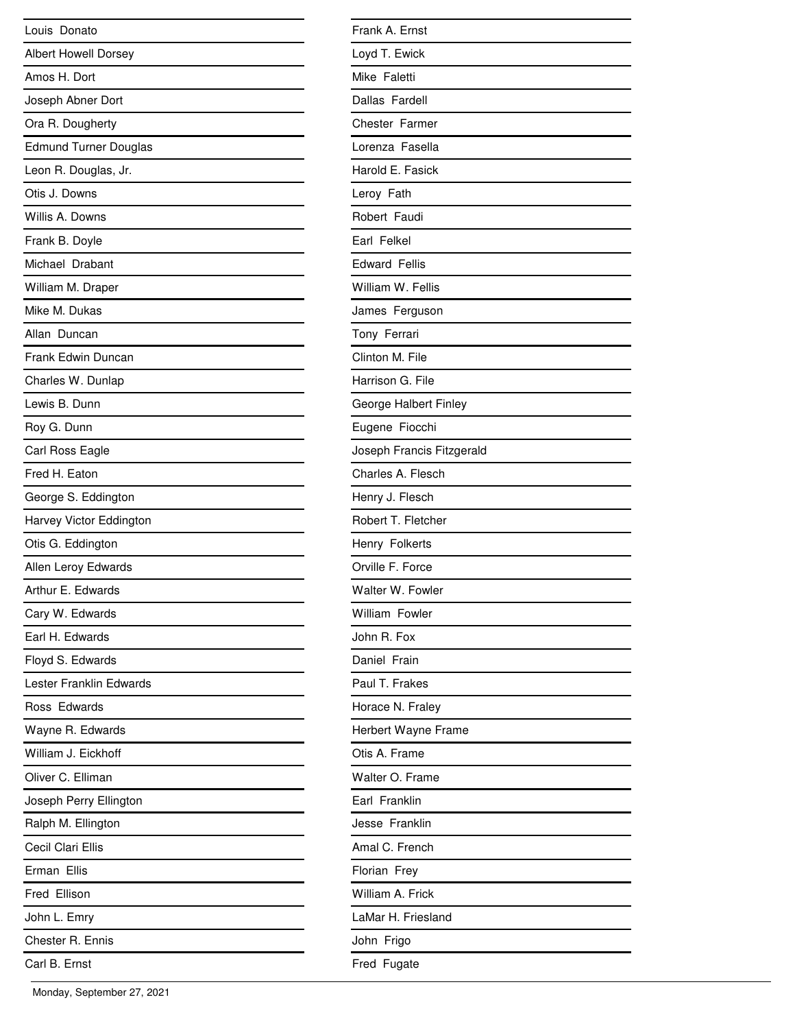Louis Donato

Albert Howell Dorsey

Amos H. Dort

Joseph Abner Dort

Ora R. Dougherty

Edmund Turner Douglas

Leon R. Douglas, Jr.

Otis J. Downs

Willis A. Downs

Frank B. Doyle

Michael Drabant

William M. Draper

Mike M. Dukas

Allan Duncan

Frank Edwin Duncan

Charles W. Dunlap

Lewis B. Dunn

Roy G. Dunn

Carl Ross Eagle

Fred H. Eaton

George S. Eddington

Harvey Victor Eddington

Otis G. Eddington

Allen Leroy Edwards

Arthur E. Edwards

Cary W. Edwards

Earl H. Edwards

Floyd S. Edwards

Lester Franklin Edwards

Ross Edwards

Wayne R. Edwards

William J. Eickhoff

Oliver C. Elliman

Joseph Perry Ellington

Ralph M. Ellington

Cecil Clari Ellis

Erman Ellis

Fred Ellison

John L. Emry

Chester R. Ennis

Carl B. Ernst

Frank A. Ernst

Loyd T. Ewick

Mike Faletti

Dallas Fardell

Chester Farmer

Lorenza Fasella

Harold E. Fasick

Leroy Fath

Robert Faudi

Earl Felkel

Edward Fellis

William W. Fellis

James Ferguson

Tony Ferrari

Clinton M. File

Harrison G. File

George Halbert Finley

Eugene Fiocchi

Joseph Francis Fitzgerald

Charles A. Flesch

Henry J. Flesch

Robert T. Fletcher

Henry Folkerts

Orville F. Force

Walter W. Fowler

William Fowler

John R. Fox

Daniel Frain

Paul T. Frakes

Horace N. Fraley

Herbert Wayne Frame

Otis A. Frame

Walter O. Frame

Earl Franklin

Jesse Franklin

Amal C. French

Florian Frey

William A. Frick

LaMar H. Friesland

John Frigo

Fred Fugate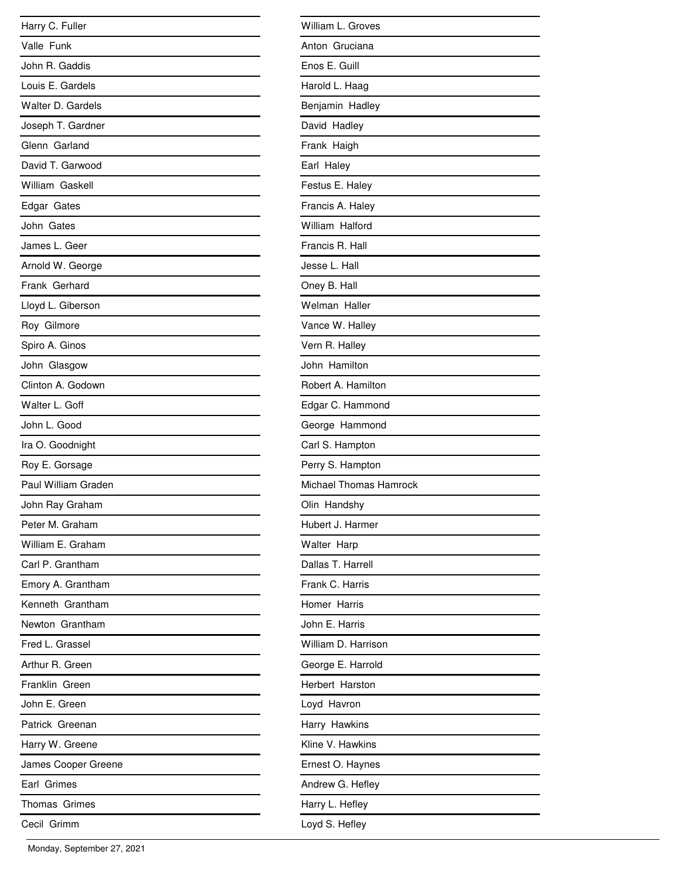Harry C. Fuller

Valle Funk

John R. Gaddis

Louis E. Gardels

Walter D. Gardels

Joseph T. Gardner

Glenn Garland

David T. Garwood

William Gaskell

Edgar Gates

John Gates

James L. Geer

Arnold W. George

Frank Gerhard

Lloyd L. Giberson

Roy Gilmore

Spiro A. Ginos

John Glasgow

Clinton A. Godown

Walter L. Goff

John L. Good

Ira O. Goodnight

Roy E. Gorsage

Paul William Graden

John Ray Graham

Peter M. Graham

William E. Graham

Carl P. Grantham

Emory A. Grantham

Kenneth Grantham

Newton Grantham

Fred L. Grassel

Arthur R. Green

Franklin Green

John E. Green

Patrick Greenan

Harry W. Greene

James Cooper Greene

Earl Grimes

Thomas Grimes

Cecil Grimm

William L. Groves

Anton Gruciana

Enos E. Guill

Harold L. Haag

Benjamin Hadley

David Hadley

Frank Haigh

Earl Haley

Festus E. Haley

Francis A. Haley

William Halford

Francis R. Hall

Jesse L. Hall

Oney B. Hall

Welman Haller

Vance W. Halley

Vern R. Halley

John Hamilton

Robert A. Hamilton

Edgar C. Hammond

George Hammond

Carl S. Hampton

Perry S. Hampton

Michael Thomas Hamrock

Olin Handshy

Hubert J. Harmer

Walter Harp

Dallas T. Harrell

Frank C. Harris

Homer Harris

John E. Harris

William D. Harrison

George E. Harrold

Herbert Harston

Loyd Havron

Harry Hawkins

Kline V. Hawkins

Ernest O. Haynes

Andrew G. Hefley

Harry L. Hefley

Loyd S. Hefley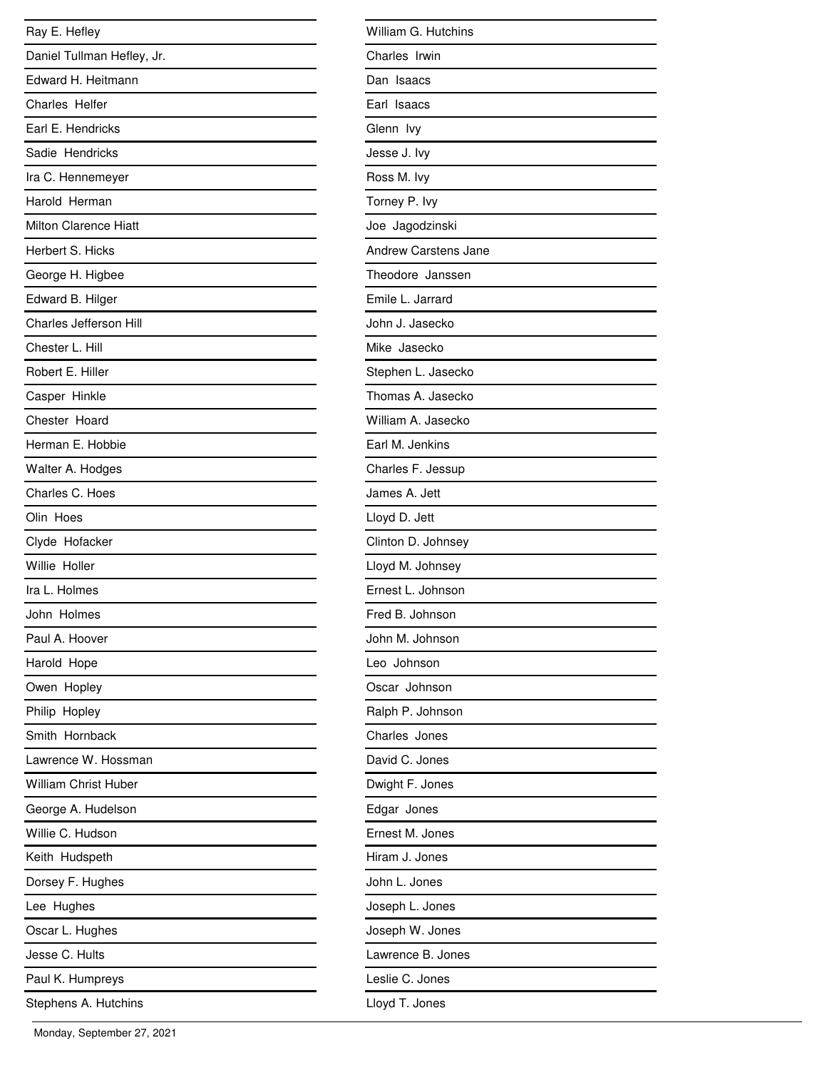Ray E. Hefley

Daniel Tullman Hefley, Jr.

Edward H. Heitmann

Charles Helfer

Earl E. Hendricks

Sadie Hendricks

Ira C. Hennemeyer

Harold Herman

Milton Clarence Hiatt

Herbert S. Hicks

George H. Higbee

Edward B. Hilger

Charles Jefferson Hill

Chester L. Hill

Robert E. Hiller

Casper Hinkle

Chester Hoard

Herman E. Hobbie

Walter A. Hodges

Charles C. Hoes

Olin Hoes

Clyde Hofacker

Willie Holler

Ira L. Holmes

John Holmes

Paul A. Hoover

Harold Hope

Owen Hopley

Philip Hopley

Smith Hornback

Lawrence W. Hossman

William Christ Huber

George A. Hudelson

Willie C. Hudson

Keith Hudspeth

Dorsey F. Hughes

Lee Hughes

Oscar L. Hughes

Jesse C. Hults

Paul K. Humpreys

Stephens A. Hutchins

William G. Hutchins

Charles Irwin

Dan Isaacs

Earl Isaacs

Glenn Ivy

Jesse J. Ivy

Ross M. Ivy

Torney P. Ivy

Joe Jagodzinski

Andrew Carstens Jane

Theodore Janssen

Emile L. Jarrard

John J. Jasecko

Mike Jasecko

Stephen L. Jasecko

Thomas A. Jasecko

William A. Jasecko

Earl M. Jenkins

Charles F. Jessup

James A. Jett

Lloyd D. Jett

Clinton D. Johnsey

Lloyd M. Johnsey

Ernest L. Johnson

Fred B. Johnson

John M. Johnson

Leo Johnson

Oscar Johnson

Ralph P. Johnson

Charles Jones

David C. Jones

Dwight F. Jones

Edgar Jones

Ernest M. Jones

Hiram J. Jones

John L. Jones

Joseph L. Jones

Joseph W. Jones

Lawrence B. Jones

Leslie C. Jones

Lloyd T. Jones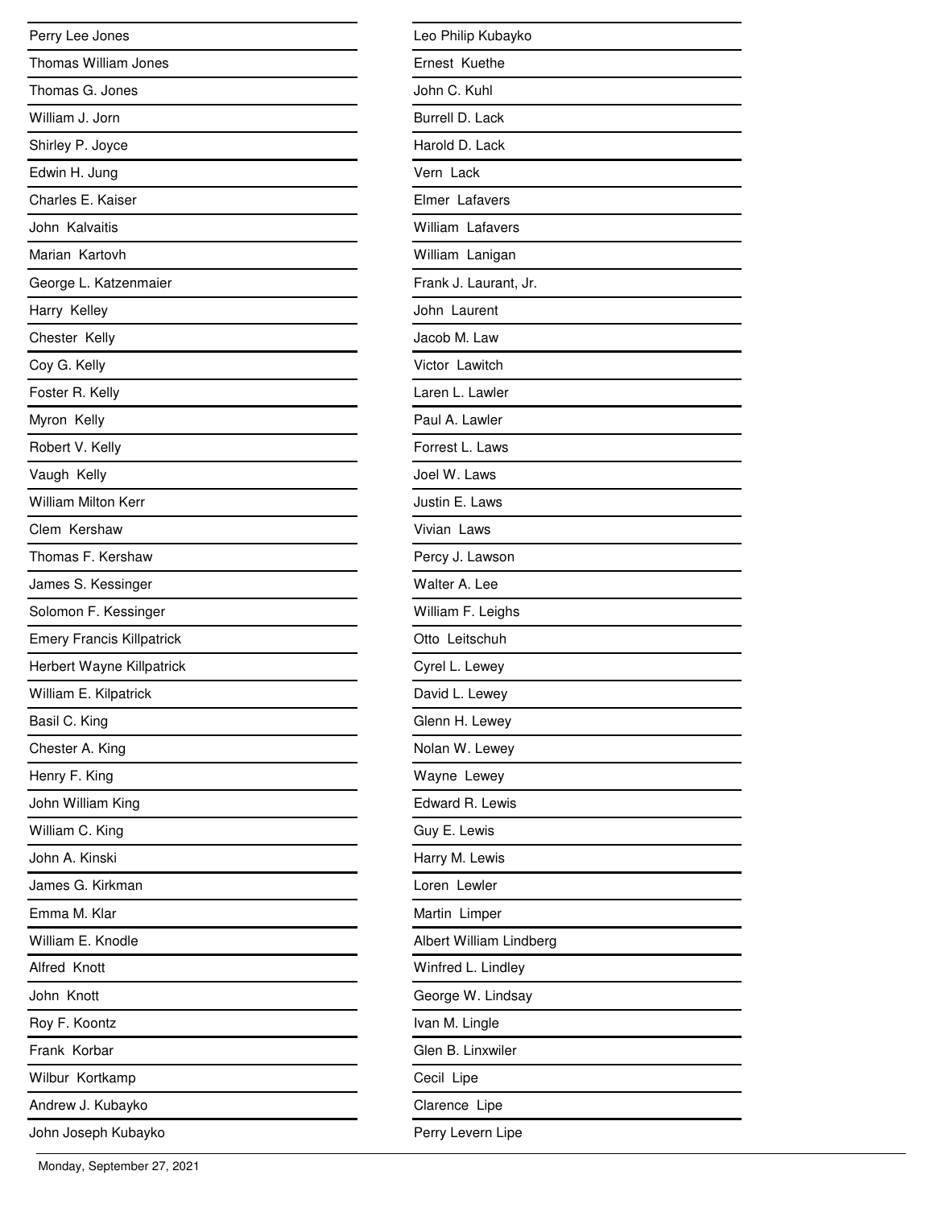Perry Lee Jones

Thomas William Jones

Thomas G. Jones

William J. Jorn

Shirley P. Joyce

Edwin H. Jung

Charles E. Kaiser

John Kalvaitis

Marian Kartovh

George L. Katzenmaier

Harry Kelley

Chester Kelly

Coy G. Kelly

Foster R. Kelly

Myron Kelly

Robert V. Kelly

Vaugh Kelly

William Milton Kerr

Clem Kershaw

Thomas F. Kershaw

James S. Kessinger

Solomon F. Kessinger

Emery Francis Killpatrick

Herbert Wayne Killpatrick

William E. Kilpatrick

Basil C. King

Chester A. King

Henry F. King

John William King

William C. King

John A. Kinski

James G. Kirkman

Emma M. Klar

William E. Knodle

Alfred Knott

John Knott

Roy F. Koontz

Frank Korbar

Wilbur Kortkamp

Andrew J. Kubayko

John Joseph Kubayko

Leo Philip Kubayko

Ernest Kuethe

John C. Kuhl

Burrell D. Lack

Harold D. Lack

Vern Lack

Elmer Lafavers

William Lafavers

William Lanigan

Frank J. Laurant, Jr.

John Laurent

Jacob M. Law

Victor Lawitch

Laren L. Lawler

Paul A. Lawler

Forrest L. Laws

Joel W. Laws

Justin E. Laws

Vivian Laws

Percy J. Lawson

Walter A. Lee

William F. Leighs

Otto Leitschuh

Cyrel L. Lewey

David L. Lewey

Glenn H. Lewey

Nolan W. Lewey

Wayne Lewey

Edward R. Lewis

Guy E. Lewis

Harry M. Lewis

Loren Lewler

Martin Limper

Albert William Lindberg

Winfred L. Lindley

George W. Lindsay

Ivan M. Lingle

Glen B. Linxwiler

Cecil Lipe

Clarence Lipe

Perry Levern Lipe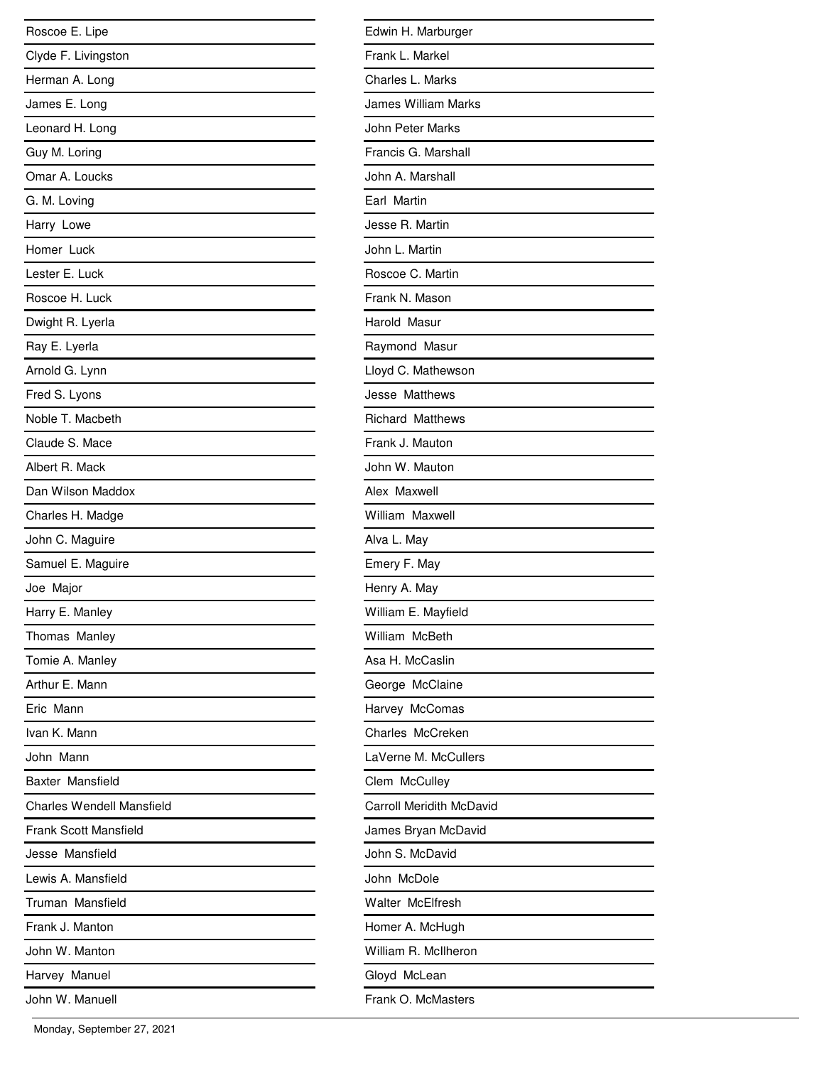Roscoe E. Lipe

Clyde F. Livingston

Herman A. Long

James E. Long

Leonard H. Long

Guy M. Loring

Omar A. Loucks

G. M. Loving

Harry Lowe

Homer Luck

Lester E. Luck

Roscoe H. Luck

Dwight R. Lyerla

Ray E. Lyerla

Arnold G. Lynn

Fred S. Lyons

Noble T. Macbeth

Claude S. Mace

Albert R. Mack

Dan Wilson Maddox

Charles H. Madge

John C. Maguire

Samuel E. Maguire

Joe Major

Harry E. Manley

Thomas Manley

Tomie A. Manley

Arthur E. Mann

Eric Mann

Ivan K. Mann

John Mann

Baxter Mansfield

Charles Wendell Mansfield

Frank Scott Mansfield

Jesse Mansfield

Lewis A. Mansfield

Truman Mansfield

Frank J. Manton

John W. Manton

Harvey Manuel

John W. Manuell

Edwin H. Marburger

Frank L. Markel

Charles L. Marks

James William Marks

John Peter Marks

Francis G. Marshall

John A. Marshall

Earl Martin

Jesse R. Martin

John L. Martin

Roscoe C. Martin

Frank N. Mason

Harold Masur

Raymond Masur

Lloyd C. Mathewson

Jesse Matthews

Richard Matthews

Frank J. Mauton

John W. Mauton

Alex Maxwell

William Maxwell

Alva L. May

Emery F. May

Henry A. May

William E. Mayfield

William McBeth

Asa H. McCaslin

George McClaine

Harvey McComas

Charles McCreken

LaVerne M. McCullers

Clem McCulley

Carroll Meridith McDavid

James Bryan McDavid

John S. McDavid

John McDole

Walter McElfresh

Homer A. McHugh

William R. McIlheron

Gloyd McLean

Frank O. McMasters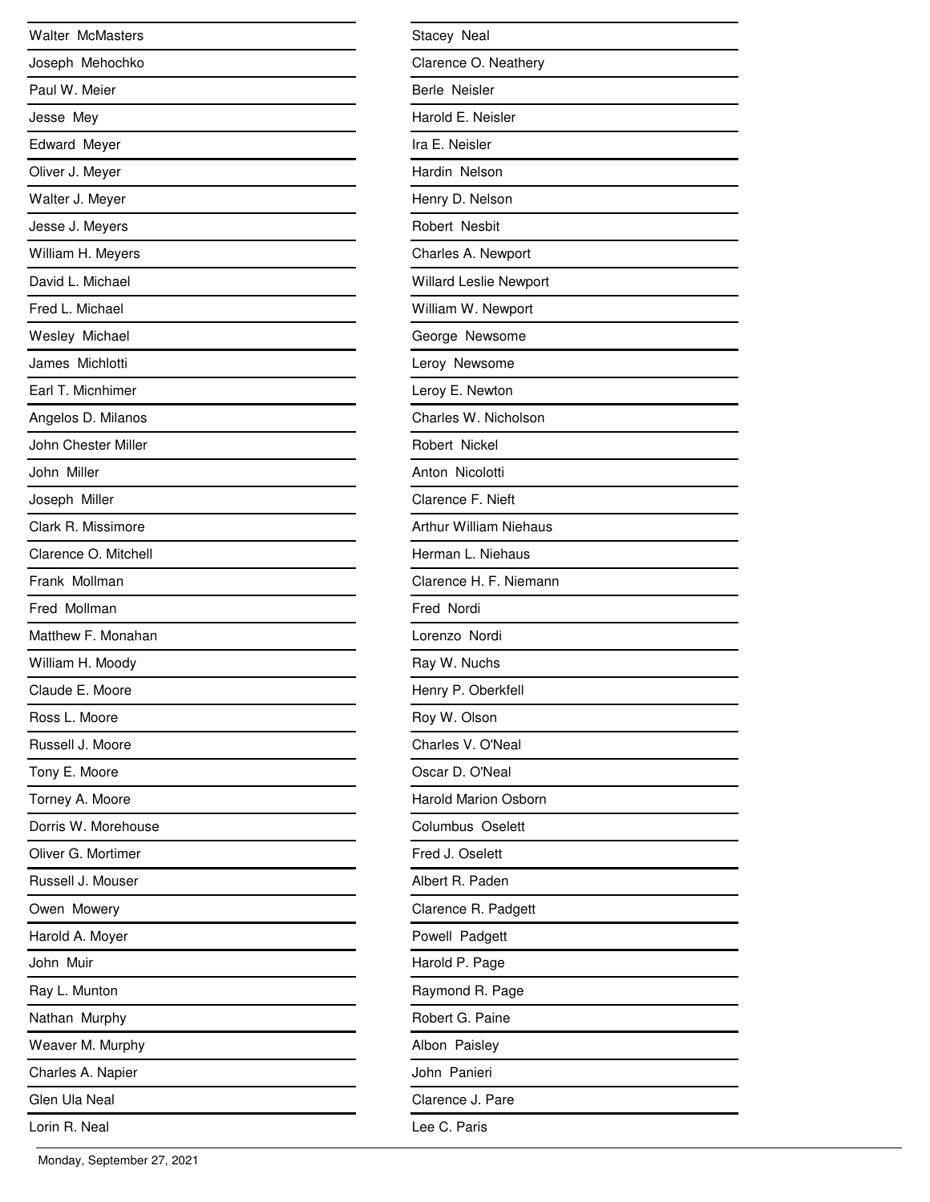Walter McMasters

Joseph Mehochko

Paul W. Meier

Jesse Mey

Edward Meyer

Oliver J. Meyer

Walter J. Meyer

Jesse J. Meyers

William H. Meyers

David L. Michael

Fred L. Michael

Wesley Michael

James Michlotti

Earl T. Micnhimer

Angelos D. Milanos

John Chester Miller

John Miller

Joseph Miller

Clark R. Missimore

Clarence O. Mitchell

Frank Mollman

Fred Mollman

Matthew F. Monahan

William H. Moody

Claude E. Moore

Ross L. Moore

Russell J. Moore

Tony E. Moore

Torney A. Moore

Dorris W. Morehouse

Oliver G. Mortimer

Russell J. Mouser

Owen Mowery

Harold A. Moyer

John Muir

Ray L. Munton

Nathan Murphy

Weaver M. Murphy

Charles A. Napier

Glen Ula Neal

Lorin R. Neal

Stacey Neal

Clarence O. Neathery

Berle Neisler

Harold E. Neisler

Ira E. Neisler

Hardin Nelson

Henry D. Nelson

Robert Nesbit

Charles A. Newport

Willard Leslie Newport

William W. Newport

George Newsome

Leroy Newsome

Leroy E. Newton

Charles W. Nicholson

Robert Nickel

Anton Nicolotti

Clarence F. Nieft

Arthur William Niehaus

Herman L. Niehaus

Clarence H. F. Niemann

Fred Nordi

Lorenzo Nordi

Ray W. Nuchs

Henry P. Oberkfell

Roy W. Olson

Charles V. O'Neal

Oscar D. O'Neal

Harold Marion Osborn

Columbus Oselett

Fred J. Oselett

Albert R. Paden

Clarence R. Padgett

Powell Padgett

Harold P. Page

Raymond R. Page

Robert G. Paine

Albon Paisley

John Panieri

Clarence J. Pare

Lee C. Paris

Monday, September 27, 2021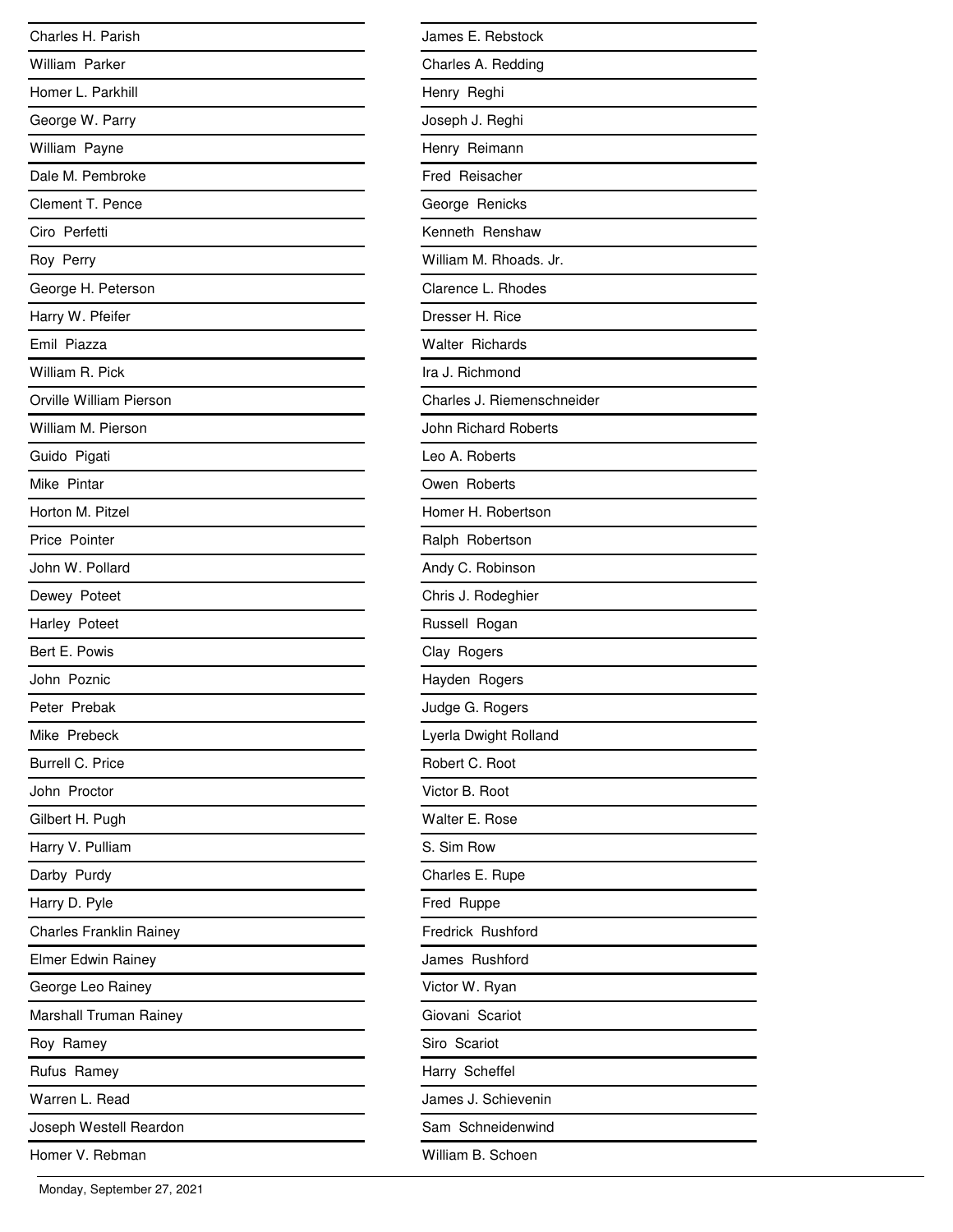Charles H. Parish

William Parker

Homer L. Parkhill

George W. Parry

William Payne

Dale M. Pembroke

Clement T. Pence

Ciro Perfetti

Roy Perry

George H. Peterson

Harry W. Pfeifer

Emil Piazza

William R. Pick

Orville William Pierson

William M. Pierson

Guido Pigati

Mike Pintar

Horton M. Pitzel

Price Pointer

John W. Pollard

Dewey Poteet

Harley Poteet

Bert E. Powis

John Poznic

Peter Prebak

Mike Prebeck

Burrell C. Price

John Proctor

Gilbert H. Pugh

Harry V. Pulliam

Darby Purdy

Harry D. Pyle

Charles Franklin Rainey

Elmer Edwin Rainey

George Leo Rainey

Marshall Truman Rainey

Roy Ramey

Rufus Ramey

Warren L. Read

Joseph Westell Reardon

Homer V. Rebman

James E. Rebstock

Charles A. Redding

Henry Reghi

Joseph J. Reghi

Henry Reimann

Fred Reisacher

George Renicks

Kenneth Renshaw

William M. Rhoads. Jr.

Clarence L. Rhodes

Dresser H. Rice

Walter Richards

Ira J. Richmond

Charles J. Riemenschneider

John Richard Roberts

Leo A. Roberts

Owen Roberts

Homer H. Robertson

Ralph Robertson

Andy C. Robinson

Chris J. Rodeghier

Russell Rogan

Clay Rogers

Hayden Rogers

Judge G. Rogers

Lyerla Dwight Rolland

Robert C. Root

Victor B. Root

Walter E. Rose

S. Sim Row

Charles E. Rupe

Fred Ruppe

Fredrick Rushford

James Rushford

Victor W. Ryan

Giovani Scariot

Siro Scariot

Harry Scheffel

James J. Schievenin

Sam Schneidenwind

William B. Schoen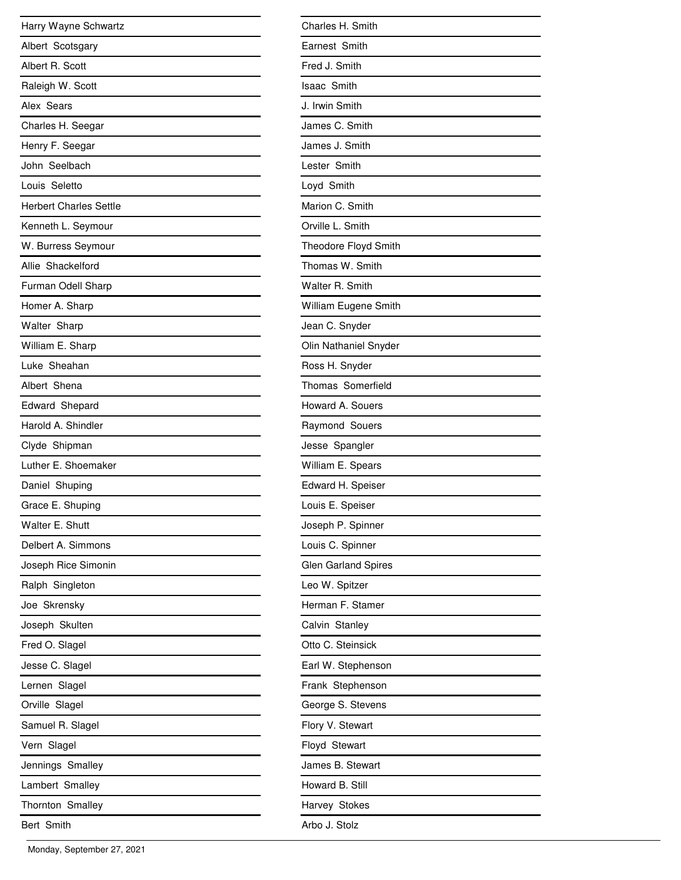Harry Wayne Schwartz

Albert Scotsgary

Albert R. Scott

Raleigh W. Scott

Alex Sears

Charles H. Seegar

Henry F. Seegar

John Seelbach

Louis Seletto

Herbert Charles Settle

Kenneth L. Seymour

W. Burress Seymour

Allie Shackelford

Furman Odell Sharp

Homer A. Sharp

Walter Sharp

William E. Sharp

Luke Sheahan

Albert Shena

Edward Shepard

Harold A. Shindler

Clyde Shipman

Luther E. Shoemaker

Daniel Shuping

Grace E. Shuping

Walter E. Shutt

Delbert A. Simmons

Joseph Rice Simonin

Ralph Singleton

Joe Skrensky

Joseph Skulten

Fred O. Slagel

Jesse C. Slagel

Lernen Slagel

Orville Slagel

Samuel R. Slagel

Vern Slagel

Jennings Smalley

Lambert Smalley

Thornton Smalley

Bert Smith

Charles H. Smith

Earnest Smith

Fred J. Smith

Isaac Smith

J. Irwin Smith

James C. Smith

James J. Smith

Lester Smith

Loyd Smith

Marion C. Smith

Orville L. Smith

Theodore Floyd Smith

Thomas W. Smith

Walter R. Smith

William Eugene Smith

Jean C. Snyder

Olin Nathaniel Snyder

Ross H. Snyder

Thomas Somerfield

Howard A. Souers

Raymond Souers

Jesse Spangler

William E. Spears

Edward H. Speiser

Louis E. Speiser

Joseph P. Spinner

Louis C. Spinner

Glen Garland Spires

Leo W. Spitzer

Herman F. Stamer

Calvin Stanley

Otto C. Steinsick

Earl W. Stephenson

Frank Stephenson

George S. Stevens

Flory V. Stewart

Floyd Stewart

James B. Stewart

Howard B. Still

Harvey Stokes

Arbo J. Stolz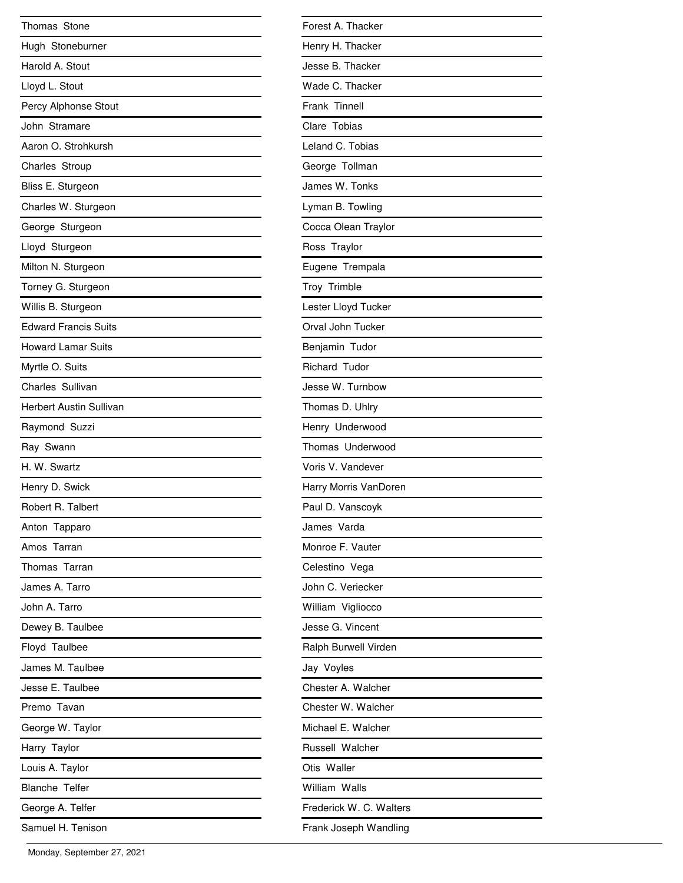Thomas Stone

Hugh Stoneburner

Harold A. Stout

Lloyd L. Stout

Percy Alphonse Stout

John Stramare

Aaron O. Strohkursh

Charles Stroup

Bliss E. Sturgeon

Charles W. Sturgeon

George Sturgeon

Lloyd Sturgeon

Milton N. Sturgeon

Torney G. Sturgeon

Willis B. Sturgeon

Edward Francis Suits

Howard Lamar Suits

Myrtle O. Suits

Charles Sullivan

Herbert Austin Sullivan

Raymond Suzzi

Ray Swann

H. W. Swartz

Henry D. Swick

Robert R. Talbert

Anton Tapparo

Amos Tarran

Thomas Tarran

James A. Tarro

John A. Tarro

Dewey B. Taulbee

Floyd Taulbee

James M. Taulbee

Jesse E. Taulbee

Premo Tavan

George W. Taylor

Harry Taylor

Louis A. Taylor

Blanche Telfer

George A. Telfer

Samuel H. Tenison

Forest A. Thacker

Henry H. Thacker

Jesse B. Thacker

Wade C. Thacker

Frank Tinnell

Clare Tobias

Leland C. Tobias

George Tollman

James W. Tonks

Lyman B. Towling

Cocca Olean Traylor

Ross Traylor

Eugene Trempala

Troy Trimble

Lester Lloyd Tucker

Orval John Tucker

Benjamin Tudor

Richard Tudor

Jesse W. Turnbow

Thomas D. Uhlry

Henry Underwood

Thomas Underwood

Voris V. Vandever

Harry Morris VanDoren

Paul D. Vanscoyk

James Varda

Monroe F. Vauter

Celestino Vega

John C. Veriecker

William Vigliocco

Jesse G. Vincent

Ralph Burwell Virden

Jay Voyles

Chester A. Walcher

Chester W. Walcher

Michael E. Walcher

Russell Walcher

Otis Waller

William Walls

Frederick W. C. Walters

Frank Joseph Wandling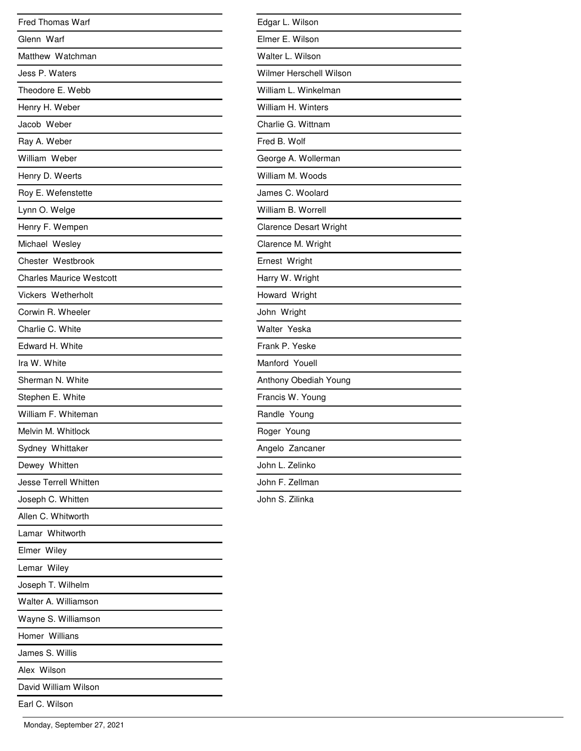Fred Thomas Warf

Glenn Warf

Matthew Watchman

Jess P. Waters

Theodore E. Webb

Henry H. Weber

Jacob Weber

Ray A. Weber

William Weber

Henry D. Weerts

Roy E. Wefenstette

Lynn O. Welge

Henry F. Wempen

Michael Wesley

Chester Westbrook

Charles Maurice Westcott

Vickers Wetherholt

Corwin R. Wheeler

Charlie C. White

Edward H. White

Ira W. White

Sherman N. White

Stephen E. White

William F. Whiteman

Melvin M. Whitlock

Sydney Whittaker

Dewey Whitten

Jesse Terrell Whitten

Joseph C. Whitten

Allen C. Whitworth

Lamar Whitworth

Elmer Wiley

Lemar Wiley

Joseph T. Wilhelm

Walter A. Williamson

Wayne S. Williamson

Homer Willians

James S. Willis

Alex Wilson

David William Wilson

Earl C. Wilson

Edgar L. Wilson

Elmer E. Wilson

Walter L. Wilson

Wilmer Herschell Wilson

William L. Winkelman

William H. Winters

Charlie G. Wittnam

Fred B. Wolf

George A. Wollerman

William M. Woods

James C. Woolard

William B. Worrell

Clarence Desart Wright

Clarence M. Wright

Ernest Wright

Harry W. Wright

Howard Wright

John Wright

Walter Yeska

Frank P. Yeske

Manford Youell

Anthony Obediah Young

Francis W. Young

Randle Young

Roger Young

Angelo Zancaner

John L. Zelinko

John F. Zellman

John S. Zilinka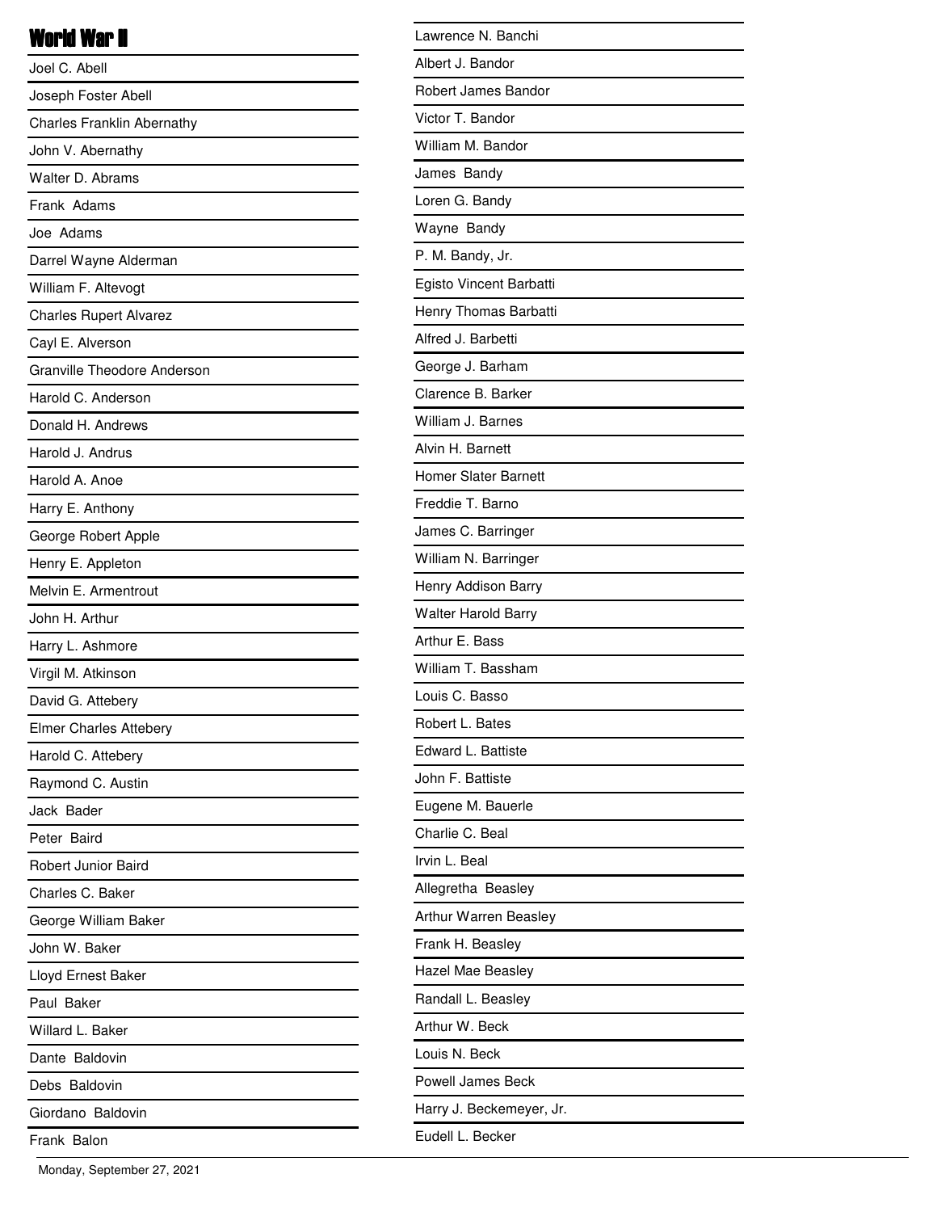# World War II

Joel C. Abell

Joseph Foster Abell

Charles Franklin Abernathy

John V. Abernathy

Walter D. Abrams

Frank Adams

Joe Adams

Darrel Wayne Alderman

William F. Altevogt

Charles Rupert Alvarez

Cayl E. Alverson

Granville Theodore Anderson

Harold C. Anderson

Donald H. Andrews

Harold J. Andrus

Harold A. Anoe

Harry E. Anthony

George Robert Apple

Henry E. Appleton

Melvin E. Armentrout

John H. Arthur

Harry L. Ashmore

Virgil M. Atkinson

David G. Attebery

Elmer Charles Attebery

Harold C. Attebery

Raymond C. Austin

Jack Bader

Peter Baird

Robert Junior Baird

Charles C. Baker

George William Baker

John W. Baker

Lloyd Ernest Baker

Paul Baker

Willard L. Baker

Dante Baldovin

Debs Baldovin

Giordano Baldovin

Frank Balon

Lawrence N. Banchi

Albert J. Bandor

Robert James Bandor

Victor T. Bandor

William M. Bandor

James Bandy

Loren G. Bandy

Wayne Bandy

P. M. Bandy, Jr.

Egisto Vincent Barbatti

Henry Thomas Barbatti

Alfred J. Barbetti

George J. Barham

Clarence B. Barker

William J. Barnes

Alvin H. Barnett

Homer Slater Barnett

Freddie T. Barno

James C. Barringer

William N. Barringer

Henry Addison Barry

Walter Harold Barry

Arthur E. Bass

William T. Bassham

Louis C. Basso

Robert L. Bates

Edward L. Battiste

John F. Battiste

Eugene M. Bauerle

Charlie C. Beal

Irvin L. Beal

Allegretha Beasley

Arthur Warren Beasley

Frank H. Beasley

Hazel Mae Beasley

Randall L. Beasley

Arthur W. Beck

Louis N. Beck

Powell James Beck

Harry J. Beckemeyer, Jr.

Eudell L. Becker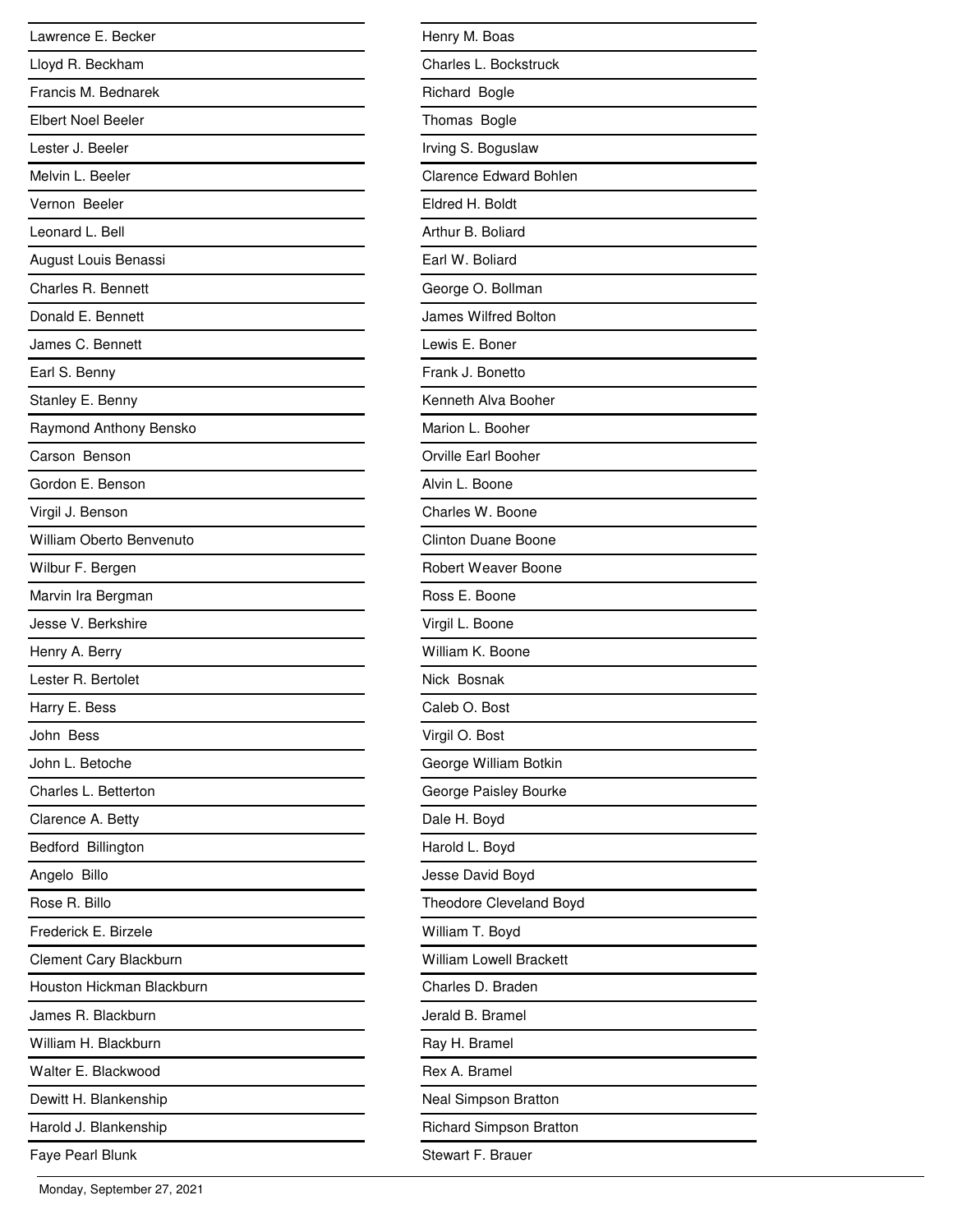Lawrence E. Becker

Lloyd R. Beckham

Francis M. Bednarek

Elbert Noel Beeler

Lester J. Beeler

Melvin L. Beeler

Vernon  Beeler

Leonard L. Bell

August Louis Benassi

Charles R. Bennett

Donald E. Bennett

James C. Bennett

Earl S. Benny

Stanley E. Benny

Raymond Anthony Bensko

Carson  Benson

Gordon E. Benson

Virgil J. Benson

William Oberto Benvenuto

Wilbur F. Bergen

Marvin Ira Bergman

Jesse V. Berkshire

Henry A. Berry

Lester R. Bertolet

Harry E. Bess

John  Bess

John L. Betoche

Charles L. Betterton

Clarence A. Betty

Bedford  Billington

Angelo  Billo

Rose R. Billo

Frederick E. Birzele

Clement Cary Blackburn

Houston Hickman Blackburn

James R. Blackburn

William H. Blackburn

Walter E. Blackwood

Dewitt H. Blankenship

Harold J. Blankenship

Faye Pearl Blunk

Henry M. Boas

Charles L. Bockstruck

Richard  Bogle

Thomas  Bogle

Irving S. Boguslaw

Clarence Edward Bohlen

Eldred H. Boldt

Arthur B. Boliard

Earl W. Boliard

George O. Bollman

James Wilfred Bolton

Lewis E. Boner

Frank J. Bonetto

Kenneth Alva Booher

Marion L. Booher

Orville Earl Booher

Alvin L. Boone

Charles W. Boone

Clinton Duane Boone

Robert Weaver Boone

Ross E. Boone

Virgil L. Boone

William K. Boone

Nick  Bosnak

Caleb O. Bost

Virgil O. Bost

George William Botkin

George Paisley Bourke

Dale H. Boyd

Harold L. Boyd

Jesse David Boyd

Theodore Cleveland Boyd

William T. Boyd

William Lowell Brackett

Charles D. Braden

Jerald B. Bramel

Ray H. Bramel

Rex A. Bramel

Neal Simpson Bratton

Richard Simpson Bratton

Stewart F. Brauer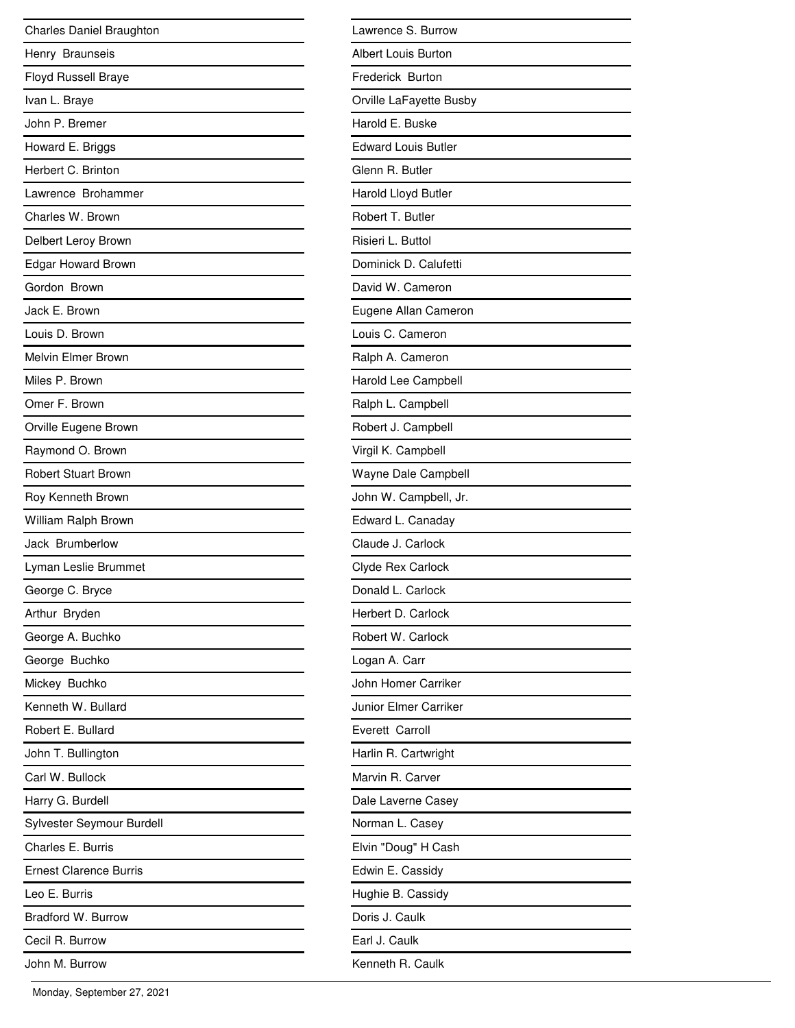Charles Daniel Braughton

Henry Braunseis

Floyd Russell Braye

Ivan L. Braye

John P. Bremer

Howard E. Briggs

Herbert C. Brinton

Lawrence Brohammer

Charles W. Brown

Delbert Leroy Brown

Edgar Howard Brown

Gordon Brown

Jack E. Brown

Louis D. Brown

Melvin Elmer Brown

Miles P. Brown

Omer F. Brown

Orville Eugene Brown

Raymond O. Brown

Robert Stuart Brown

Roy Kenneth Brown

William Ralph Brown

Jack Brumberlow

Lyman Leslie Brummet

George C. Bryce

Arthur Bryden

George A. Buchko

George Buchko

Mickey Buchko

Kenneth W. Bullard

Robert E. Bullard

John T. Bullington

Carl W. Bullock

Harry G. Burdell

Sylvester Seymour Burdell

Charles E. Burris

Ernest Clarence Burris

Leo E. Burris

Bradford W. Burrow

Cecil R. Burrow

John M. Burrow

Lawrence S. Burrow

Albert Louis Burton

Frederick Burton

Orville LaFayette Busby

Harold E. Buske

Edward Louis Butler

Glenn R. Butler

Harold Lloyd Butler

Robert T. Butler

Risieri L. Buttol

Dominick D. Calufetti

David W. Cameron

Eugene Allan Cameron

Louis C. Cameron

Ralph A. Cameron

Harold Lee Campbell

Ralph L. Campbell

Robert J. Campbell

Virgil K. Campbell

Wayne Dale Campbell

John W. Campbell, Jr.

Edward L. Canaday

Claude J. Carlock

Clyde Rex Carlock

Donald L. Carlock

Herbert D. Carlock

Robert W. Carlock

Logan A. Carr

John Homer Carriker

Junior Elmer Carriker

Everett Carroll

Harlin R. Cartwright

Marvin R. Carver

Dale Laverne Casey

Norman L. Casey

Elvin "Doug" H Cash

Edwin E. Cassidy

Hughie B. Cassidy

Doris J. Caulk

Earl J. Caulk

Kenneth R. Caulk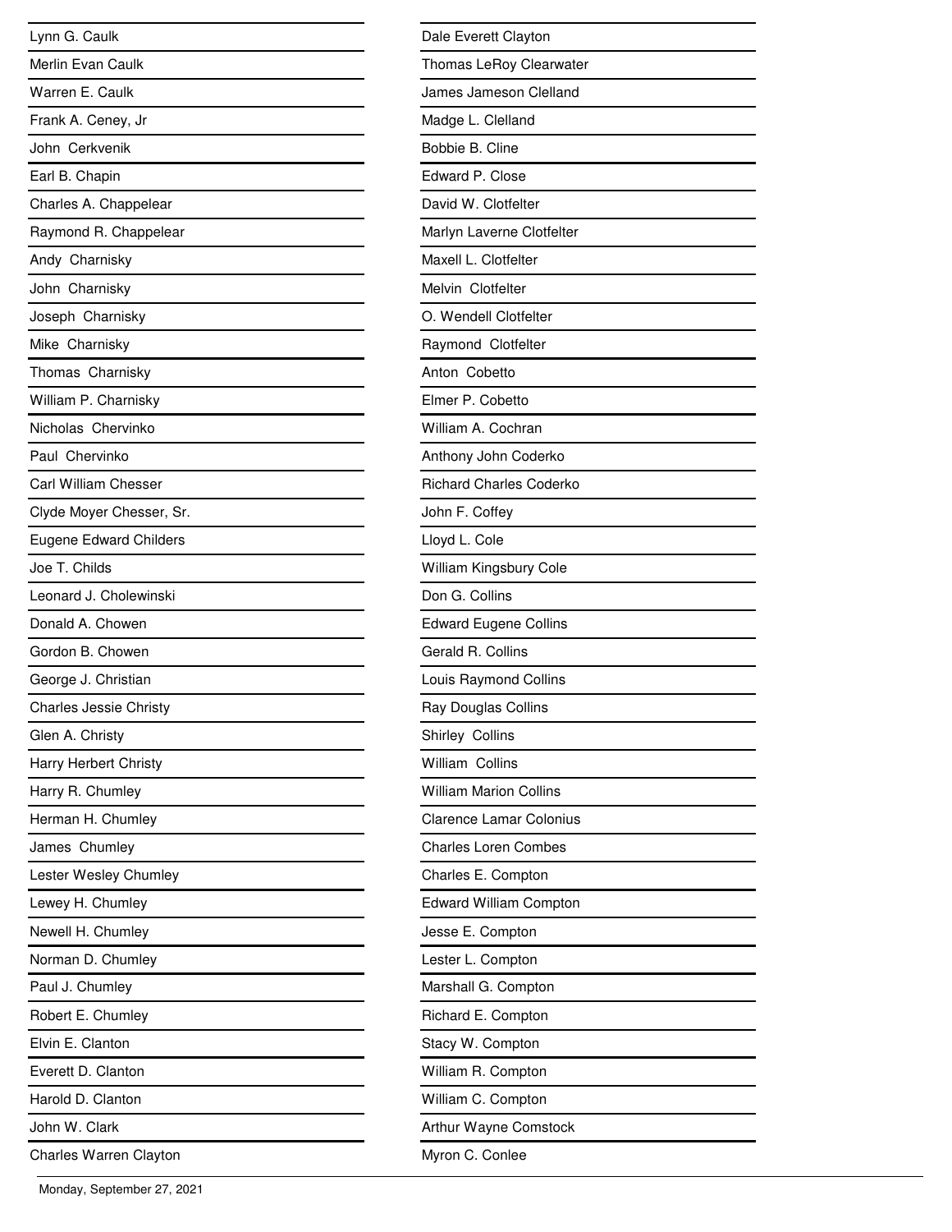Lynn G. Caulk

Merlin Evan Caulk

Warren E. Caulk

Frank A. Ceney, Jr

John  Cerkvenik

Earl B. Chapin

Charles A. Chappelear

Raymond R. Chappelear

Andy  Charnisky

John  Charnisky

Joseph  Charnisky

Mike  Charnisky

Thomas  Charnisky

William P. Charnisky

Nicholas  Chervinko

Paul  Chervinko

Carl William Chesser

Clyde Moyer Chesser, Sr.

Eugene Edward Childers

Joe T. Childs

Leonard J. Cholewinski

Donald A. Chowen

Gordon B. Chowen

George J. Christian

Charles Jessie Christy

Glen A. Christy

Harry Herbert Christy

Harry R. Chumley

Herman H. Chumley

James  Chumley

Lester Wesley Chumley

Lewey H. Chumley

Newell H. Chumley

Norman D. Chumley

Paul J. Chumley

Robert E. Chumley

Elvin E. Clanton

Everett D. Clanton

Harold D. Clanton

John W. Clark

Charles Warren Clayton

Dale Everett Clayton

Thomas LeRoy Clearwater

James Jameson Clelland

Madge L. Clelland

Bobbie B. Cline

Edward P. Close

David W. Clotfelter

Marlyn Laverne Clotfelter

Maxell L. Clotfelter

Melvin  Clotfelter

O. Wendell Clotfelter

Raymond  Clotfelter

Anton  Cobetto

Elmer P. Cobetto

William A. Cochran

Anthony John Coderko

Richard Charles Coderko

John F. Coffey

Lloyd L. Cole

William Kingsbury Cole

Don G. Collins

Edward Eugene Collins

Gerald R. Collins

Louis Raymond Collins

Ray Douglas Collins

Shirley  Collins

William  Collins

William Marion Collins

Clarence Lamar Colonius

Charles Loren Combes

Charles E. Compton

Edward William Compton

Jesse E. Compton

Lester L. Compton

Marshall G. Compton

Richard E. Compton

Stacy W. Compton

William R. Compton

William C. Compton

Arthur Wayne Comstock

Myron C. Conlee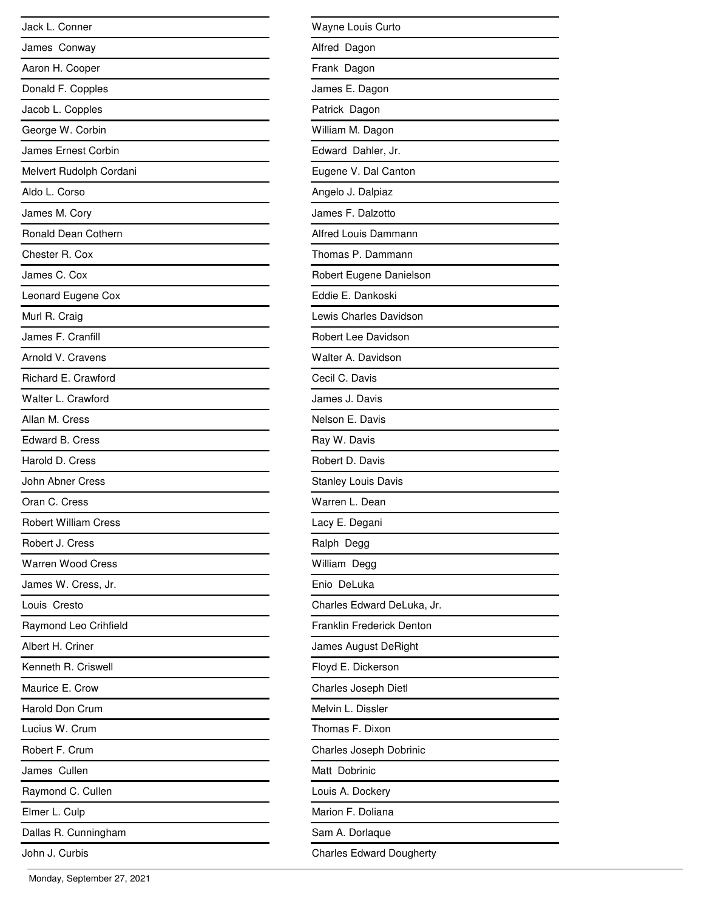Jack L. Conner
James Conway
Aaron H. Cooper
Donald F. Copples
Jacob L. Copples
George W. Corbin
James Ernest Corbin
Melvert Rudolph Cordani
Aldo L. Corso
James M. Cory
Ronald Dean Cothern
Chester R. Cox
James C. Cox
Leonard Eugene Cox
Murl R. Craig
James F. Cranfill
Arnold V. Cravens
Richard E. Crawford
Walter L. Crawford
Allan M. Cress
Edward B. Cress
Harold D. Cress
John Abner Cress
Oran C. Cress
Robert William Cress
Robert J. Cress
Warren Wood Cress
James W. Cress, Jr.
Louis Cresto
Raymond Leo Crihfield
Albert H. Criner
Kenneth R. Criswell
Maurice E. Crow
Harold Don Crum
Lucius W. Crum
Robert F. Crum
James Cullen
Raymond C. Cullen
Elmer L. Culp
Dallas R. Cunningham
John J. Curbis
Wayne Louis Curto
Alfred Dagon
Frank Dagon
James E. Dagon
Patrick Dagon
William M. Dagon
Edward Dahler, Jr.
Eugene V. Dal Canton
Angelo J. Dalpiaz
James F. Dalzotto
Alfred Louis Dammann
Thomas P. Dammann
Robert Eugene Danielson
Eddie E. Dankoski
Lewis Charles Davidson
Robert Lee Davidson
Walter A. Davidson
Cecil C. Davis
James J. Davis
Nelson E. Davis
Ray W. Davis
Robert D. Davis
Stanley Louis Davis
Warren L. Dean
Lacy E. Degani
Ralph Degg
William Degg
Enio DeLuka
Charles Edward DeLuka, Jr.
Franklin Frederick Denton
James August DeRight
Floyd E. Dickerson
Charles Joseph Dietl
Melvin L. Dissler
Thomas F. Dixon
Charles Joseph Dobrinic
Matt Dobrinic
Louis A. Dockery
Marion F. Doliana
Sam A. Dorlaque
Charles Edward Dougherty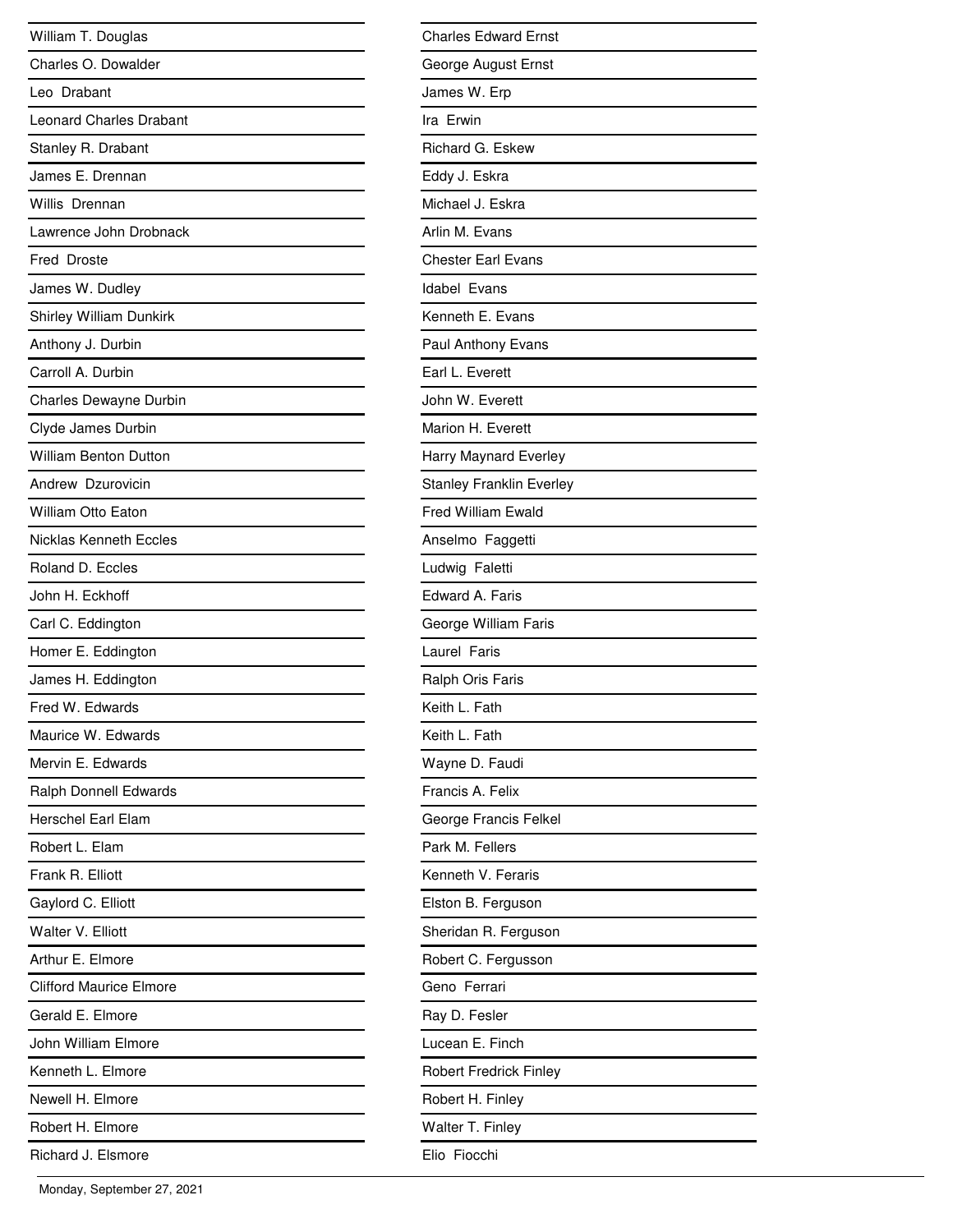William T. Douglas

Charles O. Dowalder

Leo Drabant

Leonard Charles Drabant

Stanley R. Drabant

James E. Drennan

Willis Drennan

Lawrence John Drobnack

Fred Droste

James W. Dudley

Shirley William Dunkirk

Anthony J. Durbin

Carroll A. Durbin

Charles Dewayne Durbin

Clyde James Durbin

William Benton Dutton

Andrew Dzurovicin

William Otto Eaton

Nicklas Kenneth Eccles

Roland D. Eccles

John H. Eckhoff

Carl C. Eddington

Homer E. Eddington

James H. Eddington

Fred W. Edwards

Maurice W. Edwards

Mervin E. Edwards

Ralph Donnell Edwards

Herschel Earl Elam

Robert L. Elam

Frank R. Elliott

Gaylord C. Elliott

Walter V. Elliott

Arthur E. Elmore

Clifford Maurice Elmore

Gerald E. Elmore

John William Elmore

Kenneth L. Elmore

Newell H. Elmore

Robert H. Elmore

Richard J. Elsmore

Charles Edward Ernst

George August Ernst

James W. Erp

Ira Erwin

Richard G. Eskew

Eddy J. Eskra

Michael J. Eskra

Arlin M. Evans

Chester Earl Evans

Idabel Evans

Kenneth E. Evans

Paul Anthony Evans

Earl L. Everett

John W. Everett

Marion H. Everett

Harry Maynard Everley

Stanley Franklin Everley

Fred William Ewald

Anselmo Faggetti

Ludwig Faletti

Edward A. Faris

George William Faris

Laurel Faris

Ralph Oris Faris

Keith L. Fath

Keith L. Fath

Wayne D. Faudi

Francis A. Felix

George Francis Felkel

Park M. Fellers

Kenneth V. Feraris

Elston B. Ferguson

Sheridan R. Ferguson

Robert C. Fergusson

Geno Ferrari

Ray D. Fesler

Lucean E. Finch

Robert Fredrick Finley

Robert H. Finley

Walter T. Finley

Elio Fiocchi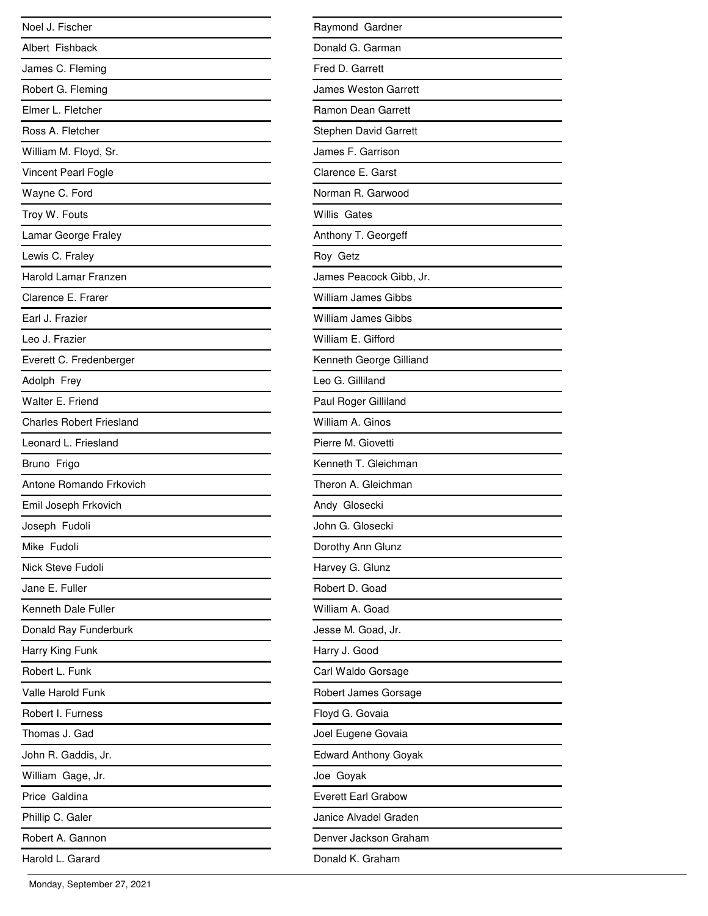Noel J. Fischer

Albert Fishback

James C. Fleming

Robert G. Fleming

Elmer L. Fletcher

Ross A. Fletcher

William M. Floyd, Sr.

Vincent Pearl Fogle

Wayne C. Ford

Troy W. Fouts

Lamar George Fraley

Lewis C. Fraley

Harold Lamar Franzen

Clarence E. Frarer

Earl J. Frazier

Leo J. Frazier

Everett C. Fredenberger

Adolph Frey

Walter E. Friend

Charles Robert Friesland

Leonard L. Friesland

Bruno Frigo

Antone Romando Frkovich

Emil Joseph Frkovich

Joseph Fudoli

Mike Fudoli

Nick Steve Fudoli

Jane E. Fuller

Kenneth Dale Fuller

Donald Ray Funderburk

Harry King Funk

Robert L. Funk

Valle Harold Funk

Robert I. Furness

Thomas J. Gad

John R. Gaddis, Jr.

William Gage, Jr.

Price Galdina

Phillip C. Galer

Robert A. Gannon

Harold L. Garard

Raymond Gardner

Donald G. Garman

Fred D. Garrett

James Weston Garrett

Ramon Dean Garrett

Stephen David Garrett

James F. Garrison

Clarence E. Garst

Norman R. Garwood

Willis Gates

Anthony T. Georgeff

Roy Getz

James Peacock Gibb, Jr.

William James Gibbs

William James Gibbs

William E. Gifford

Kenneth George Gilliand

Leo G. Gilliland

Paul Roger Gilliland

William A. Ginos

Pierre M. Giovetti

Kenneth T. Gleichman

Theron A. Gleichman

Andy Glosecki

John G. Glosecki

Dorothy Ann Glunz

Harvey G. Glunz

Robert D. Goad

William A. Goad

Jesse M. Goad, Jr.

Harry J. Good

Carl Waldo Gorsage

Robert James Gorsage

Floyd G. Govaia

Joel Eugene Govaia

Edward Anthony Goyak

Joe Goyak

Everett Earl Grabow

Janice Alvadel Graden

Denver Jackson Graham

Donald K. Graham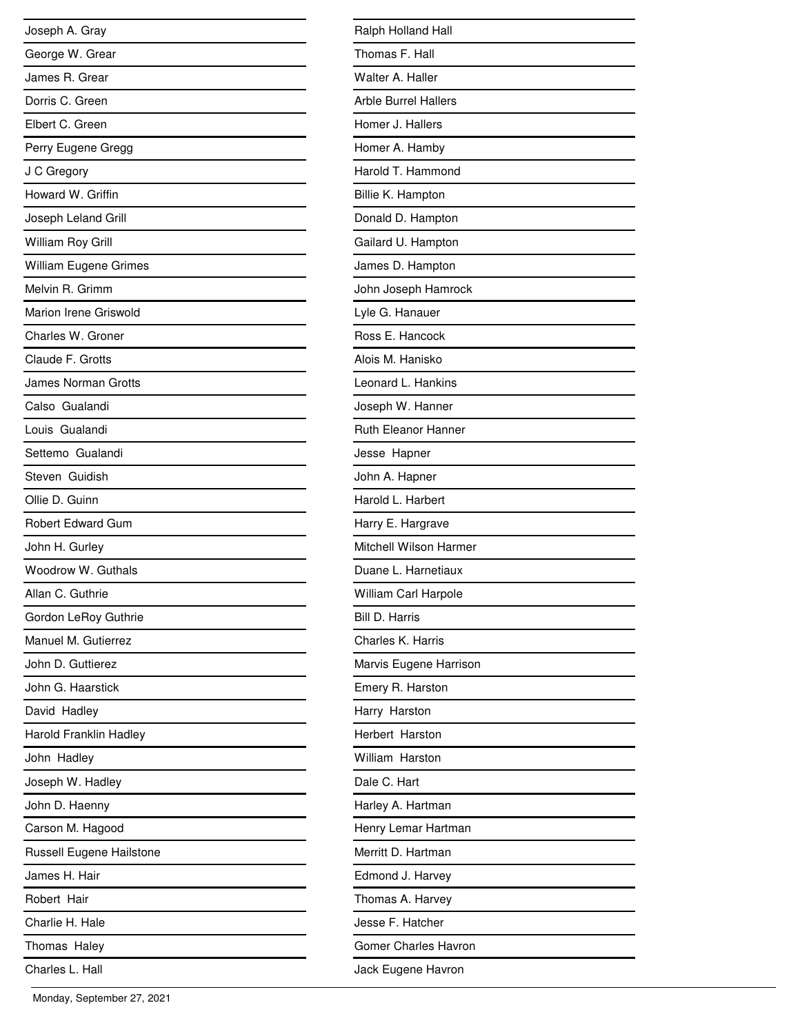Joseph A. Gray

George W. Grear

James R. Grear

Dorris C. Green

Elbert C. Green

Perry Eugene Gregg

J C Gregory

Howard W. Griffin

Joseph Leland Grill

William Roy Grill

William Eugene Grimes

Melvin R. Grimm

Marion Irene Griswold

Charles W. Groner

Claude F. Grotts

James Norman Grotts

Calso Gualandi

Louis Gualandi

Settemo Gualandi

Steven Guidish

Ollie D. Guinn

Robert Edward Gum

John H. Gurley

Woodrow W. Guthals

Allan C. Guthrie

Gordon LeRoy Guthrie

Manuel M. Gutierrez

John D. Guttierez

John G. Haarstick

David Hadley

Harold Franklin Hadley

John Hadley

Joseph W. Hadley

John D. Haenny

Carson M. Hagood

Russell Eugene Hailstone

James H. Hair

Robert Hair

Charlie H. Hale

Thomas Haley

Charles L. Hall

Ralph Holland Hall

Thomas F. Hall

Walter A. Haller

Arble Burrel Hallers

Homer J. Hallers

Homer A. Hamby

Harold T. Hammond

Billie K. Hampton

Donald D. Hampton

Gailard U. Hampton

James D. Hampton

John Joseph Hamrock

Lyle G. Hanauer

Ross E. Hancock

Alois M. Hanisko

Leonard L. Hankins

Joseph W. Hanner

Ruth Eleanor Hanner

Jesse Hapner

John A. Hapner

Harold L. Harbert

Harry E. Hargrave

Mitchell Wilson Harmer

Duane L. Harnetiaux

William Carl Harpole

Bill D. Harris

Charles K. Harris

Marvis Eugene Harrison

Emery R. Harston

Harry Harston

Herbert Harston

William Harston

Dale C. Hart

Harley A. Hartman

Henry Lemar Hartman

Merritt D. Hartman

Edmond J. Harvey

Thomas A. Harvey

Jesse F. Hatcher

Gomer Charles Havron

Jack Eugene Havron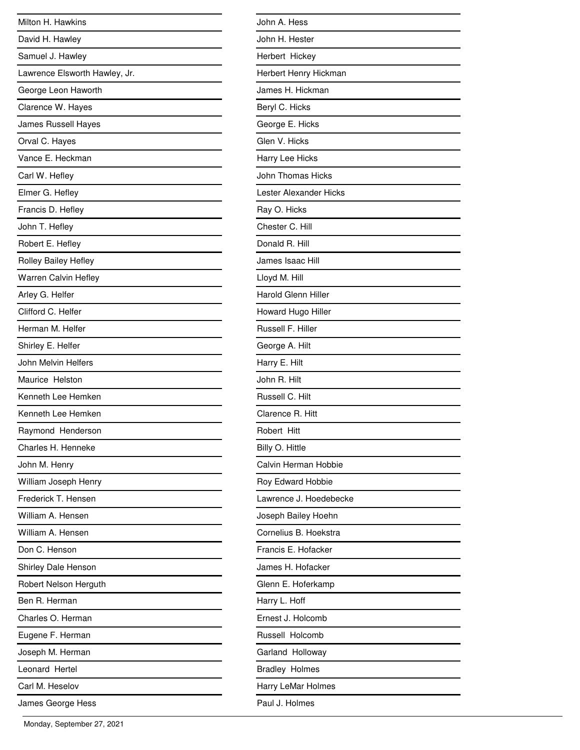Milton H. Hawkins
David H. Hawley
Samuel J. Hawley
Lawrence Elsworth Hawley, Jr.
George Leon Haworth
Clarence W. Hayes
James Russell Hayes
Orval C. Hayes
Vance E. Heckman
Carl W. Hefley
Elmer G. Hefley
Francis D. Hefley
John T. Hefley
Robert E. Hefley
Rolley Bailey Hefley
Warren Calvin Hefley
Arley G. Helfer
Clifford C. Helfer
Herman M. Helfer
Shirley E. Helfer
John Melvin Helfers
Maurice Helston
Kenneth Lee Hemken
Kenneth Lee Hemken
Raymond Henderson
Charles H. Henneke
John M. Henry
William Joseph Henry
Frederick T. Hensen
William A. Hensen
William A. Hensen
Don C. Henson
Shirley Dale Henson
Robert Nelson Herguth
Ben R. Herman
Charles O. Herman
Eugene F. Herman
Joseph M. Herman
Leonard Hertel
Carl M. Heselov
James George Hess
John A. Hess
John H. Hester
Herbert Hickey
Herbert Henry Hickman
James H. Hickman
Beryl C. Hicks
George E. Hicks
Glen V. Hicks
Harry Lee Hicks
John Thomas Hicks
Lester Alexander Hicks
Ray O. Hicks
Chester C. Hill
Donald R. Hill
James Isaac Hill
Lloyd M. Hill
Harold Glenn Hiller
Howard Hugo Hiller
Russell F. Hiller
George A. Hilt
Harry E. Hilt
John R. Hilt
Russell C. Hilt
Clarence R. Hitt
Robert Hitt
Billy O. Hittle
Calvin Herman Hobbie
Roy Edward Hobbie
Lawrence J. Hoedebecke
Joseph Bailey Hoehn
Cornelius B. Hoekstra
Francis E. Hofacker
James H. Hofacker
Glenn E. Hoferkamp
Harry L. Hoff
Ernest J. Holcomb
Russell Holcomb
Garland Holloway
Bradley Holmes
Harry LeMar Holmes
Paul J. Holmes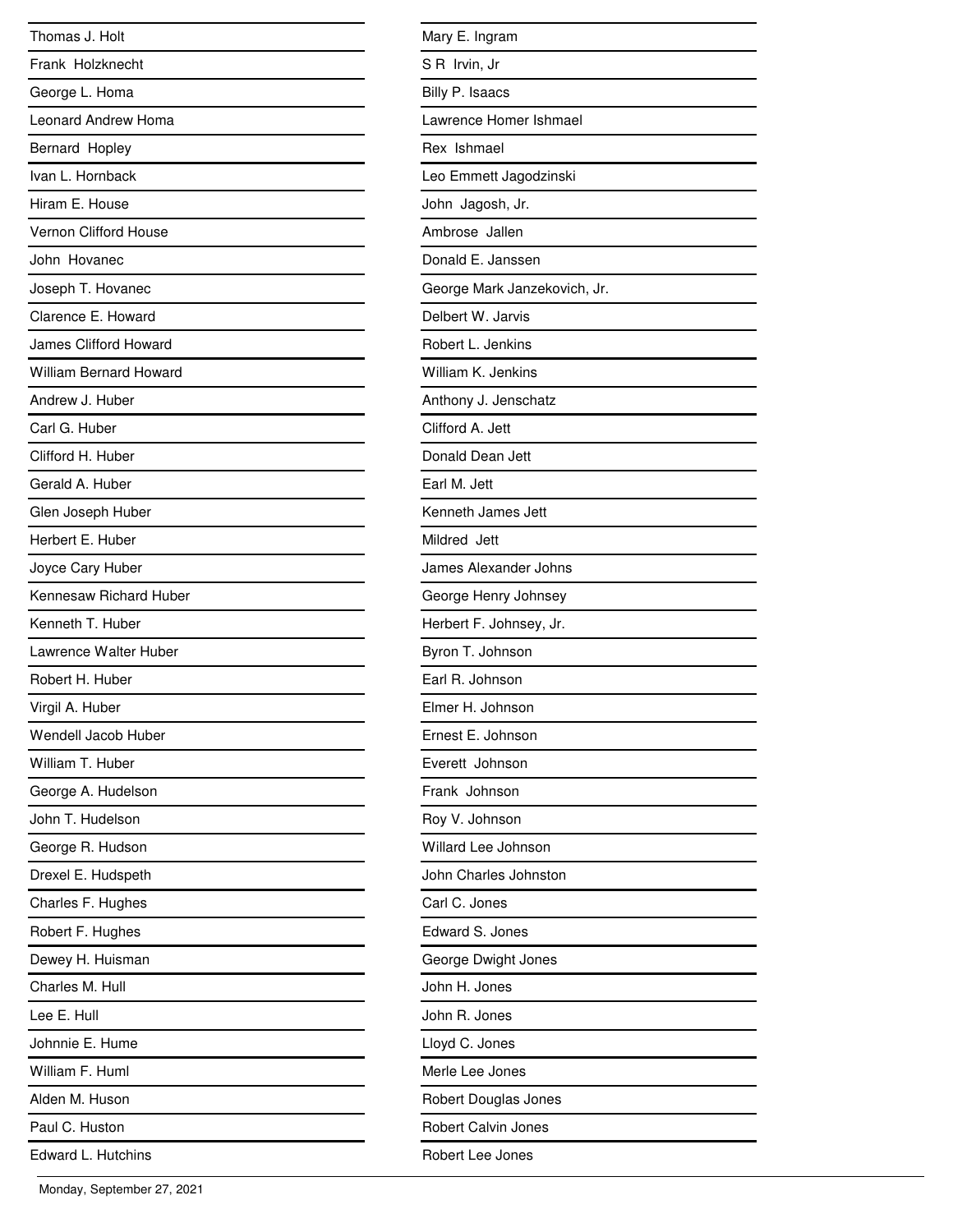Thomas J. Holt

Frank Holzknecht

George L. Homa

Leonard Andrew Homa

Bernard Hopley

Ivan L. Hornback

Hiram E. House

Vernon Clifford House

John Hovanec

Joseph T. Hovanec

Clarence E. Howard

James Clifford Howard

William Bernard Howard

Andrew J. Huber

Carl G. Huber

Clifford H. Huber

Gerald A. Huber

Glen Joseph Huber

Herbert E. Huber

Joyce Cary Huber

Kennesaw Richard Huber

Kenneth T. Huber

Lawrence Walter Huber

Robert H. Huber

Virgil A. Huber

Wendell Jacob Huber

William T. Huber

George A. Hudelson

John T. Hudelson

George R. Hudson

Drexel E. Hudspeth

Charles F. Hughes

Robert F. Hughes

Dewey H. Huisman

Charles M. Hull

Lee E. Hull

Johnnie E. Hume

William F. Huml

Alden M. Huson

Paul C. Huston

Edward L. Hutchins

Mary E. Ingram

S R Irvin, Jr

Billy P. Isaacs

Lawrence Homer Ishmael

Rex Ishmael

Leo Emmett Jagodzinski

John Jagosh, Jr.

Ambrose Jallen

Donald E. Janssen

George Mark Janzekovich, Jr.

Delbert W. Jarvis

Robert L. Jenkins

William K. Jenkins

Anthony J. Jenschatz

Clifford A. Jett

Donald Dean Jett

Earl M. Jett

Kenneth James Jett

Mildred Jett

James Alexander Johns

George Henry Johnsey

Herbert F. Johnsey, Jr.

Byron T. Johnson

Earl R. Johnson

Elmer H. Johnson

Ernest E. Johnson

Everett Johnson

Frank Johnson

Roy V. Johnson

Willard Lee Johnson

John Charles Johnston

Carl C. Jones

Edward S. Jones

George Dwight Jones

John H. Jones

John R. Jones

Lloyd C. Jones

Merle Lee Jones

Robert Douglas Jones

Robert Calvin Jones

Robert Lee Jones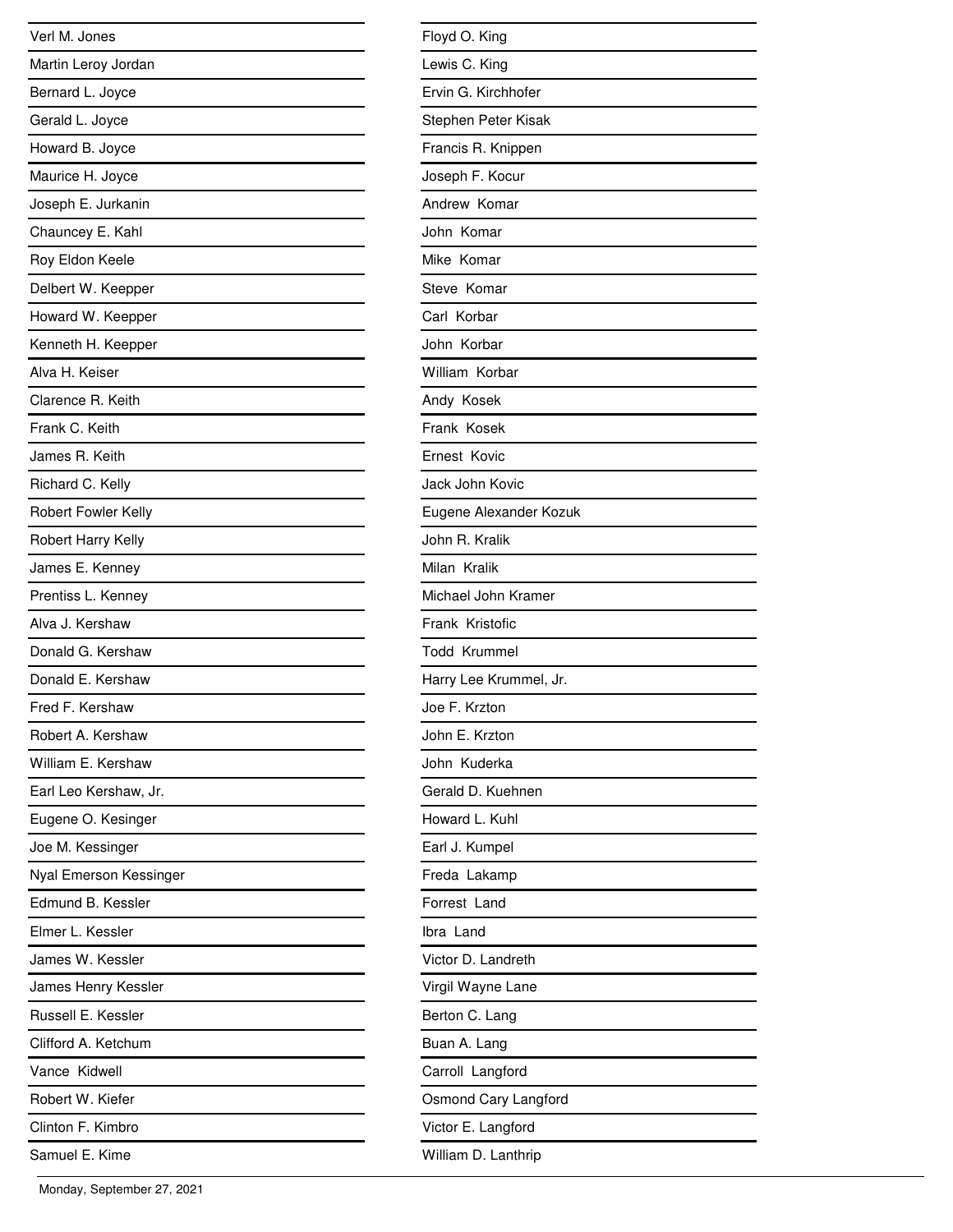Verl M. Jones
Martin Leroy Jordan
Bernard L. Joyce
Gerald L. Joyce
Howard B. Joyce
Maurice H. Joyce
Joseph E. Jurkanin
Chauncey E. Kahl
Roy Eldon Keele
Delbert W. Keepper
Howard W. Keepper
Kenneth H. Keepper
Alva H. Keiser
Clarence R. Keith
Frank C. Keith
James R. Keith
Richard C. Kelly
Robert Fowler Kelly
Robert Harry Kelly
James E. Kenney
Prentiss L. Kenney
Alva J. Kershaw
Donald G. Kershaw
Donald E. Kershaw
Fred F. Kershaw
Robert A. Kershaw
William E. Kershaw
Earl Leo Kershaw, Jr.
Eugene O. Kesinger
Joe M. Kessinger
Nyal Emerson Kessinger
Edmund B. Kessler
Elmer L. Kessler
James W. Kessler
James Henry Kessler
Russell E. Kessler
Clifford A. Ketchum
Vance Kidwell
Robert W. Kiefer
Clinton F. Kimbro
Samuel E. Kime
Floyd O. King
Lewis C. King
Ervin G. Kirchhofer
Stephen Peter Kisak
Francis R. Knippen
Joseph F. Kocur
Andrew Komar
John Komar
Mike Komar
Steve Komar
Carl Korbar
John Korbar
William Korbar
Andy Kosek
Frank Kosek
Ernest Kovic
Jack John Kovic
Eugene Alexander Kozuk
John R. Kralik
Milan Kralik
Michael John Kramer
Frank Kristofic
Todd Krummel
Harry Lee Krummel, Jr.
Joe F. Krzton
John E. Krzton
John Kuderka
Gerald D. Kuehnen
Howard L. Kuhl
Earl J. Kumpel
Freda Lakamp
Forrest Land
Ibra Land
Victor D. Landreth
Virgil Wayne Lane
Berton C. Lang
Buan A. Lang
Carroll Langford
Osmond Cary Langford
Victor E. Langford
William D. Lanthrip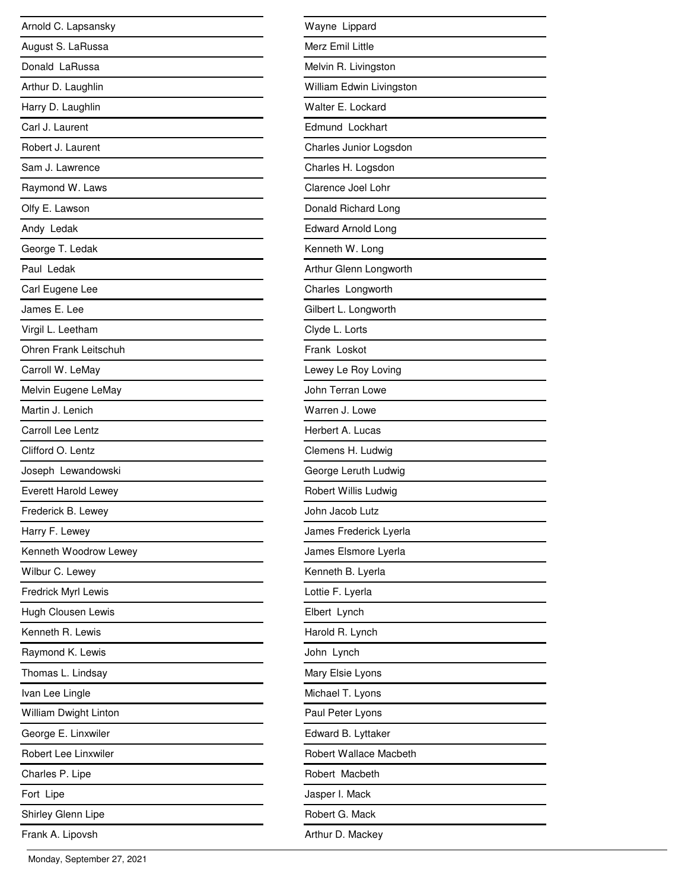Arnold C. Lapsansky

August S. LaRussa

Donald LaRussa

Arthur D. Laughlin

Harry D. Laughlin

Carl J. Laurent

Robert J. Laurent

Sam J. Lawrence

Raymond W. Laws

Olfy E. Lawson

Andy Ledak

George T. Ledak

Paul Ledak

Carl Eugene Lee

James E. Lee

Virgil L. Leetham

Ohren Frank Leitschuh

Carroll W. LeMay

Melvin Eugene LeMay

Martin J. Lenich

Carroll Lee Lentz

Clifford O. Lentz

Joseph Lewandowski

Everett Harold Lewey

Frederick B. Lewey

Harry F. Lewey

Kenneth Woodrow Lewey

Wilbur C. Lewey

Fredrick Myrl Lewis

Hugh Clousen Lewis

Kenneth R. Lewis

Raymond K. Lewis

Thomas L. Lindsay

Ivan Lee Lingle

William Dwight Linton

George E. Linxwiler

Robert Lee Linxwiler

Charles P. Lipe

Fort Lipe

Shirley Glenn Lipe

Frank A. Lipovsh

Wayne Lippard

Merz Emil Little

Melvin R. Livingston

William Edwin Livingston

Walter E. Lockard

Edmund Lockhart

Charles Junior Logsdon

Charles H. Logsdon

Clarence Joel Lohr

Donald Richard Long

Edward Arnold Long

Kenneth W. Long

Arthur Glenn Longworth

Charles Longworth

Gilbert L. Longworth

Clyde L. Lorts

Frank Loskot

Lewey Le Roy Loving

John Terran Lowe

Warren J. Lowe

Herbert A. Lucas

Clemens H. Ludwig

George Leruth Ludwig

Robert Willis Ludwig

John Jacob Lutz

James Frederick Lyerla

James Elsmore Lyerla

Kenneth B. Lyerla

Lottie F. Lyerla

Elbert Lynch

Harold R. Lynch

John Lynch

Mary Elsie Lyons

Michael T. Lyons

Paul Peter Lyons

Edward B. Lyttaker

Robert Wallace Macbeth

Robert Macbeth

Jasper I. Mack

Robert G. Mack

Arthur D. Mackey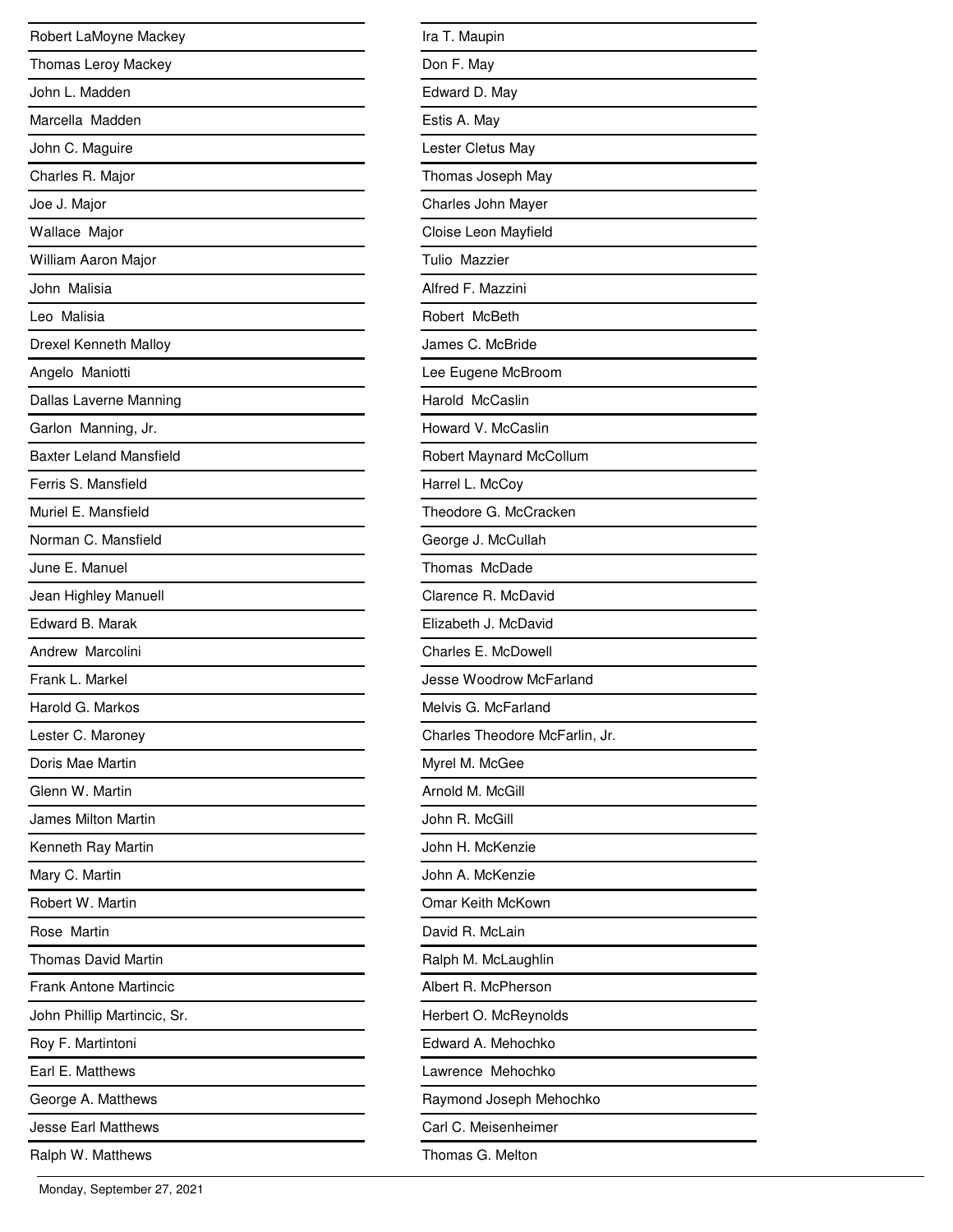Robert LaMoyne Mackey

Thomas Leroy Mackey

John L. Madden

Marcella Madden

John C. Maguire

Charles R. Major

Joe J. Major

Wallace Major

William Aaron Major

John Malisia

Leo Malisia

Drexel Kenneth Malloy

Angelo Maniotti

Dallas Laverne Manning

Garlon Manning, Jr.

Baxter Leland Mansfield

Ferris S. Mansfield

Muriel E. Mansfield

Norman C. Mansfield

June E. Manuel

Jean Highley Manuell

Edward B. Marak

Andrew Marcolini

Frank L. Markel

Harold G. Markos

Lester C. Maroney

Doris Mae Martin

Glenn W. Martin

James Milton Martin

Kenneth Ray Martin

Mary C. Martin

Robert W. Martin

Rose Martin

Thomas David Martin

Frank Antone Martincic

John Phillip Martincic, Sr.

Roy F. Martintoni

Earl E. Matthews

George A. Matthews

Jesse Earl Matthews

Ralph W. Matthews

Ira T. Maupin

Don F. May

Edward D. May

Estis A. May

Lester Cletus May

Thomas Joseph May

Charles John Mayer

Cloise Leon Mayfield

Tulio Mazzier

Alfred F. Mazzini

Robert McBeth

James C. McBride

Lee Eugene McBroom

Harold McCaslin

Howard V. McCaslin

Robert Maynard McCollum

Harrel L. McCoy

Theodore G. McCracken

George J. McCullah

Thomas McDade

Clarence R. McDavid

Elizabeth J. McDavid

Charles E. McDowell

Jesse Woodrow McFarland

Melvis G. McFarland

Charles Theodore McFarlin, Jr.

Myrel M. McGee

Arnold M. McGill

John R. McGill

John H. McKenzie

John A. McKenzie

Omar Keith McKown

David R. McLain

Ralph M. McLaughlin

Albert R. McPherson

Herbert O. McReynolds

Edward A. Mehochko

Lawrence Mehochko

Raymond Joseph Mehochko

Carl C. Meisenheimer

Thomas G. Melton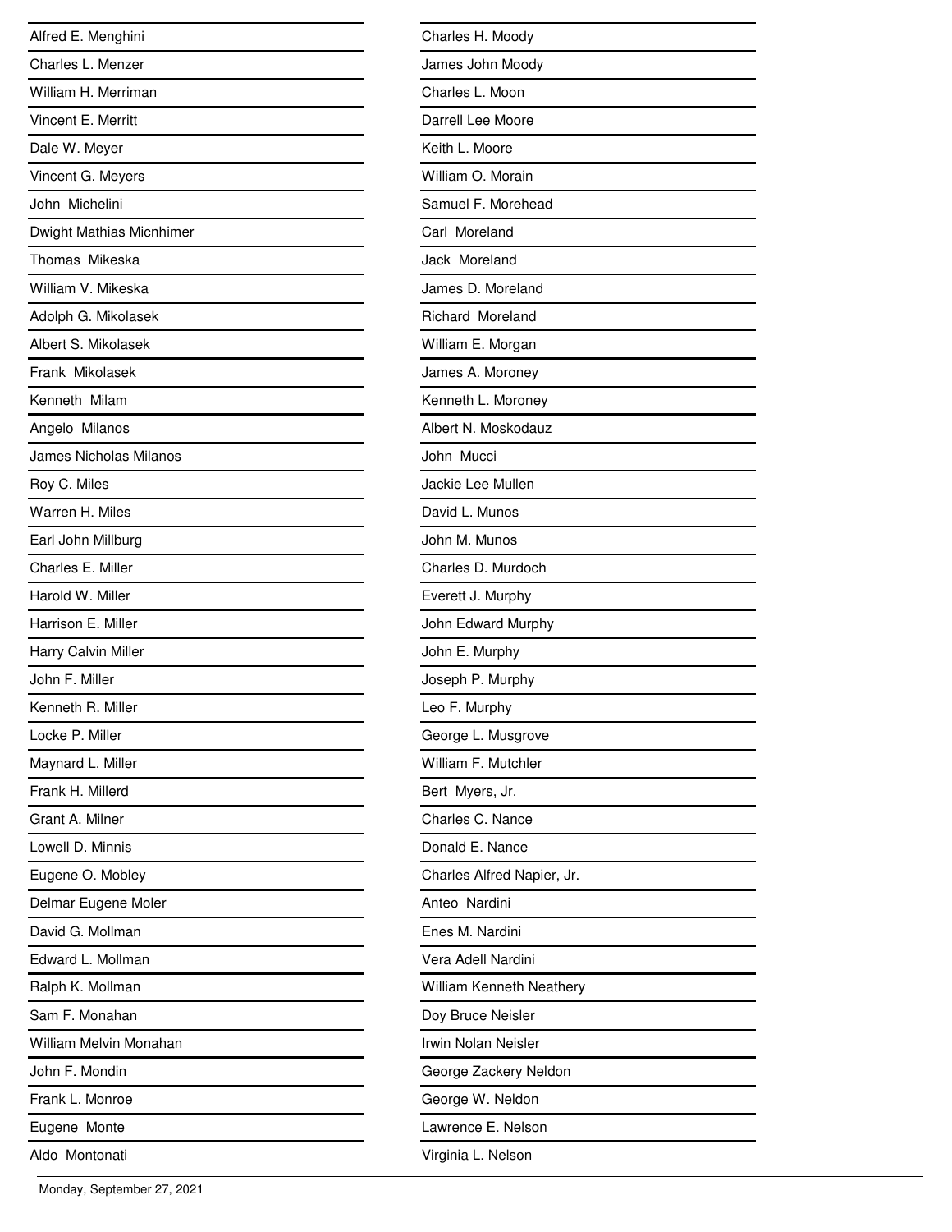Alfred E. Menghini
Charles L. Menzer
William H. Merriman
Vincent E. Merritt
Dale W. Meyer
Vincent G. Meyers
John Michelini
Dwight Mathias Micnhimer
Thomas Mikeska
William V. Mikeska
Adolph G. Mikolasek
Albert S. Mikolasek
Frank Mikolasek
Kenneth Milam
Angelo Milanos
James Nicholas Milanos
Roy C. Miles
Warren H. Miles
Earl John Millburg
Charles E. Miller
Harold W. Miller
Harrison E. Miller
Harry Calvin Miller
John F. Miller
Kenneth R. Miller
Locke P. Miller
Maynard L. Miller
Frank H. Millerd
Grant A. Milner
Lowell D. Minnis
Eugene O. Mobley
Delmar Eugene Moler
David G. Mollman
Edward L. Mollman
Ralph K. Mollman
Sam F. Monahan
William Melvin Monahan
John F. Mondin
Frank L. Monroe
Eugene Monte
Aldo Montonati
Charles H. Moody
James John Moody
Charles L. Moon
Darrell Lee Moore
Keith L. Moore
William O. Morain
Samuel F. Morehead
Carl Moreland
Jack Moreland
James D. Moreland
Richard Moreland
William E. Morgan
James A. Moroney
Kenneth L. Moroney
Albert N. Moskodauz
John Mucci
Jackie Lee Mullen
David L. Munos
John M. Munos
Charles D. Murdoch
Everett J. Murphy
John Edward Murphy
John E. Murphy
Joseph P. Murphy
Leo F. Murphy
George L. Musgrove
William F. Mutchler
Bert Myers, Jr.
Charles C. Nance
Donald E. Nance
Charles Alfred Napier, Jr.
Anteo Nardini
Enes M. Nardini
Vera Adell Nardini
William Kenneth Neathery
Doy Bruce Neisler
Irwin Nolan Neisler
George Zackery Neldon
George W. Neldon
Lawrence E. Nelson
Virginia L. Nelson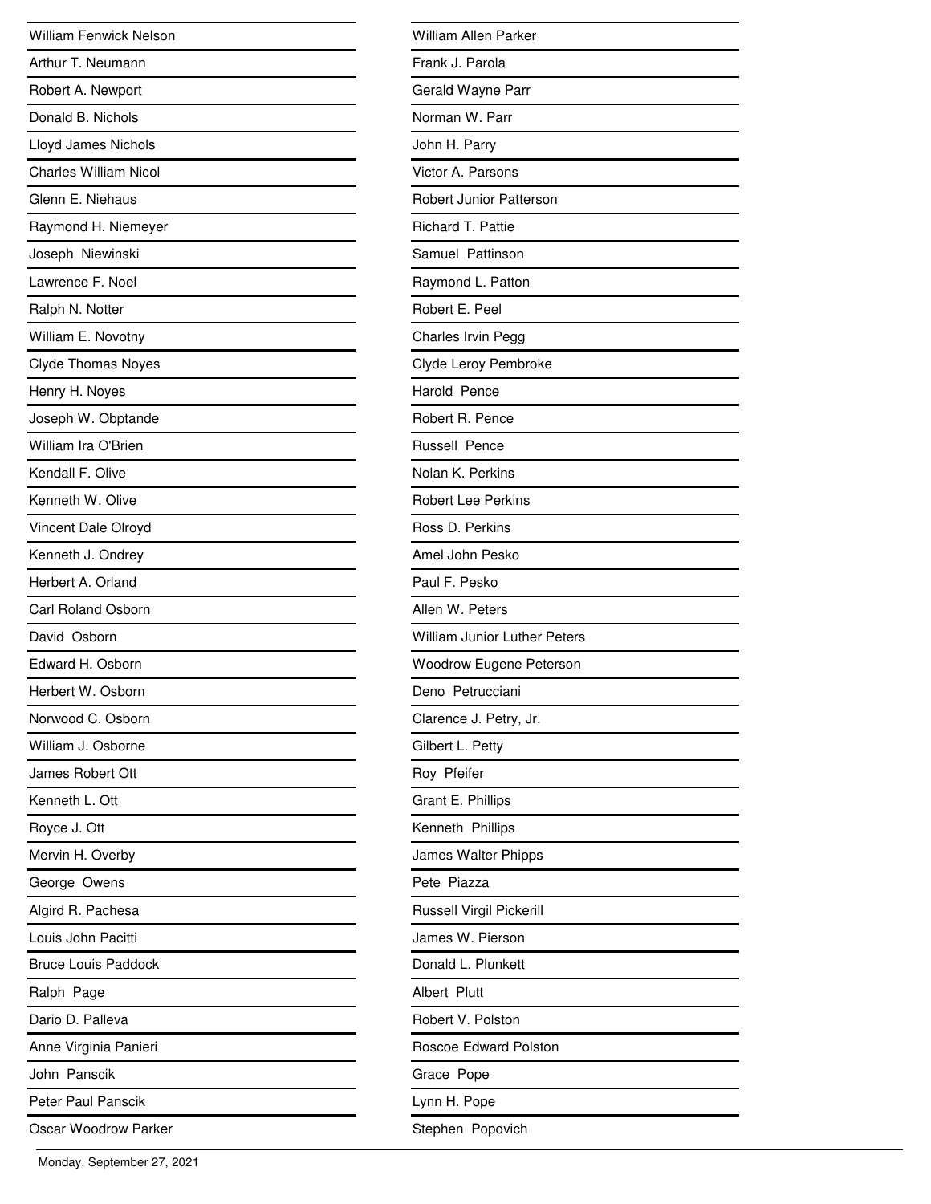William Fenwick Nelson
Arthur T. Neumann
Robert A. Newport
Donald B. Nichols
Lloyd James Nichols
Charles William Nicol
Glenn E. Niehaus
Raymond H. Niemeyer
Joseph Niewinski
Lawrence F. Noel
Ralph N. Notter
William E. Novotny
Clyde Thomas Noyes
Henry H. Noyes
Joseph W. Obptande
William Ira O'Brien
Kendall F. Olive
Kenneth W. Olive
Vincent Dale Olroyd
Kenneth J. Ondrey
Herbert A. Orland
Carl Roland Osborn
David Osborn
Edward H. Osborn
Herbert W. Osborn
Norwood C. Osborn
William J. Osborne
James Robert Ott
Kenneth L. Ott
Royce J. Ott
Mervin H. Overby
George Owens
Algird R. Pachesa
Louis John Pacitti
Bruce Louis Paddock
Ralph Page
Dario D. Palleva
Anne Virginia Panieri
John Panscik
Peter Paul Panscik
Oscar Woodrow Parker
William Allen Parker
Frank J. Parola
Gerald Wayne Parr
Norman W. Parr
John H. Parry
Victor A. Parsons
Robert Junior Patterson
Richard T. Pattie
Samuel Pattinson
Raymond L. Patton
Robert E. Peel
Charles Irvin Pegg
Clyde Leroy Pembroke
Harold Pence
Robert R. Pence
Russell Pence
Nolan K. Perkins
Robert Lee Perkins
Ross D. Perkins
Amel John Pesko
Paul F. Pesko
Allen W. Peters
William Junior Luther Peters
Woodrow Eugene Peterson
Deno Petrucciani
Clarence J. Petry, Jr.
Gilbert L. Petty
Roy Pfeifer
Grant E. Phillips
Kenneth Phillips
James Walter Phipps
Pete Piazza
Russell Virgil Pickerill
James W. Pierson
Donald L. Plunkett
Albert Plutt
Robert V. Polston
Roscoe Edward Polston
Grace Pope
Lynn H. Pope
Stephen Popovich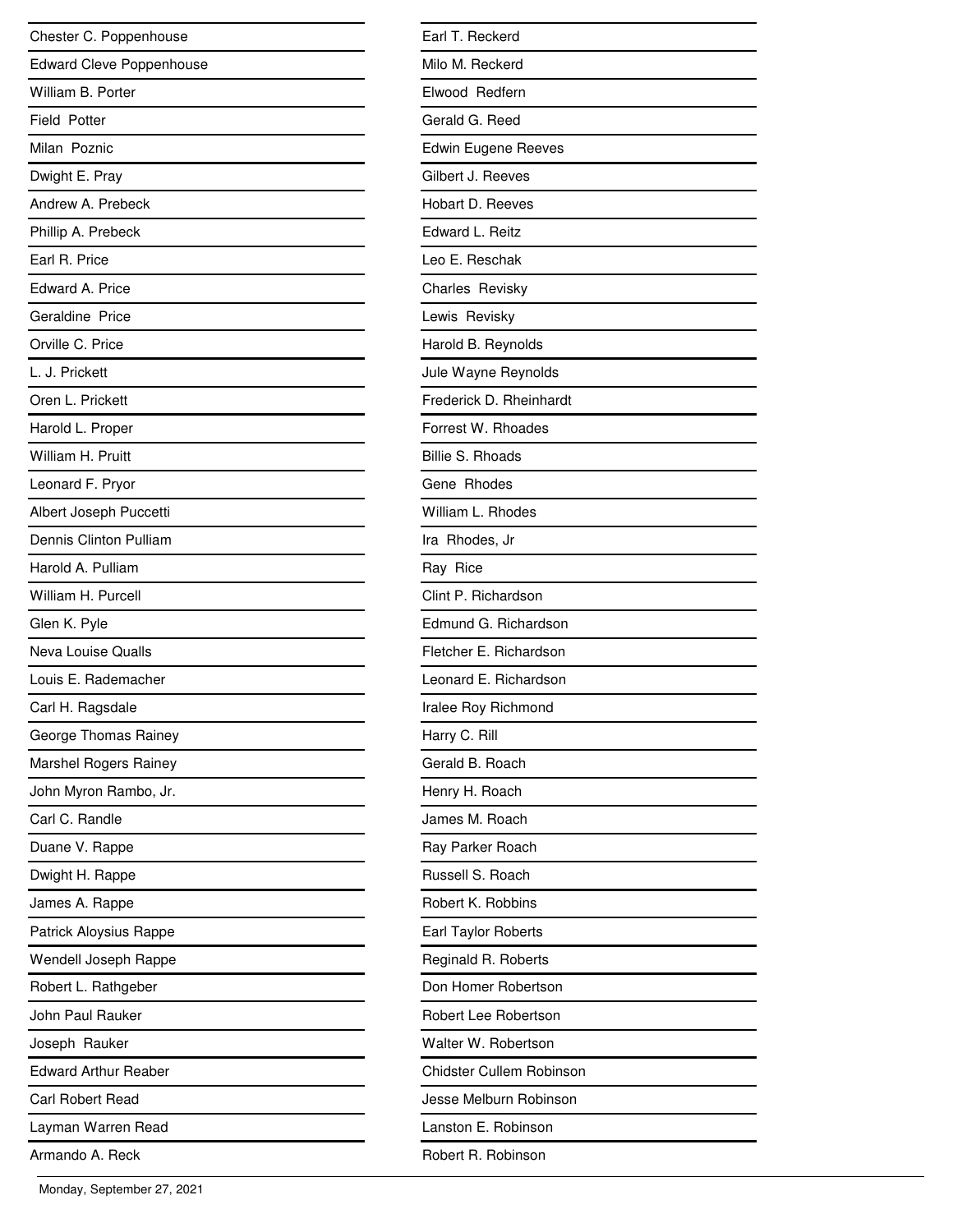Chester C. Poppenhouse
Edward Cleve Poppenhouse
William B. Porter
Field Potter
Milan Poznic
Dwight E. Pray
Andrew A. Prebeck
Phillip A. Prebeck
Earl R. Price
Edward A. Price
Geraldine Price
Orville C. Price
L. J. Prickett
Oren L. Prickett
Harold L. Proper
William H. Pruitt
Leonard F. Pryor
Albert Joseph Puccetti
Dennis Clinton Pulliam
Harold A. Pulliam
William H. Purcell
Glen K. Pyle
Neva Louise Qualls
Louis E. Rademacher
Carl H. Ragsdale
George Thomas Rainey
Marshel Rogers Rainey
John Myron Rambo, Jr.
Carl C. Randle
Duane V. Rappe
Dwight H. Rappe
James A. Rappe
Patrick Aloysius Rappe
Wendell Joseph Rappe
Robert L. Rathgeber
John Paul Rauker
Joseph Rauker
Edward Arthur Reaber
Carl Robert Read
Layman Warren Read
Armando A. Reck
Earl T. Reckerd
Milo M. Reckerd
Elwood Redfern
Gerald G. Reed
Edwin Eugene Reeves
Gilbert J. Reeves
Hobart D. Reeves
Edward L. Reitz
Leo E. Reschak
Charles Revisky
Lewis Revisky
Harold B. Reynolds
Jule Wayne Reynolds
Frederick D. Rheinhardt
Forrest W. Rhoades
Billie S. Rhoads
Gene Rhodes
William L. Rhodes
Ira Rhodes, Jr
Ray Rice
Clint P. Richardson
Edmund G. Richardson
Fletcher E. Richardson
Leonard E. Richardson
Iralee Roy Richmond
Harry C. Rill
Gerald B. Roach
Henry H. Roach
James M. Roach
Ray Parker Roach
Russell S. Roach
Robert K. Robbins
Earl Taylor Roberts
Reginald R. Roberts
Don Homer Robertson
Robert Lee Robertson
Walter W. Robertson
Chidster Cullem Robinson
Jesse Melburn Robinson
Lanston E. Robinson
Robert R. Robinson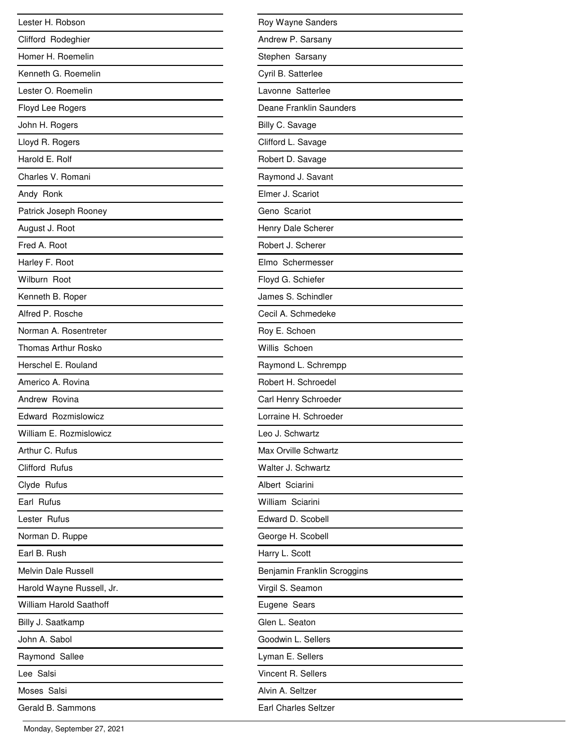Lester H. Robson

Clifford Rodeghier

Homer H. Roemelin

Kenneth G. Roemelin

Lester O. Roemelin

Floyd Lee Rogers

John H. Rogers

Lloyd R. Rogers

Harold E. Rolf

Charles V. Romani

Andy Ronk

Patrick Joseph Rooney

August J. Root

Fred A. Root

Harley F. Root

Wilburn Root

Kenneth B. Roper

Alfred P. Rosche

Norman A. Rosentreter

Thomas Arthur Rosko

Herschel E. Rouland

Americo A. Rovina

Andrew Rovina

Edward Rozmislowicz

William E. Rozmislowicz

Arthur C. Rufus

Clifford Rufus

Clyde Rufus

Earl Rufus

Lester Rufus

Norman D. Ruppe

Earl B. Rush

Melvin Dale Russell

Harold Wayne Russell, Jr.

William Harold Saathoff

Billy J. Saatkamp

John A. Sabol

Raymond Sallee

Lee Salsi

Moses Salsi

Gerald B. Sammons

Roy Wayne Sanders

Andrew P. Sarsany

Stephen Sarsany

Cyril B. Satterlee

Lavonne Satterlee

Deane Franklin Saunders

Billy C. Savage

Clifford L. Savage

Robert D. Savage

Raymond J. Savant

Elmer J. Scariot

Geno Scariot

Henry Dale Scherer

Robert J. Scherer

Elmo Schermesser

Floyd G. Schiefer

James S. Schindler

Cecil A. Schmedeke

Roy E. Schoen

Willis Schoen

Raymond L. Schrempp

Robert H. Schroedel

Carl Henry Schroeder

Lorraine H. Schroeder

Leo J. Schwartz

Max Orville Schwartz

Walter J. Schwartz

Albert Sciarini

William Sciarini

Edward D. Scobell

George H. Scobell

Harry L. Scott

Benjamin Franklin Scroggins

Virgil S. Seamon

Eugene Sears

Glen L. Seaton

Goodwin L. Sellers

Lyman E. Sellers

Vincent R. Sellers

Alvin A. Seltzer

Earl Charles Seltzer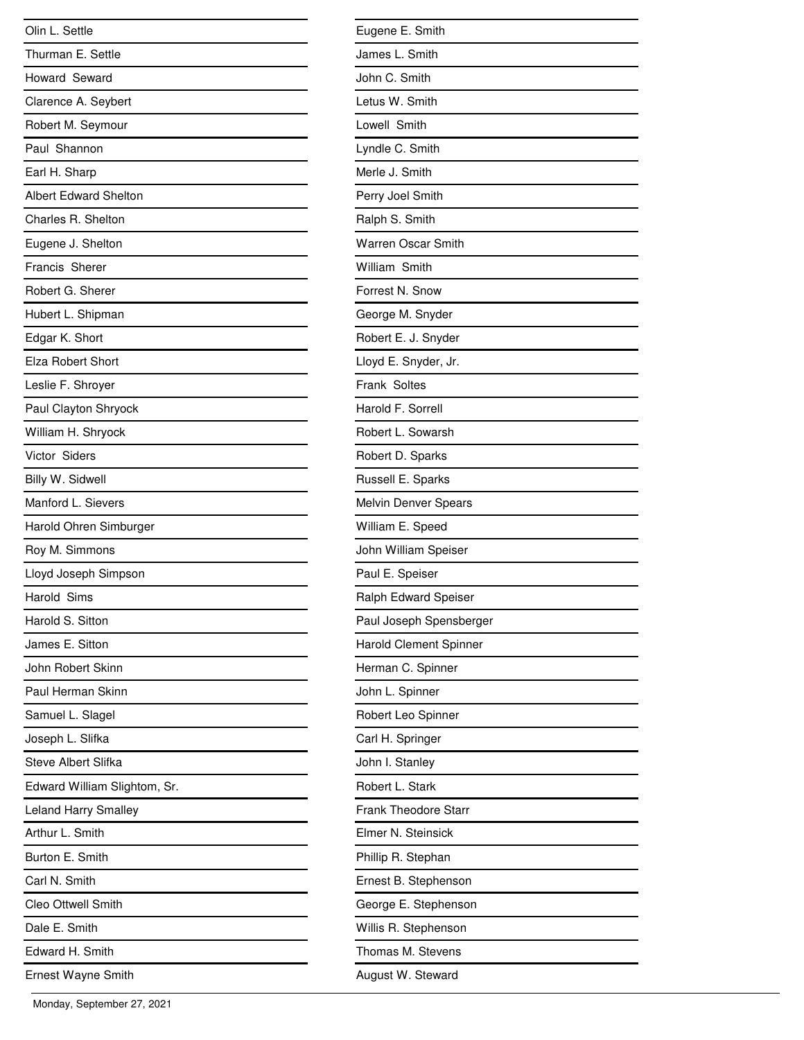Olin L. Settle

Thurman E. Settle

Howard Seward

Clarence A. Seybert

Robert M. Seymour

Paul Shannon

Earl H. Sharp

Albert Edward Shelton

Charles R. Shelton

Eugene J. Shelton

Francis Sherer

Robert G. Sherer

Hubert L. Shipman

Edgar K. Short

Elza Robert Short

Leslie F. Shroyer

Paul Clayton Shryock

William H. Shryock

Victor Siders

Billy W. Sidwell

Manford L. Sievers

Harold Ohren Simburger

Roy M. Simmons

Lloyd Joseph Simpson

Harold Sims

Harold S. Sitton

James E. Sitton

John Robert Skinn

Paul Herman Skinn

Samuel L. Slagel

Joseph L. Slifka

Steve Albert Slifka

Edward William Slightom, Sr.

Leland Harry Smalley

Arthur L. Smith

Burton E. Smith

Carl N. Smith

Cleo Ottwell Smith

Dale E. Smith

Edward H. Smith

Ernest Wayne Smith

Eugene E. Smith

James L. Smith

John C. Smith

Letus W. Smith

Lowell Smith

Lyndle C. Smith

Merle J. Smith

Perry Joel Smith

Ralph S. Smith

Warren Oscar Smith

William Smith

Forrest N. Snow

George M. Snyder

Robert E. J. Snyder

Lloyd E. Snyder, Jr.

Frank Soltes

Harold F. Sorrell

Robert L. Sowarsh

Robert D. Sparks

Russell E. Sparks

Melvin Denver Spears

William E. Speed

John William Speiser

Paul E. Speiser

Ralph Edward Speiser

Paul Joseph Spensberger

Harold Clement Spinner

Herman C. Spinner

John L. Spinner

Robert Leo Spinner

Carl H. Springer

John I. Stanley

Robert L. Stark

Frank Theodore Starr

Elmer N. Steinsick

Phillip R. Stephan

Ernest B. Stephenson

George E. Stephenson

Willis R. Stephenson

Thomas M. Stevens

August W. Steward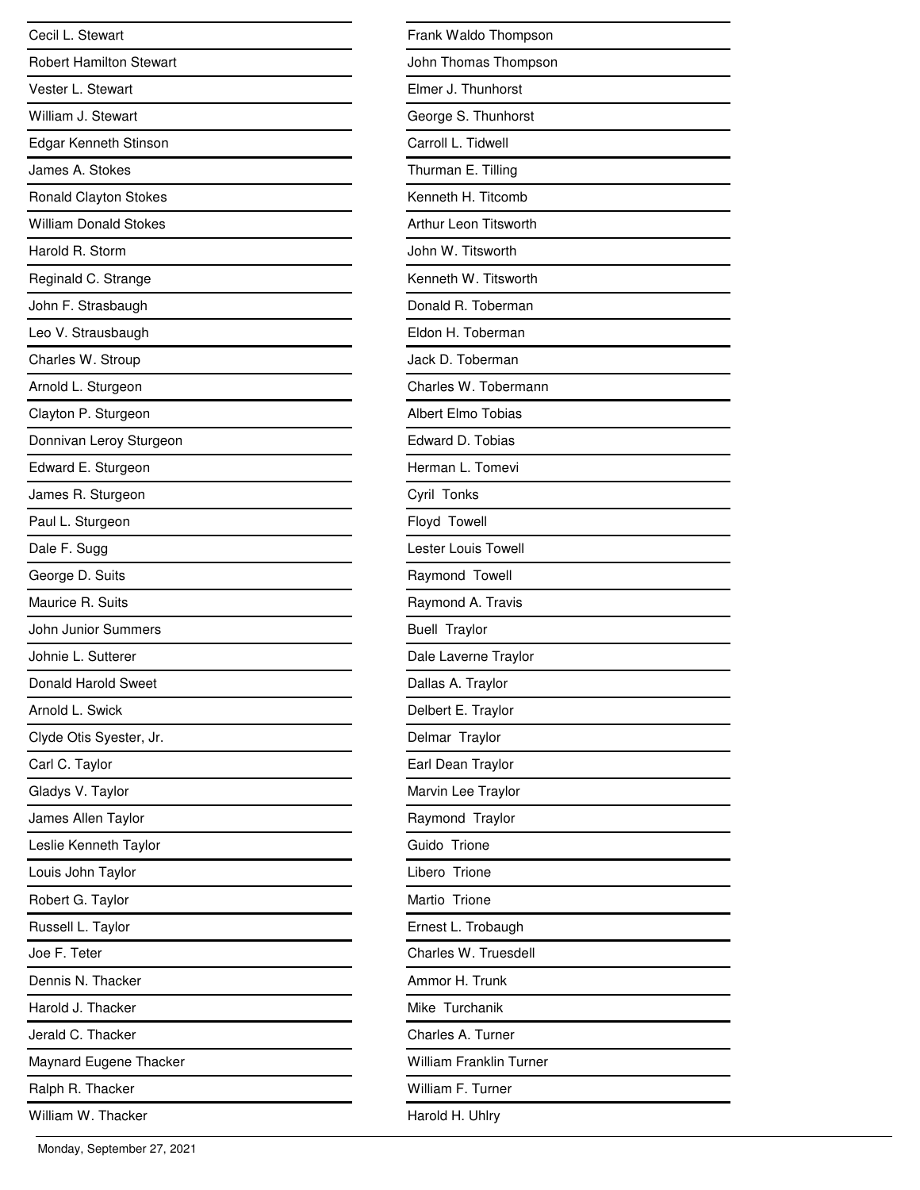Cecil L. Stewart

Robert Hamilton Stewart

Vester L. Stewart

William J. Stewart

Edgar Kenneth Stinson

James A. Stokes

Ronald Clayton Stokes

William Donald Stokes

Harold R. Storm

Reginald C. Strange

John F. Strasbaugh

Leo V. Strausbaugh

Charles W. Stroup

Arnold L. Sturgeon

Clayton P. Sturgeon

Donnivan Leroy Sturgeon

Edward E. Sturgeon

James R. Sturgeon

Paul L. Sturgeon

Dale F. Sugg

George D. Suits

Maurice R. Suits

John Junior Summers

Johnie L. Sutterer

Donald Harold Sweet

Arnold L. Swick

Clyde Otis Syester, Jr.

Carl C. Taylor

Gladys V. Taylor

James Allen Taylor

Leslie Kenneth Taylor

Louis John Taylor

Robert G. Taylor

Russell L. Taylor

Joe F. Teter

Dennis N. Thacker

Harold J. Thacker

Jerald C. Thacker

Maynard Eugene Thacker

Ralph R. Thacker

William W. Thacker

Frank Waldo Thompson

John Thomas Thompson

Elmer J. Thunhorst

George S. Thunhorst

Carroll L. Tidwell

Thurman E. Tilling

Kenneth H. Titcomb

Arthur Leon Titsworth

John W. Titsworth

Kenneth W. Titsworth

Donald R. Toberman

Eldon H. Toberman

Jack D. Toberman

Charles W. Tobermann

Albert Elmo Tobias

Edward D. Tobias

Herman L. Tomevi

Cyril Tonks

Floyd Towell

Lester Louis Towell

Raymond Towell

Raymond A. Travis

Buell Traylor

Dale Laverne Traylor

Dallas A. Traylor

Delbert E. Traylor

Delmar Traylor

Earl Dean Traylor

Marvin Lee Traylor

Raymond Traylor

Guido Trione

Libero Trione

Martio Trione

Ernest L. Trobaugh

Charles W. Truesdell

Ammor H. Trunk

Mike Turchanik

Charles A. Turner

William Franklin Turner

William F. Turner

Harold H. Uhlry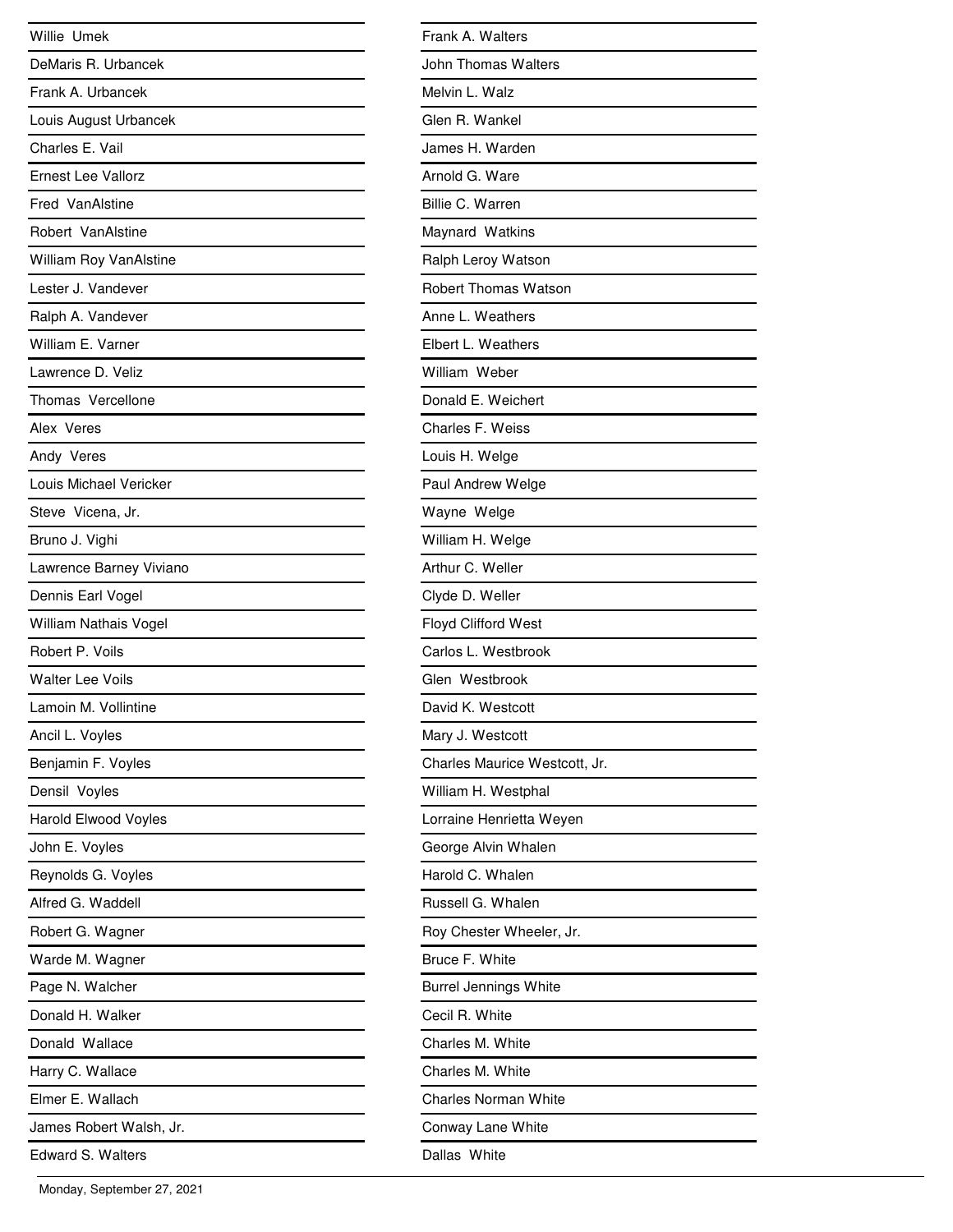Willie Umek

DeMaris R. Urbancek

Frank A. Urbancek

Louis August Urbancek

Charles E. Vail

Ernest Lee Vallorz

Fred VanAlstine

Robert VanAlstine

William Roy VanAlstine

Lester J. Vandever

Ralph A. Vandever

William E. Varner

Lawrence D. Veliz

Thomas Vercellone

Alex Veres

Andy Veres

Louis Michael Vericker

Steve Vicena, Jr.

Bruno J. Vighi

Lawrence Barney Viviano

Dennis Earl Vogel

William Nathais Vogel

Robert P. Voils

Walter Lee Voils

Lamoin M. Vollintine

Ancil L. Voyles

Benjamin F. Voyles

Densil Voyles

Harold Elwood Voyles

John E. Voyles

Reynolds G. Voyles

Alfred G. Waddell

Robert G. Wagner

Warde M. Wagner

Page N. Walcher

Donald H. Walker

Donald Wallace

Harry C. Wallace

Elmer E. Wallach

James Robert Walsh, Jr.

Edward S. Walters

Frank A. Walters

John Thomas Walters

Melvin L. Walz

Glen R. Wankel

James H. Warden

Arnold G. Ware

Billie C. Warren

Maynard Watkins

Ralph Leroy Watson

Robert Thomas Watson

Anne L. Weathers

Elbert L. Weathers

William Weber

Donald E. Weichert

Charles F. Weiss

Louis H. Welge

Paul Andrew Welge

Wayne Welge

William H. Welge

Arthur C. Weller

Clyde D. Weller

Floyd Clifford West

Carlos L. Westbrook

Glen Westbrook

David K. Westcott

Mary J. Westcott

Charles Maurice Westcott, Jr.

William H. Westphal

Lorraine Henrietta Weyen

George Alvin Whalen

Harold C. Whalen

Russell G. Whalen

Roy Chester Wheeler, Jr.

Bruce F. White

Burrel Jennings White

Cecil R. White

Charles M. White

Charles M. White

Charles Norman White

Conway Lane White

Dallas White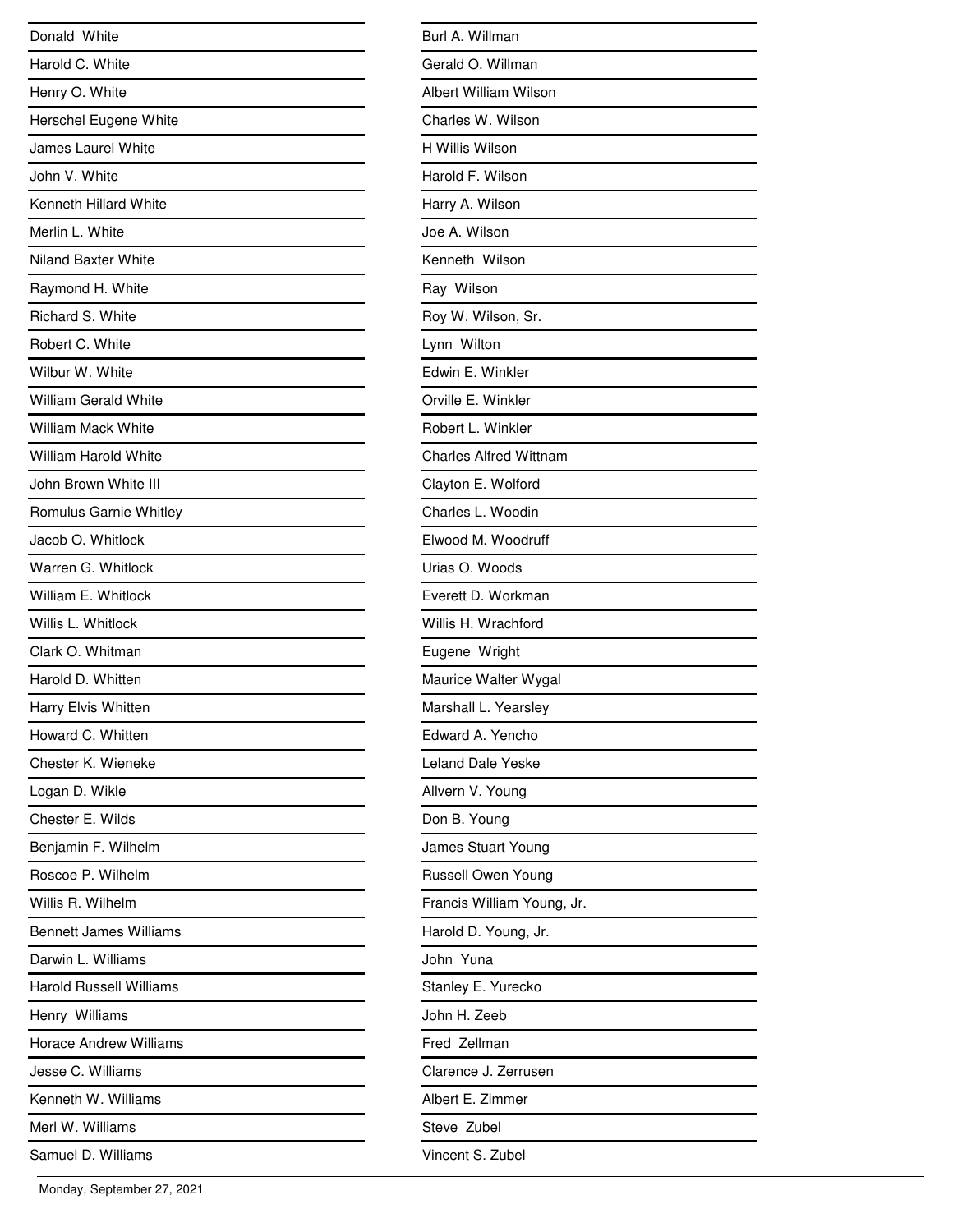Donald White

Harold C. White

Henry O. White

Herschel Eugene White

James Laurel White

John V. White

Kenneth Hillard White

Merlin L. White

Niland Baxter White

Raymond H. White

Richard S. White

Robert C. White

Wilbur W. White

William Gerald White

William Mack White

William Harold White

John Brown White III

Romulus Garnie Whitley

Jacob O. Whitlock

Warren G. Whitlock

William E. Whitlock

Willis L. Whitlock

Clark O. Whitman

Harold D. Whitten

Harry Elvis Whitten

Howard C. Whitten

Chester K. Wieneke

Logan D. Wikle

Chester E. Wilds

Benjamin F. Wilhelm

Roscoe P. Wilhelm

Willis R. Wilhelm

Bennett James Williams

Darwin L. Williams

Harold Russell Williams

Henry Williams

Horace Andrew Williams

Jesse C. Williams

Kenneth W. Williams

Merl W. Williams

Samuel D. Williams

Burl A. Willman

Gerald O. Willman

Albert William Wilson

Charles W. Wilson

H Willis Wilson

Harold F. Wilson

Harry A. Wilson

Joe A. Wilson

Kenneth Wilson

Ray Wilson

Roy W. Wilson, Sr.

Lynn Wilton

Edwin E. Winkler

Orville E. Winkler

Robert L. Winkler

Charles Alfred Wittnam

Clayton E. Wolford

Charles L. Woodin

Elwood M. Woodruff

Urias O. Woods

Everett D. Workman

Willis H. Wrachford

Eugene Wright

Maurice Walter Wygal

Marshall L. Yearsley

Edward A. Yencho

Leland Dale Yeske

Allvern V. Young

Don B. Young

James Stuart Young

Russell Owen Young

Francis William Young, Jr.

Harold D. Young, Jr.

John Yuna

Stanley E. Yurecko

John H. Zeeb

Fred Zellman

Clarence J. Zerrusen

Albert E. Zimmer

Steve Zubel

Vincent S. Zubel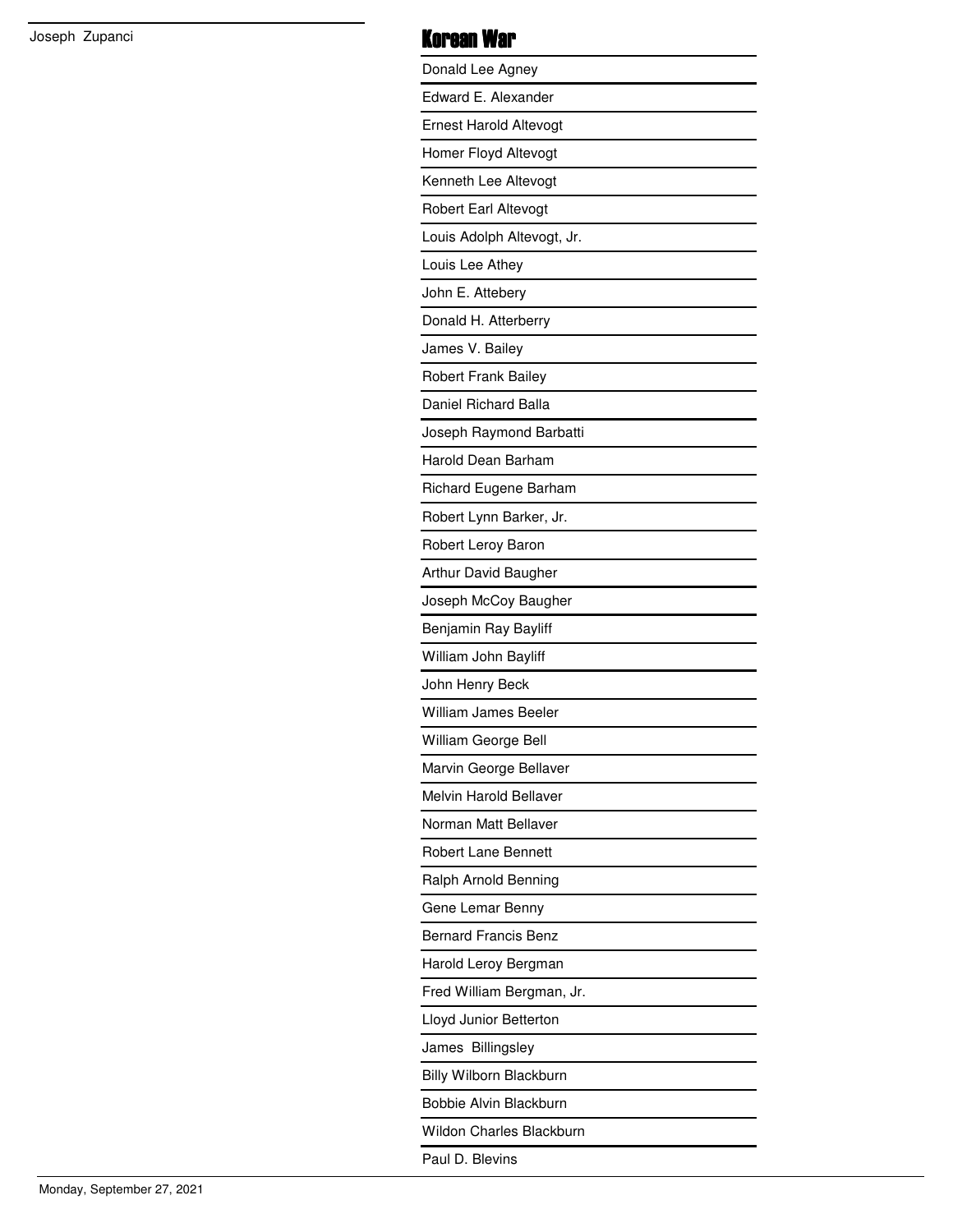Joseph Zupanci

## Korean War

Donald Lee Agney

Edward E. Alexander

Ernest Harold Altevogt

Homer Floyd Altevogt

Kenneth Lee Altevogt

Robert Earl Altevogt

Louis Adolph Altevogt, Jr.

Louis Lee Athey

John E. Attebery

Donald H. Atterberry

James V. Bailey

Robert Frank Bailey

Daniel Richard Balla

Joseph Raymond Barbatti

Harold Dean Barham

Richard Eugene Barham

Robert Lynn Barker, Jr.

Robert Leroy Baron

Arthur David Baugher

Joseph McCoy Baugher

Benjamin Ray Bayliff

William John Bayliff

John Henry Beck

William James Beeler

William George Bell

Marvin George Bellaver

Melvin Harold Bellaver

Norman Matt Bellaver

Robert Lane Bennett

Ralph Arnold Benning

Gene Lemar Benny

Bernard Francis Benz

Harold Leroy Bergman

Fred William Bergman, Jr.

Lloyd Junior Betterton

James Billingsley

Billy Wilborn Blackburn

Bobbie Alvin Blackburn

Wildon Charles Blackburn

Paul D. Blevins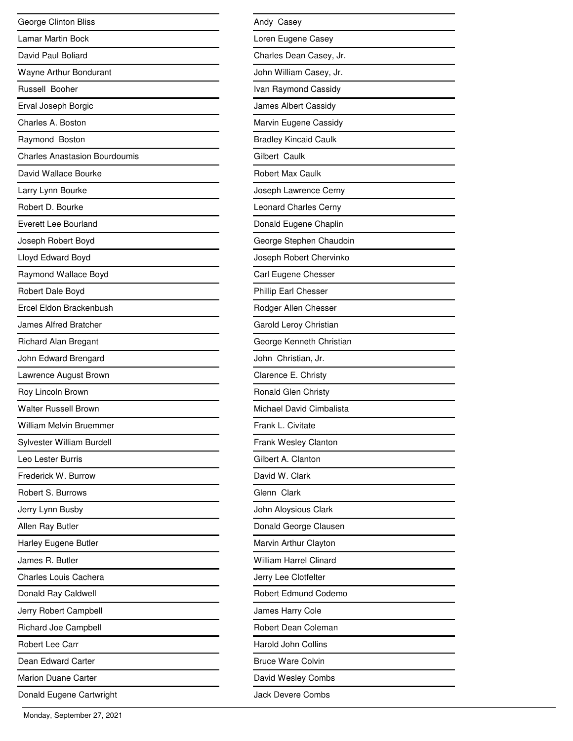George Clinton Bliss
Lamar Martin Bock
David Paul Boliard
Wayne Arthur Bondurant
Russell  Booher
Erval Joseph Borgic
Charles A. Boston
Raymond  Boston
Charles Anastasion Bourdoumis
David Wallace Bourke
Larry Lynn Bourke
Robert D. Bourke
Everett Lee Bourland
Joseph Robert Boyd
Lloyd Edward Boyd
Raymond Wallace Boyd
Robert Dale Boyd
Ercel Eldon Brackenbush
James Alfred Bratcher
Richard Alan Bregant
John Edward Brengard
Lawrence August Brown
Roy Lincoln Brown
Walter Russell Brown
William Melvin Bruemmer
Sylvester William Burdell
Leo Lester Burris
Frederick W. Burrow
Robert S. Burrows
Jerry Lynn Busby
Allen Ray Butler
Harley Eugene Butler
James R. Butler
Charles Louis Cachera
Donald Ray Caldwell
Jerry Robert Campbell
Richard Joe Campbell
Robert Lee Carr
Dean Edward Carter
Marion Duane Carter
Donald Eugene Cartwright
Andy  Casey
Loren Eugene Casey
Charles Dean Casey, Jr.
John William Casey, Jr.
Ivan Raymond Cassidy
James Albert Cassidy
Marvin Eugene Cassidy
Bradley Kincaid Caulk
Gilbert  Caulk
Robert Max Caulk
Joseph Lawrence Cerny
Leonard Charles Cerny
Donald Eugene Chaplin
George Stephen Chaudoin
Joseph Robert Chervinko
Carl Eugene Chesser
Phillip Earl Chesser
Rodger Allen Chesser
Garold Leroy Christian
George Kenneth Christian
John  Christian, Jr.
Clarence E. Christy
Ronald Glen Christy
Michael David Cimbalista
Frank L. Civitate
Frank Wesley Clanton
Gilbert A. Clanton
David W. Clark
Glenn  Clark
John Aloysious Clark
Donald George Clausen
Marvin Arthur Clayton
William Harrel Clinard
Jerry Lee Clotfelter
Robert Edmund Codemo
James Harry Cole
Robert Dean Coleman
Harold John Collins
Bruce Ware Colvin
David Wesley Combs
Jack Devere Combs

Monday, September 27, 2021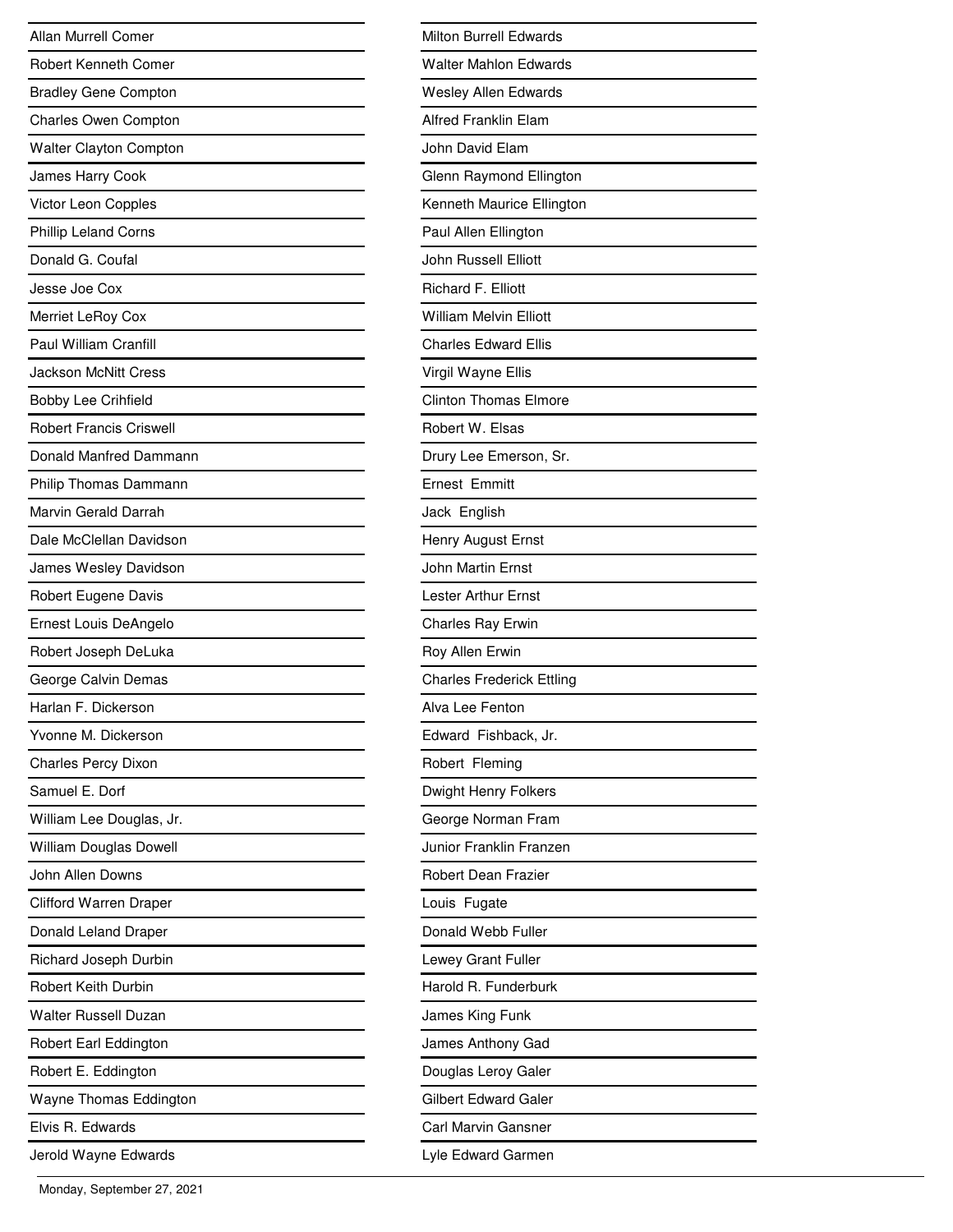Allan Murrell Comer

Robert Kenneth Comer

Bradley Gene Compton

Charles Owen Compton

Walter Clayton Compton

James Harry Cook

Victor Leon Copples

Phillip Leland Corns

Donald G. Coufal

Jesse Joe Cox

Merriet LeRoy Cox

Paul William Cranfill

Jackson McNitt Cress

Bobby Lee Crihfield

Robert Francis Criswell

Donald Manfred Dammann

Philip Thomas Dammann

Marvin Gerald Darrah

Dale McClellan Davidson

James Wesley Davidson

Robert Eugene Davis

Ernest Louis DeAngelo

Robert Joseph DeLuka

George Calvin Demas

Harlan F. Dickerson

Yvonne M. Dickerson

Charles Percy Dixon

Samuel E. Dorf

William Lee Douglas, Jr.

William Douglas Dowell

John Allen Downs

Clifford Warren Draper

Donald Leland Draper

Richard Joseph Durbin

Robert Keith Durbin

Walter Russell Duzan

Robert Earl Eddington

Robert E. Eddington

Wayne Thomas Eddington

Elvis R. Edwards

Jerold Wayne Edwards

Milton Burrell Edwards

Walter Mahlon Edwards

Wesley Allen Edwards

Alfred Franklin Elam

John David Elam

Glenn Raymond Ellington

Kenneth Maurice Ellington

Paul Allen Ellington

John Russell Elliott

Richard F. Elliott

William Melvin Elliott

Charles Edward Ellis

Virgil Wayne Ellis

Clinton Thomas Elmore

Robert W. Elsas

Drury Lee Emerson, Sr.

Ernest Emmitt

Jack English

Henry August Ernst

John Martin Ernst

Lester Arthur Ernst

Charles Ray Erwin

Roy Allen Erwin

Charles Frederick Ettling

Alva Lee Fenton

Edward Fishback, Jr.

Robert Fleming

Dwight Henry Folkers

George Norman Fram

Junior Franklin Franzen

Robert Dean Frazier

Louis Fugate

Donald Webb Fuller

Lewey Grant Fuller

Harold R. Funderburk

James King Funk

James Anthony Gad

Douglas Leroy Galer

Gilbert Edward Galer

Carl Marvin Gansner

Lyle Edward Garmen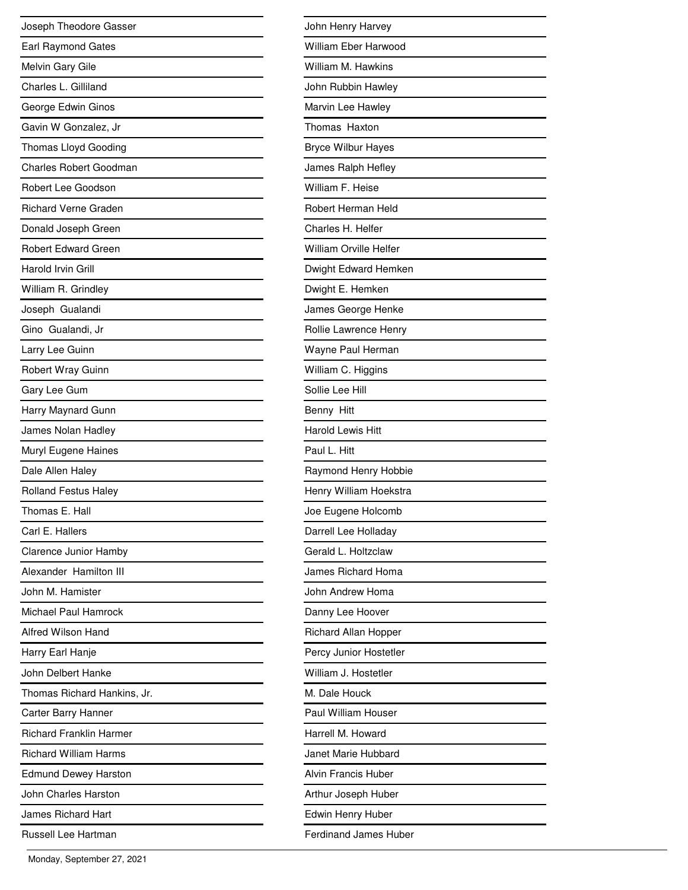Joseph Theodore Gasser
Earl Raymond Gates
Melvin Gary Gile
Charles L. Gilliland
George Edwin Ginos
Gavin W Gonzalez, Jr
Thomas Lloyd Gooding
Charles Robert Goodman
Robert Lee Goodson
Richard Verne Graden
Donald Joseph Green
Robert Edward Green
Harold Irvin Grill
William R. Grindley
Joseph Gualandi
Gino Gualandi, Jr
Larry Lee Guinn
Robert Wray Guinn
Gary Lee Gum
Harry Maynard Gunn
James Nolan Hadley
Muryl Eugene Haines
Dale Allen Haley
Rolland Festus Haley
Thomas E. Hall
Carl E. Hallers
Clarence Junior Hamby
Alexander Hamilton III
John M. Hamister
Michael Paul Hamrock
Alfred Wilson Hand
Harry Earl Hanje
John Delbert Hanke
Thomas Richard Hankins, Jr.
Carter Barry Hanner
Richard Franklin Harmer
Richard William Harms
Edmund Dewey Harston
John Charles Harston
James Richard Hart
Russell Lee Hartman

John Henry Harvey
William Eber Harwood
William M. Hawkins
John Rubbin Hawley
Marvin Lee Hawley
Thomas Haxton
Bryce Wilbur Hayes
James Ralph Hefley
William F. Heise
Robert Herman Held
Charles H. Helfer
William Orville Helfer
Dwight Edward Hemken
Dwight E. Hemken
James George Henke
Rollie Lawrence Henry
Wayne Paul Herman
William C. Higgins
Sollie Lee Hill
Benny Hitt
Harold Lewis Hitt
Paul L. Hitt
Raymond Henry Hobbie
Henry William Hoekstra
Joe Eugene Holcomb
Darrell Lee Holladay
Gerald L. Holtzclaw
James Richard Homa
John Andrew Homa
Danny Lee Hoover
Richard Allan Hopper
Percy Junior Hostetler
William J. Hostetler
M. Dale Houck
Paul William Houser
Harrell M. Howard
Janet Marie Hubbard
Alvin Francis Huber
Arthur Joseph Huber
Edwin Henry Huber
Ferdinand James Huber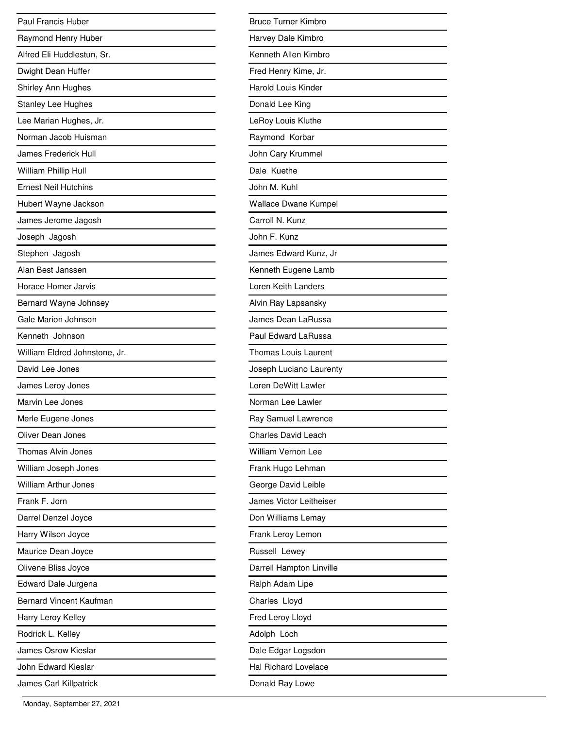Paul Francis Huber

Raymond Henry Huber

Alfred Eli Huddlestun, Sr.

Dwight Dean Huffer

Shirley Ann Hughes

Stanley Lee Hughes

Lee Marian Hughes, Jr.

Norman Jacob Huisman

James Frederick Hull

William Phillip Hull

Ernest Neil Hutchins

Hubert Wayne Jackson

James Jerome Jagosh

Joseph Jagosh

Stephen Jagosh

Alan Best Janssen

Horace Homer Jarvis

Bernard Wayne Johnsey

Gale Marion Johnson

Kenneth Johnson

William Eldred Johnstone, Jr.

David Lee Jones

James Leroy Jones

Marvin Lee Jones

Merle Eugene Jones

Oliver Dean Jones

Thomas Alvin Jones

William Joseph Jones

William Arthur Jones

Frank F. Jorn

Darrel Denzel Joyce

Harry Wilson Joyce

Maurice Dean Joyce

Olivene Bliss Joyce

Edward Dale Jurgena

Bernard Vincent Kaufman

Harry Leroy Kelley

Rodrick L. Kelley

James Osrow Kieslar

John Edward Kieslar

James Carl Killpatrick

Bruce Turner Kimbro

Harvey Dale Kimbro

Kenneth Allen Kimbro

Fred Henry Kime, Jr.

Harold Louis Kinder

Donald Lee King

LeRoy Louis Kluthe

Raymond Korbar

John Cary Krummel

Dale Kuethe

John M. Kuhl

Wallace Dwane Kumpel

Carroll N. Kunz

John F. Kunz

James Edward Kunz, Jr

Kenneth Eugene Lamb

Loren Keith Landers

Alvin Ray Lapsansky

James Dean LaRussa

Paul Edward LaRussa

Thomas Louis Laurent

Joseph Luciano Laurenty

Loren DeWitt Lawler

Norman Lee Lawler

Ray Samuel Lawrence

Charles David Leach

William Vernon Lee

Frank Hugo Lehman

George David Leible

James Victor Leitheiser

Don Williams Lemay

Frank Leroy Lemon

Russell Lewey

Darrell Hampton Linville

Ralph Adam Lipe

Charles Lloyd

Fred Leroy Lloyd

Adolph Loch

Dale Edgar Logsdon

Hal Richard Lovelace

Donald Ray Lowe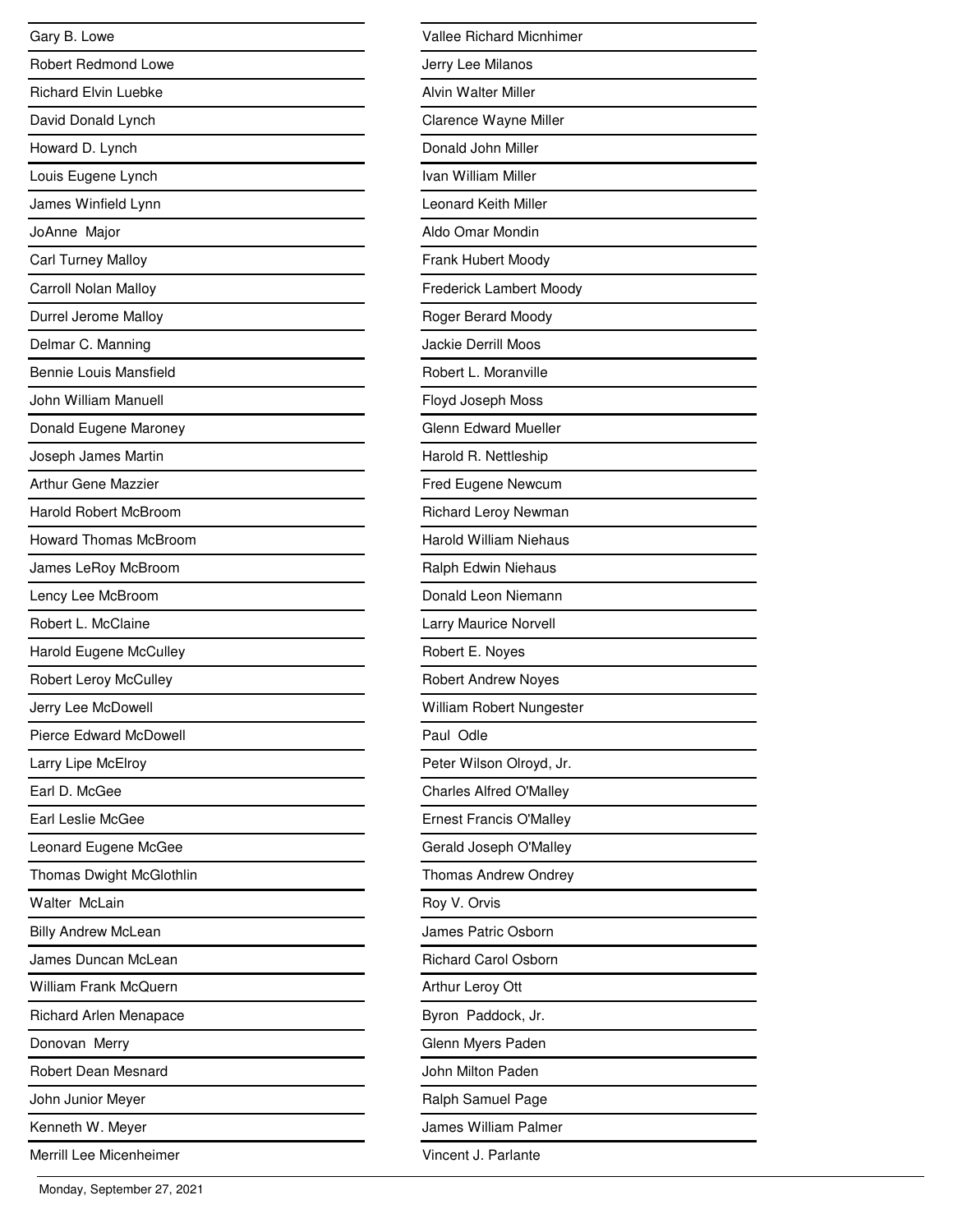Gary B. Lowe

Robert Redmond Lowe

Richard Elvin Luebke

David Donald Lynch

Howard D. Lynch

Louis Eugene Lynch

James Winfield Lynn

JoAnne Major

Carl Turney Malloy

Carroll Nolan Malloy

Durrel Jerome Malloy

Delmar C. Manning

Bennie Louis Mansfield

John William Manuell

Donald Eugene Maroney

Joseph James Martin

Arthur Gene Mazzier

Harold Robert McBroom

Howard Thomas McBroom

James LeRoy McBroom

Lency Lee McBroom

Robert L. McClaine

Harold Eugene McCulley

Robert Leroy McCulley

Jerry Lee McDowell

Pierce Edward McDowell

Larry Lipe McElroy

Earl D. McGee

Earl Leslie McGee

Leonard Eugene McGee

Thomas Dwight McGlothlin

Walter McLain

Billy Andrew McLean

James Duncan McLean

William Frank McQuern

Richard Arlen Menapace

Donovan Merry

Robert Dean Mesnard

John Junior Meyer

Kenneth W. Meyer

Merrill Lee Micenheimer

Vallee Richard Micnhimer

Jerry Lee Milanos

Alvin Walter Miller

Clarence Wayne Miller

Donald John Miller

Ivan William Miller

Leonard Keith Miller

Aldo Omar Mondin

Frank Hubert Moody

Frederick Lambert Moody

Roger Berard Moody

Jackie Derrill Moos

Robert L. Moranville

Floyd Joseph Moss

Glenn Edward Mueller

Harold R. Nettleship

Fred Eugene Newcum

Richard Leroy Newman

Harold William Niehaus

Ralph Edwin Niehaus

Donald Leon Niemann

Larry Maurice Norvell

Robert E. Noyes

Robert Andrew Noyes

William Robert Nungester

Paul Odle

Peter Wilson Olroyd, Jr.

Charles Alfred O'Malley

Ernest Francis O'Malley

Gerald Joseph O'Malley

Thomas Andrew Ondrey

Roy V. Orvis

James Patric Osborn

Richard Carol Osborn

Arthur Leroy Ott

Byron Paddock, Jr.

Glenn Myers Paden

John Milton Paden

Ralph Samuel Page

James William Palmer

Vincent J. Parlante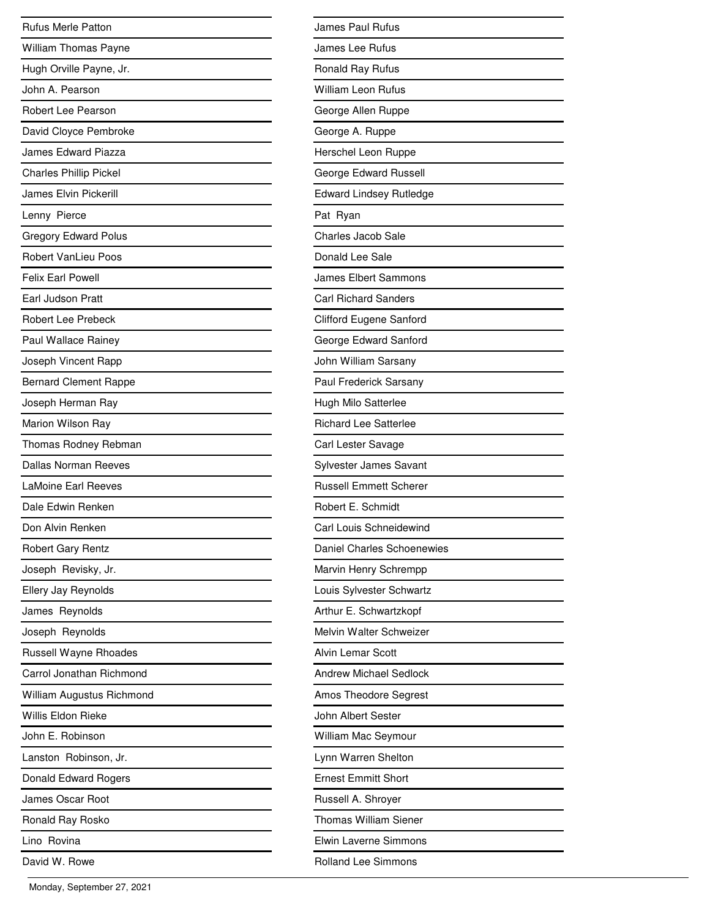Rufus Merle Patton

William Thomas Payne

Hugh Orville Payne, Jr.

John A. Pearson

Robert Lee Pearson

David Cloyce Pembroke

James Edward Piazza

Charles Phillip Pickel

James Elvin Pickerill

Lenny  Pierce

Gregory Edward Polus

Robert VanLieu Poos

Felix Earl Powell

Earl Judson Pratt

Robert Lee Prebeck

Paul Wallace Rainey

Joseph Vincent Rapp

Bernard Clement Rappe

Joseph Herman Ray

Marion Wilson Ray

Thomas Rodney Rebman

Dallas Norman Reeves

LaMoine Earl Reeves

Dale Edwin Renken

Don Alvin Renken

Robert Gary Rentz

Joseph  Revisky, Jr.

Ellery Jay Reynolds

James  Reynolds

Joseph  Reynolds

Russell Wayne Rhoades

Carrol Jonathan Richmond

William Augustus Richmond

Willis Eldon Rieke

John E. Robinson

Lanston  Robinson, Jr.

Donald Edward Rogers

James Oscar Root

Ronald Ray Rosko

Lino  Rovina

David W. Rowe

James Paul Rufus

James Lee Rufus

Ronald Ray Rufus

William Leon Rufus

George Allen Ruppe

George A. Ruppe

Herschel Leon Ruppe

George Edward Russell

Edward Lindsey Rutledge

Pat  Ryan

Charles Jacob Sale

Donald Lee Sale

James Elbert Sammons

Carl Richard Sanders

Clifford Eugene Sanford

George Edward Sanford

John William Sarsany

Paul Frederick Sarsany

Hugh Milo Satterlee

Richard Lee Satterlee

Carl Lester Savage

Sylvester James Savant

Russell Emmett Scherer

Robert E. Schmidt

Carl Louis Schneidewind

Daniel Charles Schoenewies

Marvin Henry Schrempp

Louis Sylvester Schwartz

Arthur E. Schwartzkopf

Melvin Walter Schweizer

Alvin Lemar Scott

Andrew Michael Sedlock

Amos Theodore Segrest

John Albert Sester

William Mac Seymour

Lynn Warren Shelton

Ernest Emmitt Short

Russell A. Shroyer

Thomas William Siener

Elwin Laverne Simmons

Rolland Lee Simmons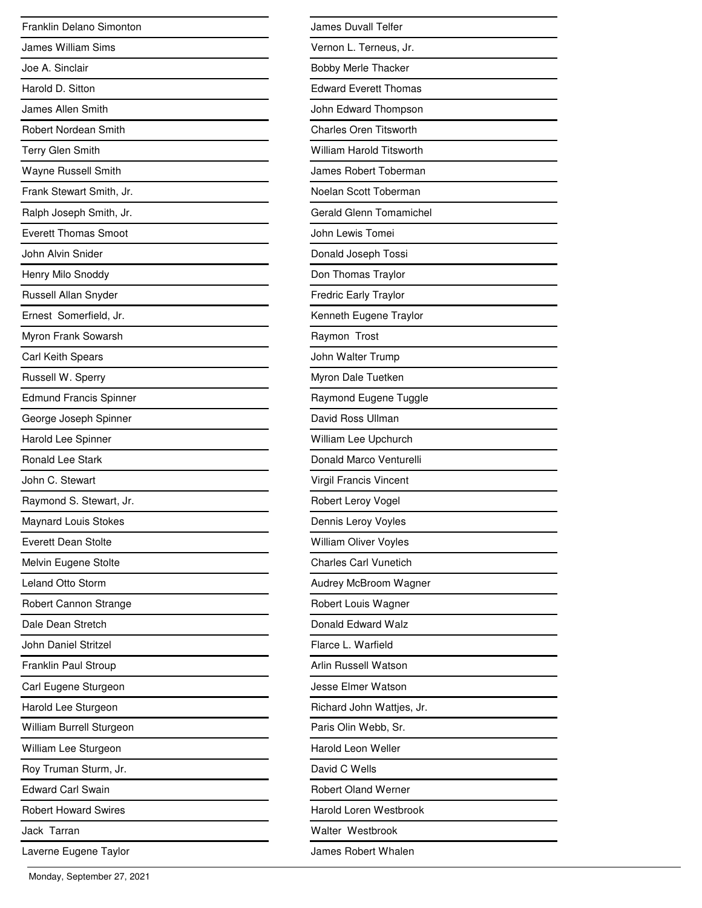Franklin Delano Simonton

James William Sims

Joe A. Sinclair

Harold D. Sitton

James Allen Smith

Robert Nordean Smith

Terry Glen Smith

Wayne Russell Smith

Frank Stewart Smith, Jr.

Ralph Joseph Smith, Jr.

Everett Thomas Smoot

John Alvin Snider

Henry Milo Snoddy

Russell Allan Snyder

Ernest Somerfield, Jr.

Myron Frank Sowarsh

Carl Keith Spears

Russell W. Sperry

Edmund Francis Spinner

George Joseph Spinner

Harold Lee Spinner

Ronald Lee Stark

John C. Stewart

Raymond S. Stewart, Jr.

Maynard Louis Stokes

Everett Dean Stolte

Melvin Eugene Stolte

Leland Otto Storm

Robert Cannon Strange

Dale Dean Stretch

John Daniel Stritzel

Franklin Paul Stroup

Carl Eugene Sturgeon

Harold Lee Sturgeon

William Burrell Sturgeon

William Lee Sturgeon

Roy Truman Sturm, Jr.

Edward Carl Swain

Robert Howard Swires

Jack Tarran

Laverne Eugene Taylor

James Duvall Telfer

Vernon L. Terneus, Jr.

Bobby Merle Thacker

Edward Everett Thomas

John Edward Thompson

Charles Oren Titsworth

William Harold Titsworth

James Robert Toberman

Noelan Scott Toberman

Gerald Glenn Tomamichel

John Lewis Tomei

Donald Joseph Tossi

Don Thomas Traylor

Fredric Early Traylor

Kenneth Eugene Traylor

Raymon Trost

John Walter Trump

Myron Dale Tuetken

Raymond Eugene Tuggle

David Ross Ullman

William Lee Upchurch

Donald Marco Venturelli

Virgil Francis Vincent

Robert Leroy Vogel

Dennis Leroy Voyles

William Oliver Voyles

Charles Carl Vunetich

Audrey McBroom Wagner

Robert Louis Wagner

Donald Edward Walz

Flarce L. Warfield

Arlin Russell Watson

Jesse Elmer Watson

Richard John Wattjes, Jr.

Paris Olin Webb, Sr.

Harold Leon Weller

David C Wells

Robert Oland Werner

Harold Loren Westbrook

Walter Westbrook

James Robert Whalen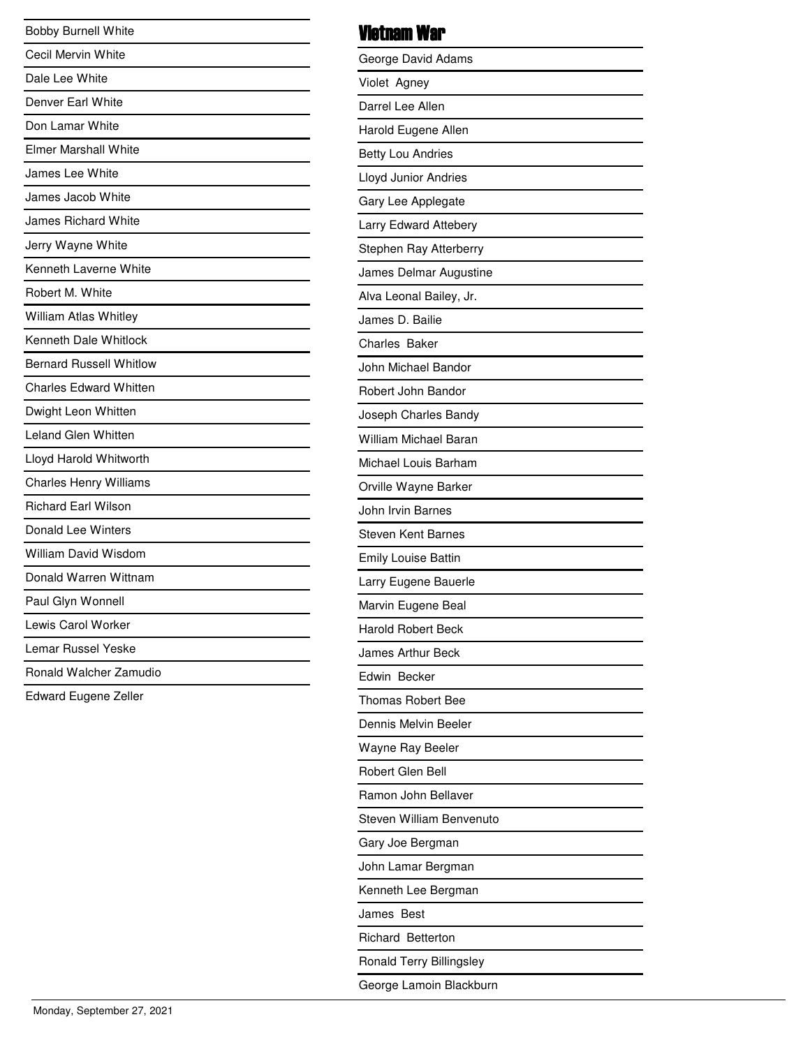Bobby Burnell White

Cecil Mervin White

Dale Lee White

Denver Earl White

Don Lamar White

Elmer Marshall White

James Lee White

James Jacob White

James Richard White

Jerry Wayne White

Kenneth Laverne White

Robert M. White

William Atlas Whitley

Kenneth Dale Whitlock

Bernard Russell Whitlow

Charles Edward Whitten

Dwight Leon Whitten

Leland Glen Whitten

Lloyd Harold Whitworth

Charles Henry Williams

Richard Earl Wilson

Donald Lee Winters

William David Wisdom

Donald Warren Wittnam

Paul Glyn Wonnell

Lewis Carol Worker

Lemar Russel Yeske

Ronald Walcher Zamudio

Edward Eugene Zeller

## Vietnam War

George David Adams

Violet Agney

Darrel Lee Allen

Harold Eugene Allen

Betty Lou Andries

Lloyd Junior Andries

Gary Lee Applegate

Larry Edward Attebery

Stephen Ray Atterberry

James Delmar Augustine

Alva Leonal Bailey, Jr.

James D. Bailie

Charles Baker

John Michael Bandor

Robert John Bandor

Joseph Charles Bandy

William Michael Baran

Michael Louis Barham

Orville Wayne Barker

John Irvin Barnes

Steven Kent Barnes

Emily Louise Battin

Larry Eugene Bauerle

Marvin Eugene Beal

Harold Robert Beck

James Arthur Beck

Edwin Becker

Thomas Robert Bee

Dennis Melvin Beeler

Wayne Ray Beeler

Robert Glen Bell

Ramon John Bellaver

Steven William Benvenuto

Gary Joe Bergman

John Lamar Bergman

Kenneth Lee Bergman

James Best

Richard Betterton

Ronald Terry Billingsley

George Lamoin Blackburn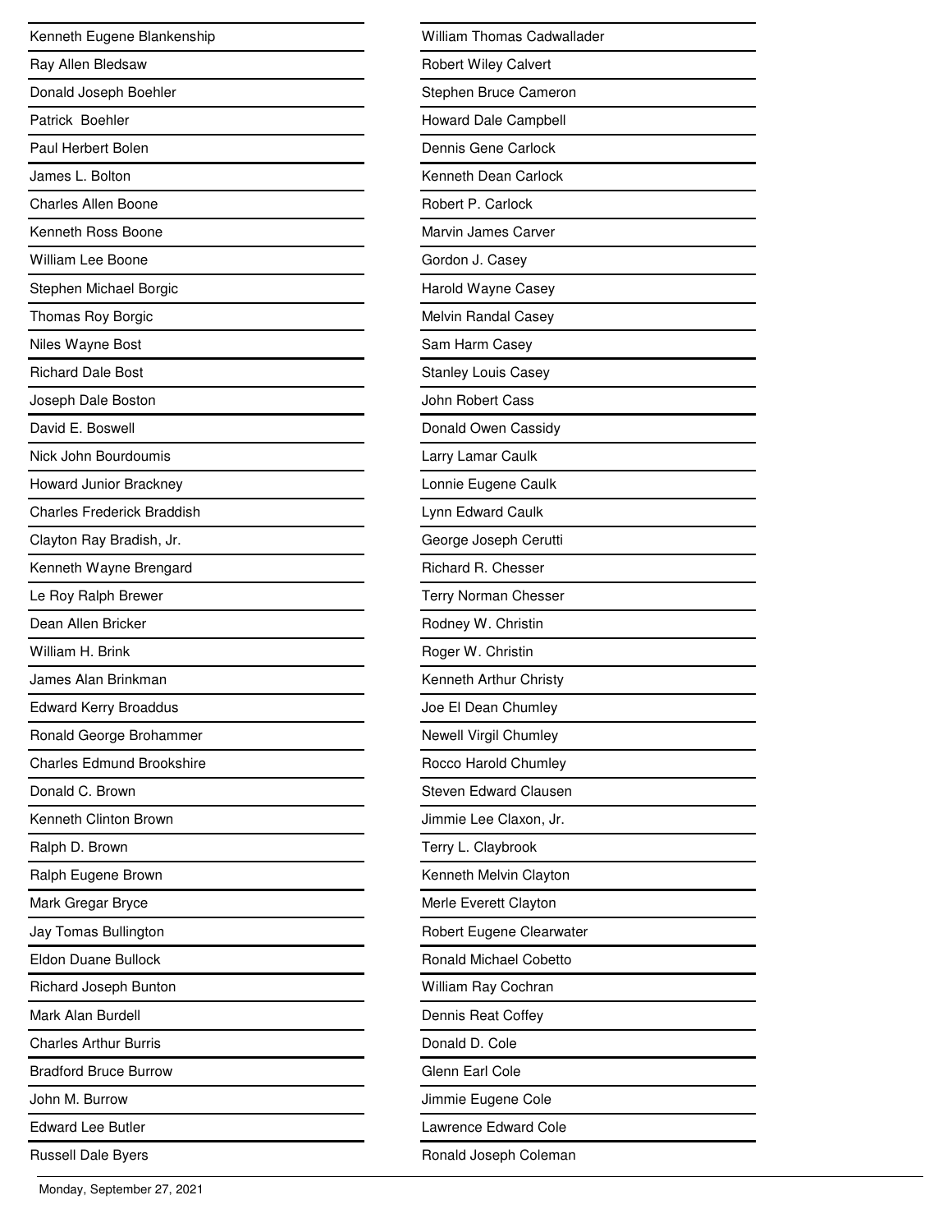Kenneth Eugene Blankenship

Ray Allen Bledsaw

Donald Joseph Boehler

Patrick  Boehler

Paul Herbert Bolen

James L. Bolton

Charles Allen Boone

Kenneth Ross Boone

William Lee Boone

Stephen Michael Borgic

Thomas Roy Borgic

Niles Wayne Bost

Richard Dale Bost

Joseph Dale Boston

David E. Boswell

Nick John Bourdoumis

Howard Junior Brackney

Charles Frederick Braddish

Clayton Ray Bradish, Jr.

Kenneth Wayne Brengard

Le Roy Ralph Brewer

Dean Allen Bricker

William H. Brink

James Alan Brinkman

Edward Kerry Broaddus

Ronald George Brohammer

Charles Edmund Brookshire

Donald C. Brown

Kenneth Clinton Brown

Ralph D. Brown

Ralph Eugene Brown

Mark Gregar Bryce

Jay Tomas Bullington

Eldon Duane Bullock

Richard Joseph Bunton

Mark Alan Burdell

Charles Arthur Burris

Bradford Bruce Burrow

John M. Burrow

Edward Lee Butler

Russell Dale Byers

William Thomas Cadwallader

Robert Wiley Calvert

Stephen Bruce Cameron

Howard Dale Campbell

Dennis Gene Carlock

Kenneth Dean Carlock

Robert P. Carlock

Marvin James Carver

Gordon J. Casey

Harold Wayne Casey

Melvin Randal Casey

Sam Harm Casey

Stanley Louis Casey

John Robert Cass

Donald Owen Cassidy

Larry Lamar Caulk

Lonnie Eugene Caulk

Lynn Edward Caulk

George Joseph Cerutti

Richard R. Chesser

Terry Norman Chesser

Rodney W. Christin

Roger W. Christin

Kenneth Arthur Christy

Joe El Dean Chumley

Newell Virgil Chumley

Rocco Harold Chumley

Steven Edward Clausen

Jimmie Lee Claxon, Jr.

Terry L. Claybrook

Kenneth Melvin Clayton

Merle Everett Clayton

Robert Eugene Clearwater

Ronald Michael Cobetto

William Ray Cochran

Dennis Reat Coffey

Donald D. Cole

Glenn Earl Cole

Jimmie Eugene Cole

Lawrence Edward Cole

Ronald Joseph Coleman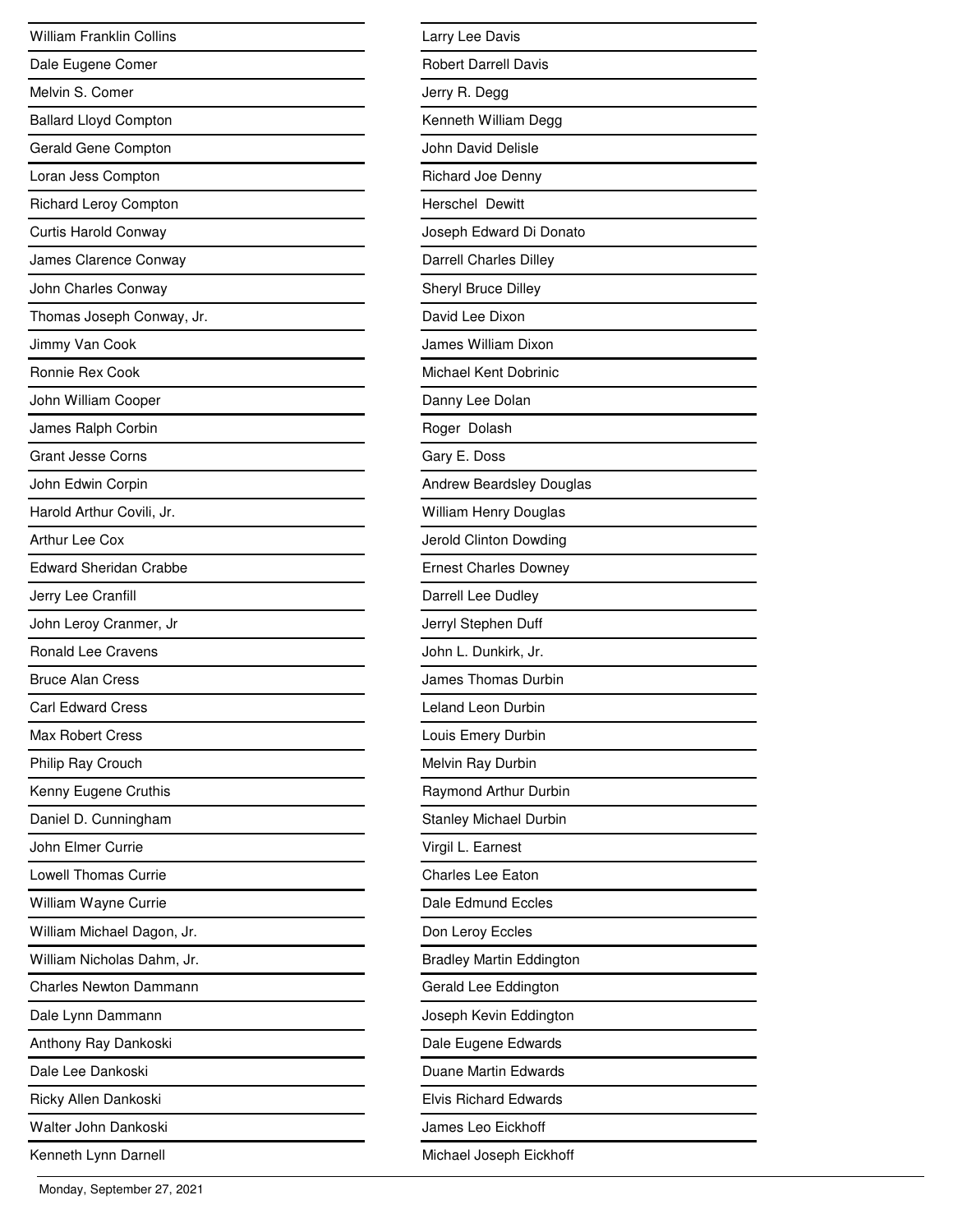William Franklin Collins

Dale Eugene Comer

Melvin S. Comer

Ballard Lloyd Compton

Gerald Gene Compton

Loran Jess Compton

Richard Leroy Compton

Curtis Harold Conway

James Clarence Conway

John Charles Conway

Thomas Joseph Conway, Jr.

Jimmy Van Cook

Ronnie Rex Cook

John William Cooper

James Ralph Corbin

Grant Jesse Corns

John Edwin Corpin

Harold Arthur Covili, Jr.

Arthur Lee Cox

Edward Sheridan Crabbe

Jerry Lee Cranfill

John Leroy Cranmer, Jr

Ronald Lee Cravens

Bruce Alan Cress

Carl Edward Cress

Max Robert Cress

Philip Ray Crouch

Kenny Eugene Cruthis

Daniel D. Cunningham

John Elmer Currie

Lowell Thomas Currie

William Wayne Currie

William Michael Dagon, Jr.

William Nicholas Dahm, Jr.

Charles Newton Dammann

Dale Lynn Dammann

Anthony Ray Dankoski

Dale Lee Dankoski

Ricky Allen Dankoski

Walter John Dankoski

Kenneth Lynn Darnell

Larry Lee Davis

Robert Darrell Davis

Jerry R. Degg

Kenneth William Degg

John David Delisle

Richard Joe Denny

Herschel Dewitt

Joseph Edward Di Donato

Darrell Charles Dilley

Sheryl Bruce Dilley

David Lee Dixon

James William Dixon

Michael Kent Dobrinic

Danny Lee Dolan

Roger Dolash

Gary E. Doss

Andrew Beardsley Douglas

William Henry Douglas

Jerold Clinton Dowding

Ernest Charles Downey

Darrell Lee Dudley

Jerryl Stephen Duff

John L. Dunkirk, Jr.

James Thomas Durbin

Leland Leon Durbin

Louis Emery Durbin

Melvin Ray Durbin

Raymond Arthur Durbin

Stanley Michael Durbin

Virgil L. Earnest

Charles Lee Eaton

Dale Edmund Eccles

Don Leroy Eccles

Bradley Martin Eddington

Gerald Lee Eddington

Joseph Kevin Eddington

Dale Eugene Edwards

Duane Martin Edwards

Elvis Richard Edwards

James Leo Eickhoff

Michael Joseph Eickhoff

Monday, September 27, 2021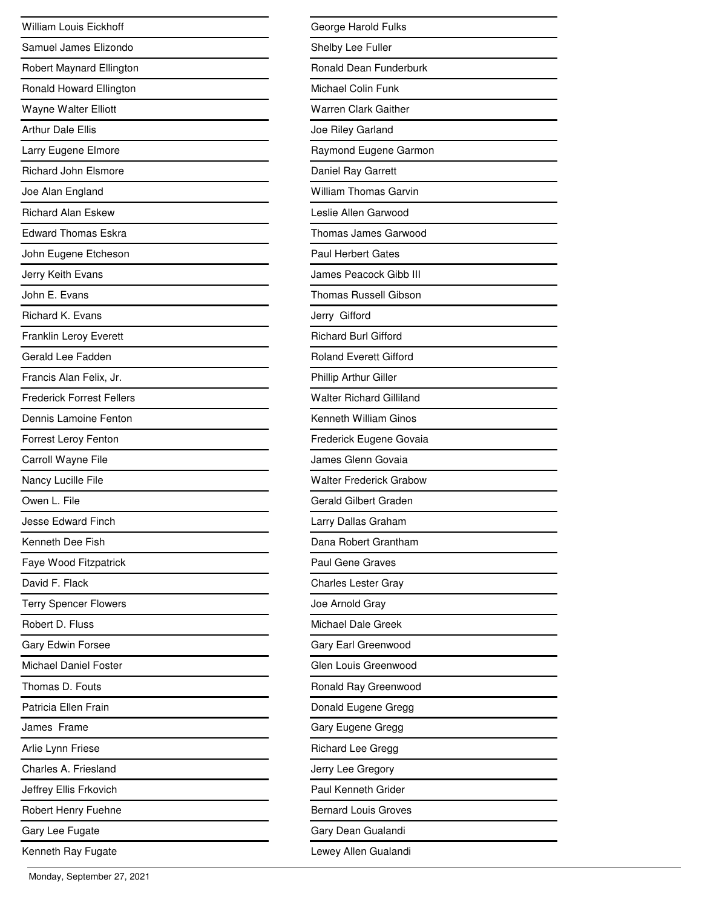William Louis Eickhoff

Samuel James Elizondo

Robert Maynard Ellington

Ronald Howard Ellington

Wayne Walter Elliott

Arthur Dale Ellis

Larry Eugene Elmore

Richard John Elsmore

Joe Alan England

Richard Alan Eskew

Edward Thomas Eskra

John Eugene Etcheson

Jerry Keith Evans

John E. Evans

Richard K. Evans

Franklin Leroy Everett

Gerald Lee Fadden

Francis Alan Felix, Jr.

Frederick Forrest Fellers

Dennis Lamoine Fenton

Forrest Leroy Fenton

Carroll Wayne File

Nancy Lucille File

Owen L. File

Jesse Edward Finch

Kenneth Dee Fish

Faye Wood Fitzpatrick

David F. Flack

Terry Spencer Flowers

Robert D. Fluss

Gary Edwin Forsee

Michael Daniel Foster

Thomas D. Fouts

Patricia Ellen Frain

James Frame

Arlie Lynn Friese

Charles A. Friesland

Jeffrey Ellis Frkovich

Robert Henry Fuehne

Gary Lee Fugate

Kenneth Ray Fugate

George Harold Fulks

Shelby Lee Fuller

Ronald Dean Funderburk

Michael Colin Funk

Warren Clark Gaither

Joe Riley Garland

Raymond Eugene Garmon

Daniel Ray Garrett

William Thomas Garvin

Leslie Allen Garwood

Thomas James Garwood

Paul Herbert Gates

James Peacock Gibb III

Thomas Russell Gibson

Jerry Gifford

Richard Burl Gifford

Roland Everett Gifford

Phillip Arthur Giller

Walter Richard Gilliland

Kenneth William Ginos

Frederick Eugene Govaia

James Glenn Govaia

Walter Frederick Grabow

Gerald Gilbert Graden

Larry Dallas Graham

Dana Robert Grantham

Paul Gene Graves

Charles Lester Gray

Joe Arnold Gray

Michael Dale Greek

Gary Earl Greenwood

Glen Louis Greenwood

Ronald Ray Greenwood

Donald Eugene Gregg

Gary Eugene Gregg

Richard Lee Gregg

Jerry Lee Gregory

Paul Kenneth Grider

Bernard Louis Groves

Gary Dean Gualandi

Lewey Allen Gualandi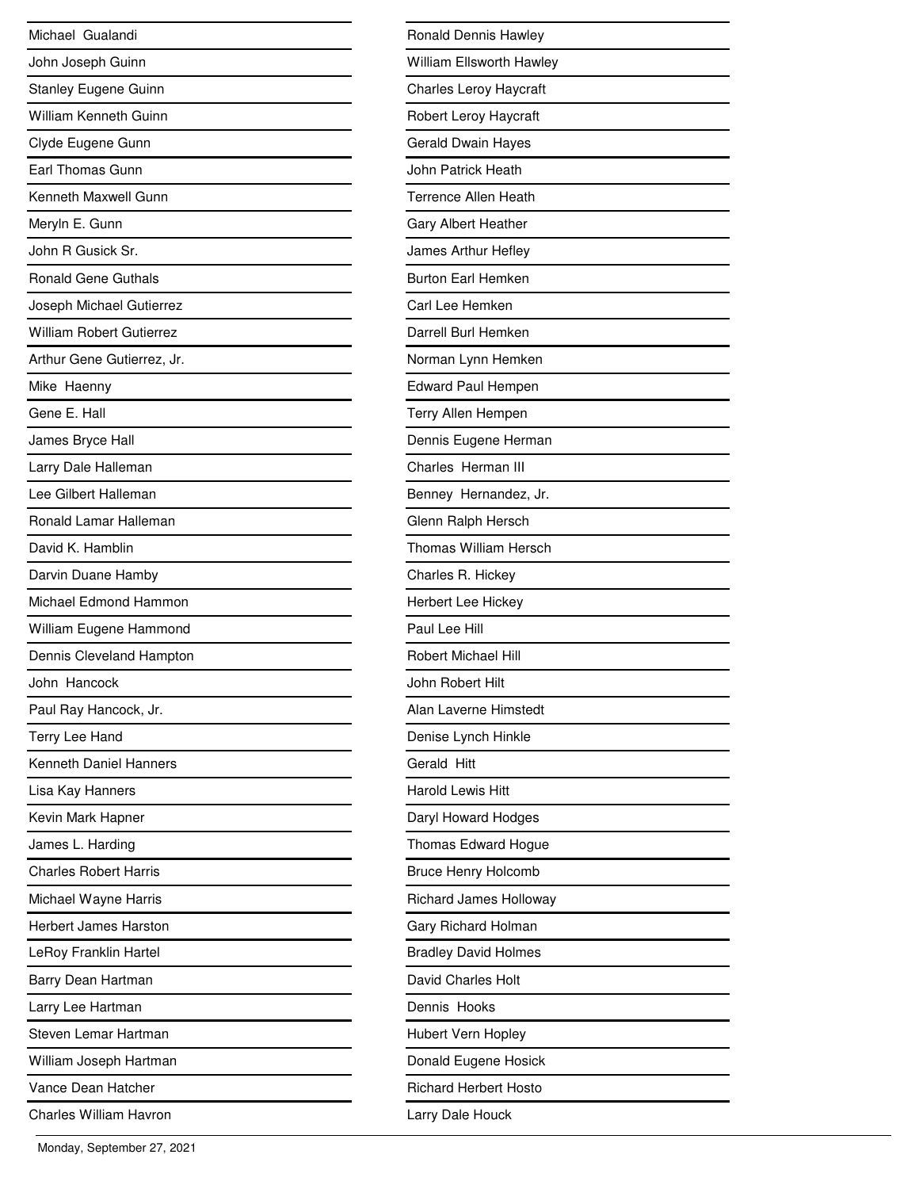Michael Gualandi

John Joseph Guinn

Stanley Eugene Guinn

William Kenneth Guinn

Clyde Eugene Gunn

Earl Thomas Gunn

Kenneth Maxwell Gunn

Meryln E. Gunn

John R Gusick Sr.

Ronald Gene Guthals

Joseph Michael Gutierrez

William Robert Gutierrez

Arthur Gene Gutierrez, Jr.

Mike Haenny

Gene E. Hall

James Bryce Hall

Larry Dale Halleman

Lee Gilbert Halleman

Ronald Lamar Halleman

David K. Hamblin

Darvin Duane Hamby

Michael Edmond Hammon

William Eugene Hammond

Dennis Cleveland Hampton

John Hancock

Paul Ray Hancock, Jr.

Terry Lee Hand

Kenneth Daniel Hanners

Lisa Kay Hanners

Kevin Mark Hapner

James L. Harding

Charles Robert Harris

Michael Wayne Harris

Herbert James Harston

LeRoy Franklin Hartel

Barry Dean Hartman

Larry Lee Hartman

Steven Lemar Hartman

William Joseph Hartman

Vance Dean Hatcher

Charles William Havron

Ronald Dennis Hawley

William Ellsworth Hawley

Charles Leroy Haycraft

Robert Leroy Haycraft

Gerald Dwain Hayes

John Patrick Heath

Terrence Allen Heath

Gary Albert Heather

James Arthur Hefley

Burton Earl Hemken

Carl Lee Hemken

Darrell Burl Hemken

Norman Lynn Hemken

Edward Paul Hempen

Terry Allen Hempen

Dennis Eugene Herman

Charles Herman III

Benney Hernandez, Jr.

Glenn Ralph Hersch

Thomas William Hersch

Charles R. Hickey

Herbert Lee Hickey

Paul Lee Hill

Robert Michael Hill

John Robert Hilt

Alan Laverne Himstedt

Denise Lynch Hinkle

Gerald Hitt

Harold Lewis Hitt

Daryl Howard Hodges

Thomas Edward Hogue

Bruce Henry Holcomb

Richard James Holloway

Gary Richard Holman

Bradley David Holmes

David Charles Holt

Dennis Hooks

Hubert Vern Hopley

Donald Eugene Hosick

Richard Herbert Hosto

Larry Dale Houck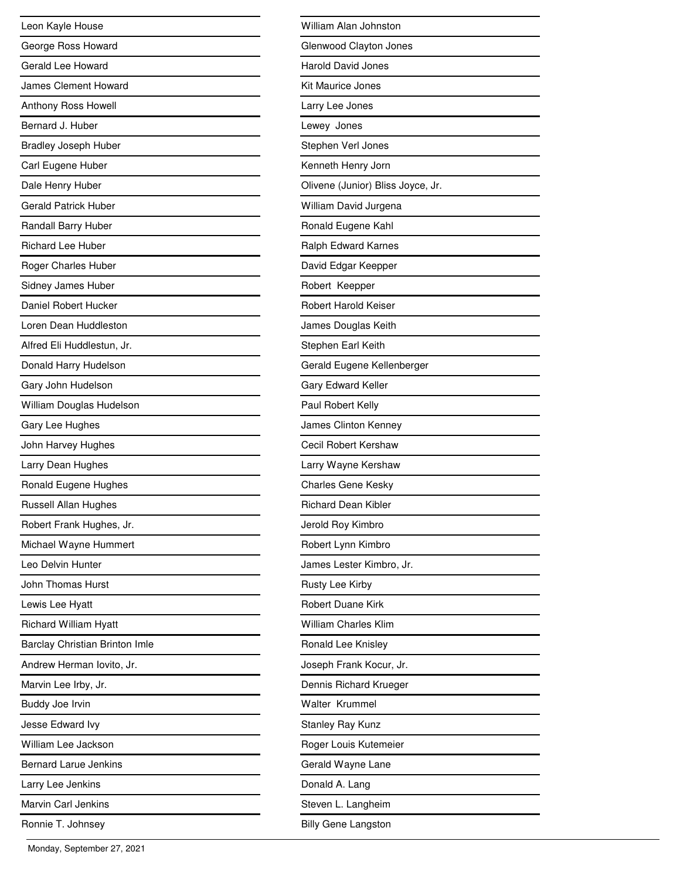Leon Kayle House

George Ross Howard

Gerald Lee Howard

James Clement Howard

Anthony Ross Howell

Bernard J. Huber

Bradley Joseph Huber

Carl Eugene Huber

Dale Henry Huber

Gerald Patrick Huber

Randall Barry Huber

Richard Lee Huber

Roger Charles Huber

Sidney James Huber

Daniel Robert Hucker

Loren Dean Huddleston

Alfred Eli Huddlestun, Jr.

Donald Harry Hudelson

Gary John Hudelson

William Douglas Hudelson

Gary Lee Hughes

John Harvey Hughes

Larry Dean Hughes

Ronald Eugene Hughes

Russell Allan Hughes

Robert Frank Hughes, Jr.

Michael Wayne Hummert

Leo Delvin Hunter

John Thomas Hurst

Lewis Lee Hyatt

Richard William Hyatt

Barclay Christian Brinton Imle

Andrew Herman Iovito, Jr.

Marvin Lee Irby, Jr.

Buddy Joe Irvin

Jesse Edward Ivy

William Lee Jackson

Bernard Larue Jenkins

Larry Lee Jenkins

Marvin Carl Jenkins

Ronnie T. Johnsey

William Alan Johnston

Glenwood Clayton Jones

Harold David Jones

Kit Maurice Jones

Larry Lee Jones

Lewey Jones

Stephen Verl Jones

Kenneth Henry Jorn

Olivene (Junior) Bliss Joyce, Jr.

William David Jurgena

Ronald Eugene Kahl

Ralph Edward Karnes

David Edgar Keepper

Robert Keepper

Robert Harold Keiser

James Douglas Keith

Stephen Earl Keith

Gerald Eugene Kellenberger

Gary Edward Keller

Paul Robert Kelly

James Clinton Kenney

Cecil Robert Kershaw

Larry Wayne Kershaw

Charles Gene Kesky

Richard Dean Kibler

Jerold Roy Kimbro

Robert Lynn Kimbro

James Lester Kimbro, Jr.

Rusty Lee Kirby

Robert Duane Kirk

William Charles Klim

Ronald Lee Knisley

Joseph Frank Kocur, Jr.

Dennis Richard Krueger

Walter Krummel

Stanley Ray Kunz

Roger Louis Kutemeier

Gerald Wayne Lane

Donald A. Lang

Steven L. Langheim

Billy Gene Langston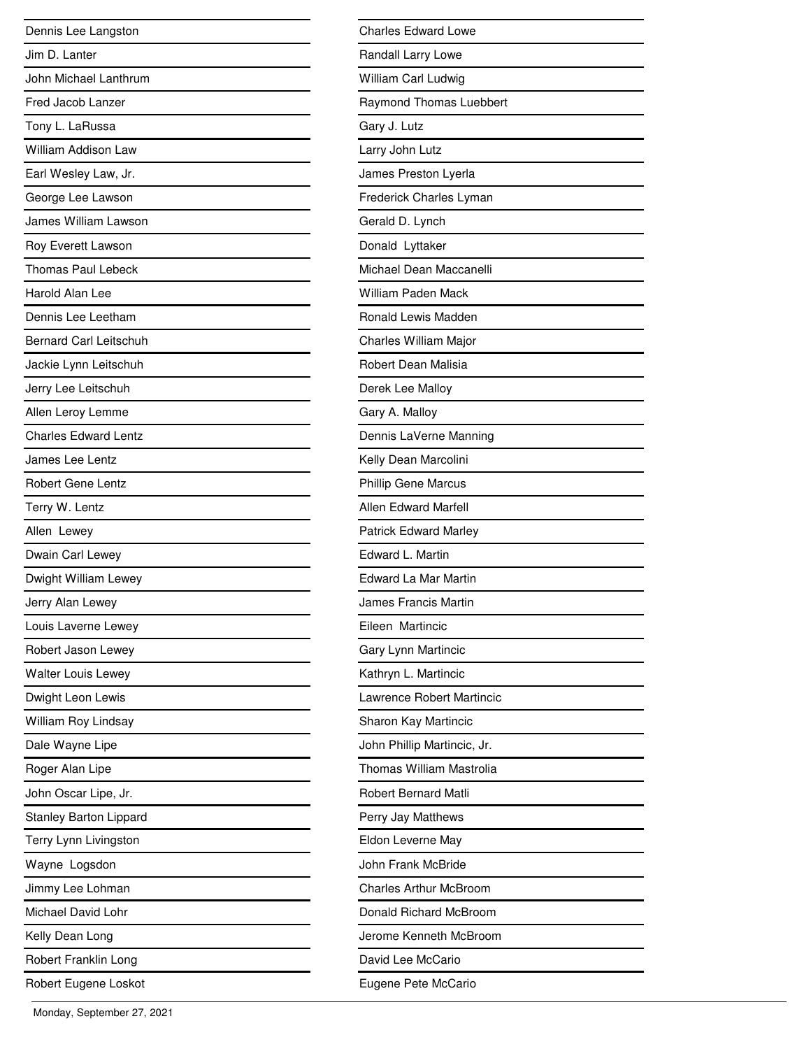Dennis Lee Langston

Jim D. Lanter

John Michael Lanthrum

Fred Jacob Lanzer

Tony L. LaRussa

William Addison Law

Earl Wesley Law, Jr.

George Lee Lawson

James William Lawson

Roy Everett Lawson

Thomas Paul Lebeck

Harold Alan Lee

Dennis Lee Leetham

Bernard Carl Leitschuh

Jackie Lynn Leitschuh

Jerry Lee Leitschuh

Allen Leroy Lemme

Charles Edward Lentz

James Lee Lentz

Robert Gene Lentz

Terry W. Lentz

Allen  Lewey

Dwain Carl Lewey

Dwight William Lewey

Jerry Alan Lewey

Louis Laverne Lewey

Robert Jason Lewey

Walter Louis Lewey

Dwight Leon Lewis

William Roy Lindsay

Dale Wayne Lipe

Roger Alan Lipe

John Oscar Lipe, Jr.

Stanley Barton Lippard

Terry Lynn Livingston

Wayne  Logsdon

Jimmy Lee Lohman

Michael David Lohr

Kelly Dean Long

Robert Franklin Long

Robert Eugene Loskot

Charles Edward Lowe

Randall Larry Lowe

William Carl Ludwig

Raymond Thomas Luebbert

Gary J. Lutz

Larry John Lutz

James Preston Lyerla

Frederick Charles Lyman

Gerald D. Lynch

Donald  Lyttaker

Michael Dean Maccanelli

William Paden Mack

Ronald Lewis Madden

Charles William Major

Robert Dean Malisia

Derek Lee Malloy

Gary A. Malloy

Dennis LaVerne Manning

Kelly Dean Marcolini

Phillip Gene Marcus

Allen Edward Marfell

Patrick Edward Marley

Edward L. Martin

Edward La Mar Martin

James Francis Martin

Eileen  Martincic

Gary Lynn Martincic

Kathryn L. Martincic

Lawrence Robert Martincic

Sharon Kay Martincic

John Phillip Martincic, Jr.

Thomas William Mastrolia

Robert Bernard Matli

Perry Jay Matthews

Eldon Leverne May

John Frank McBride

Charles Arthur McBroom

Donald Richard McBroom

Jerome Kenneth McBroom

David Lee McCario

Eugene Pete McCario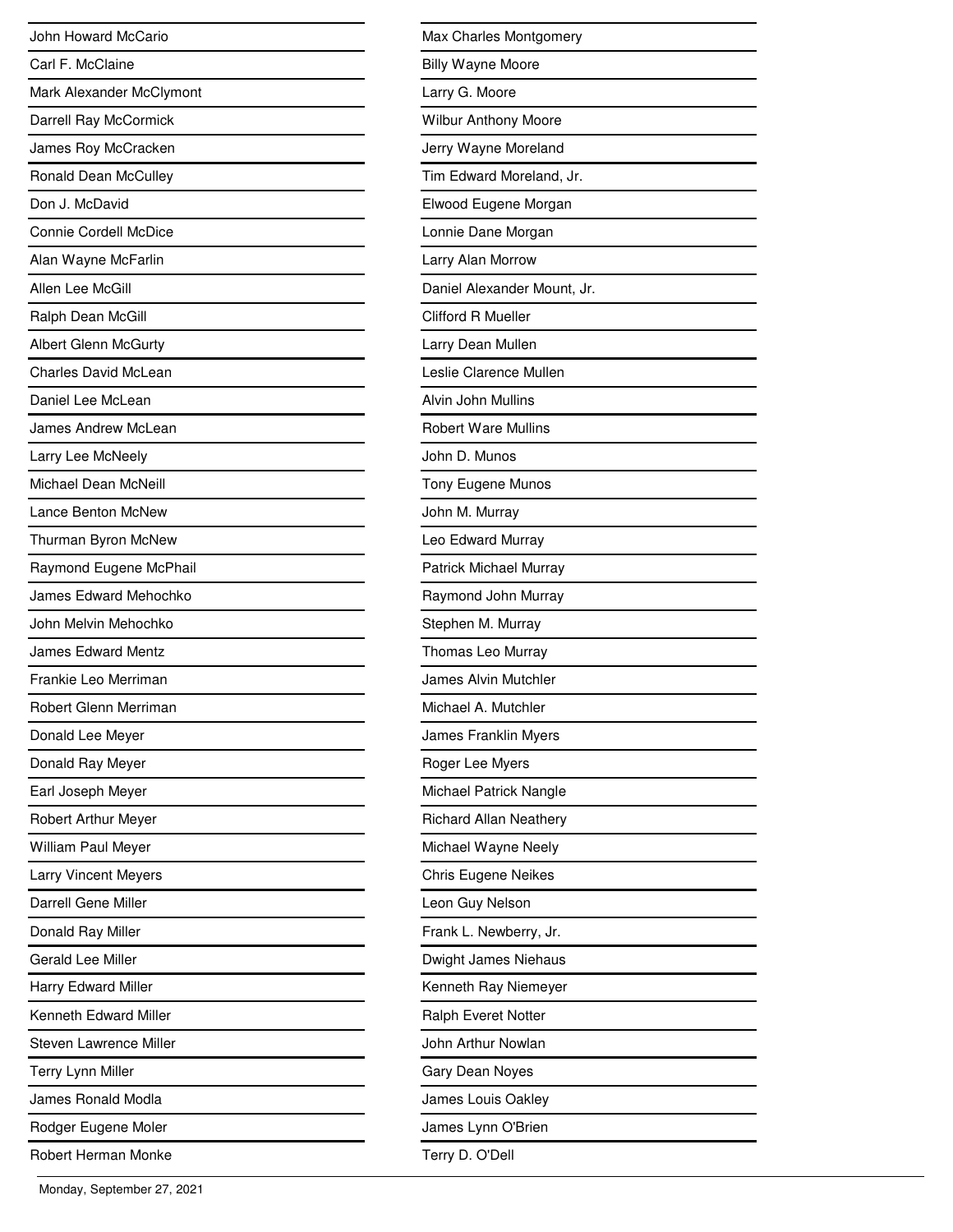John Howard McCario

Carl F. McClaine

Mark Alexander McClymont

Darrell Ray McCormick

James Roy McCracken

Ronald Dean McCulley

Don J. McDavid

Connie Cordell McDice

Alan Wayne McFarlin

Allen Lee McGill

Ralph Dean McGill

Albert Glenn McGurty

Charles David McLean

Daniel Lee McLean

James Andrew McLean

Larry Lee McNeely

Michael Dean McNeill

Lance Benton McNew

Thurman Byron McNew

Raymond Eugene McPhail

James Edward Mehochko

John Melvin Mehochko

James Edward Mentz

Frankie Leo Merriman

Robert Glenn Merriman

Donald Lee Meyer

Donald Ray Meyer

Earl Joseph Meyer

Robert Arthur Meyer

William Paul Meyer

Larry Vincent Meyers

Darrell Gene Miller

Donald Ray Miller

Gerald Lee Miller

Harry Edward Miller

Kenneth Edward Miller

Steven Lawrence Miller

Terry Lynn Miller

James Ronald Modla

Rodger Eugene Moler

Robert Herman Monke

Max Charles Montgomery

Billy Wayne Moore

Larry G. Moore

Wilbur Anthony Moore

Jerry Wayne Moreland

Tim Edward Moreland, Jr.

Elwood Eugene Morgan

Lonnie Dane Morgan

Larry Alan Morrow

Daniel Alexander Mount, Jr.

Clifford R Mueller

Larry Dean Mullen

Leslie Clarence Mullen

Alvin John Mullins

Robert Ware Mullins

John D. Munos

Tony Eugene Munos

John M. Murray

Leo Edward Murray

Patrick Michael Murray

Raymond John Murray

Stephen M. Murray

Thomas Leo Murray

James Alvin Mutchler

Michael A. Mutchler

James Franklin Myers

Roger Lee Myers

Michael Patrick Nangle

Richard Allan Neathery

Michael Wayne Neely

Chris Eugene Neikes

Leon Guy Nelson

Frank L. Newberry, Jr.

Dwight James Niehaus

Kenneth Ray Niemeyer

Ralph Everet Notter

John Arthur Nowlan

Gary Dean Noyes

James Louis Oakley

James Lynn O'Brien

Terry D. O'Dell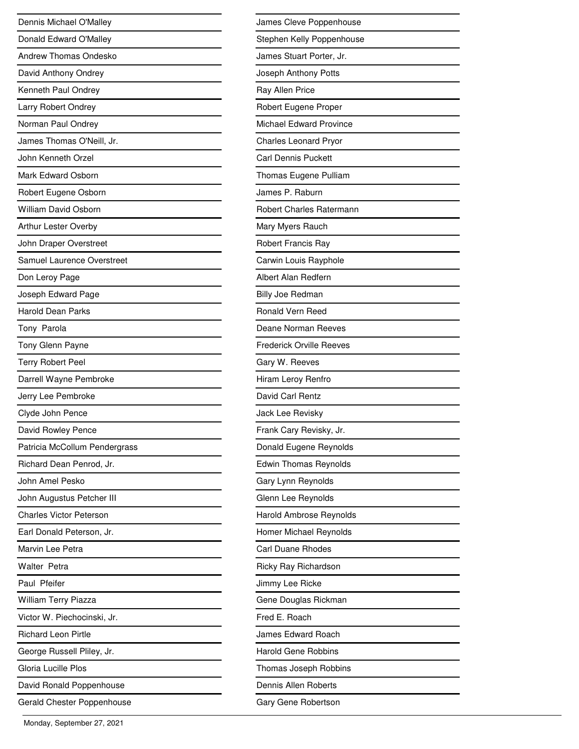Dennis Michael O'Malley

Donald Edward O'Malley

Andrew Thomas Ondesko

David Anthony Ondrey

Kenneth Paul Ondrey

Larry Robert Ondrey

Norman Paul Ondrey

James Thomas O'Neill, Jr.

John Kenneth Orzel

Mark Edward Osborn

Robert Eugene Osborn

William David Osborn

Arthur Lester Overby

John Draper Overstreet

Samuel Laurence Overstreet

Don Leroy Page

Joseph Edward Page

Harold Dean Parks

Tony  Parola

Tony Glenn Payne

Terry Robert Peel

Darrell Wayne Pembroke

Jerry Lee Pembroke

Clyde John Pence

David Rowley Pence

Patricia McCollum Pendergrass

Richard Dean Penrod, Jr.

John Amel Pesko

John Augustus Petcher III

Charles Victor Peterson

Earl Donald Peterson, Jr.

Marvin Lee Petra

Walter  Petra

Paul  Pfeifer

William Terry Piazza

Victor W. Piechocinski, Jr.

Richard Leon Pirtle

George Russell Pliley, Jr.

Gloria Lucille Plos

David Ronald Poppenhouse

Gerald Chester Poppenhouse

James Cleve Poppenhouse

Stephen Kelly Poppenhouse

James Stuart Porter, Jr.

Joseph Anthony Potts

Ray Allen Price

Robert Eugene Proper

Michael Edward Province

Charles Leonard Pryor

Carl Dennis Puckett

Thomas Eugene Pulliam

James P. Raburn

Robert Charles Ratermann

Mary Myers Rauch

Robert Francis Ray

Carwin Louis Rayphole

Albert Alan Redfern

Billy Joe Redman

Ronald Vern Reed

Deane Norman Reeves

Frederick Orville Reeves

Gary W. Reeves

Hiram Leroy Renfro

David Carl Rentz

Jack Lee Revisky

Frank Cary Revisky, Jr.

Donald Eugene Reynolds

Edwin Thomas Reynolds

Gary Lynn Reynolds

Glenn Lee Reynolds

Harold Ambrose Reynolds

Homer Michael Reynolds

Carl Duane Rhodes

Ricky Ray Richardson

Jimmy Lee Ricke

Gene Douglas Rickman

Fred E. Roach

James Edward Roach

Harold Gene Robbins

Thomas Joseph Robbins

Dennis Allen Roberts

Gary Gene Robertson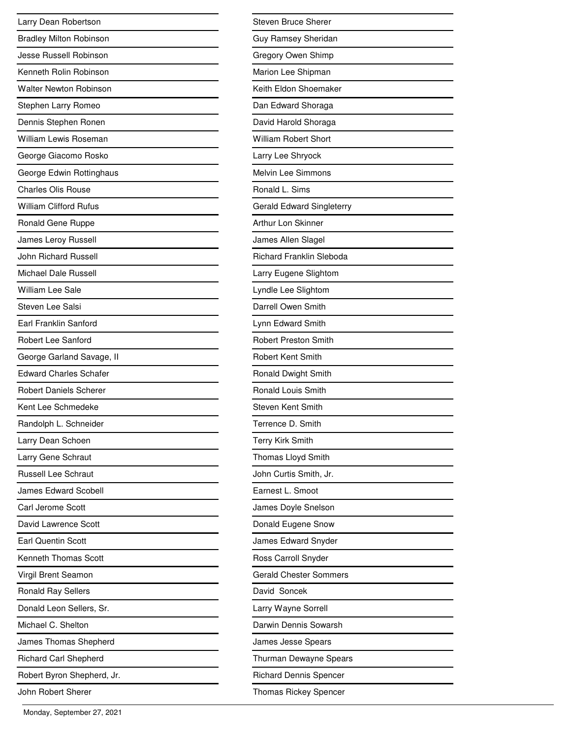Larry Dean Robertson
Bradley Milton Robinson
Jesse Russell Robinson
Kenneth Rolin Robinson
Walter Newton Robinson
Stephen Larry Romeo
Dennis Stephen Ronen
William Lewis Roseman
George Giacomo Rosko
George Edwin Rottinghaus
Charles Olis Rouse
William Clifford Rufus
Ronald Gene Ruppe
James Leroy Russell
John Richard Russell
Michael Dale Russell
William Lee Sale
Steven Lee Salsi
Earl Franklin Sanford
Robert Lee Sanford
George Garland Savage, II
Edward Charles Schafer
Robert Daniels Scherer
Kent Lee Schmedeke
Randolph L. Schneider
Larry Dean Schoen
Larry Gene Schraut
Russell Lee Schraut
James Edward Scobell
Carl Jerome Scott
David Lawrence Scott
Earl Quentin Scott
Kenneth Thomas Scott
Virgil Brent Seamon
Ronald Ray Sellers
Donald Leon Sellers, Sr.
Michael C. Shelton
James Thomas Shepherd
Richard Carl Shepherd
Robert Byron Shepherd, Jr.
John Robert Sherer
Steven Bruce Sherer
Guy Ramsey Sheridan
Gregory Owen Shimp
Marion Lee Shipman
Keith Eldon Shoemaker
Dan Edward Shoraga
David Harold Shoraga
William Robert Short
Larry Lee Shryock
Melvin Lee Simmons
Ronald L. Sims
Gerald Edward Singleterry
Arthur Lon Skinner
James Allen Slagel
Richard Franklin Sleboda
Larry Eugene Slightom
Lyndle Lee Slightom
Darrell Owen Smith
Lynn Edward Smith
Robert Preston Smith
Robert Kent Smith
Ronald Dwight Smith
Ronald Louis Smith
Steven Kent Smith
Terrence D. Smith
Terry Kirk Smith
Thomas Lloyd Smith
John Curtis Smith, Jr.
Earnest L. Smoot
James Doyle Snelson
Donald Eugene Snow
James Edward Snyder
Ross Carroll Snyder
Gerald Chester Sommers
David  Soncek
Larry Wayne Sorrell
Darwin Dennis Sowarsh
James Jesse Spears
Thurman Dewayne Spears
Richard Dennis Spencer
Thomas Rickey Spencer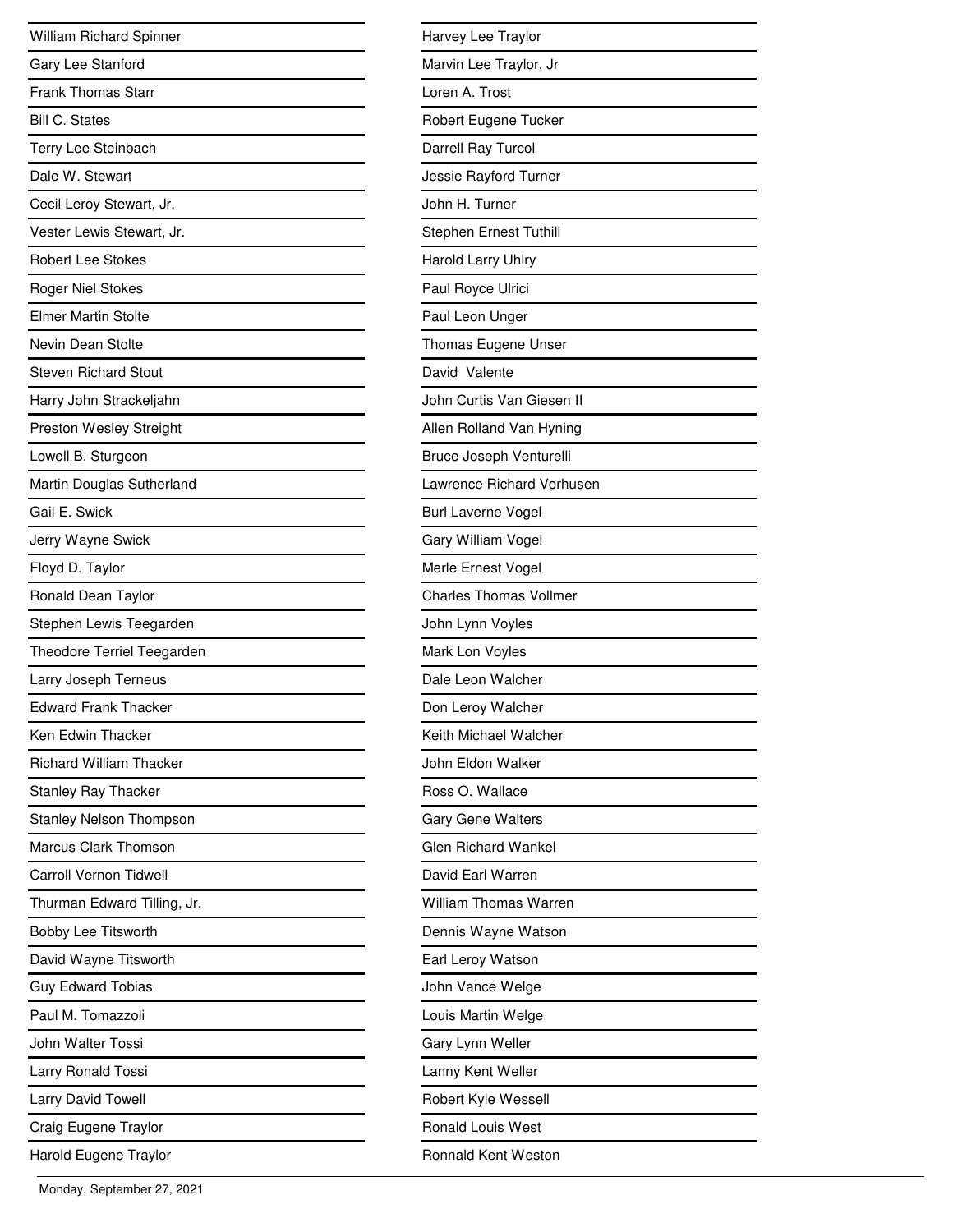William Richard Spinner
Gary Lee Stanford
Frank Thomas Starr
Bill C. States
Terry Lee Steinbach
Dale W. Stewart
Cecil Leroy Stewart, Jr.
Vester Lewis Stewart, Jr.
Robert Lee Stokes
Roger Niel Stokes
Elmer Martin Stolte
Nevin Dean Stolte
Steven Richard Stout
Harry John Strackeljahn
Preston Wesley Streight
Lowell B. Sturgeon
Martin Douglas Sutherland
Gail E. Swick
Jerry Wayne Swick
Floyd D. Taylor
Ronald Dean Taylor
Stephen Lewis Teegarden
Theodore Terriel Teegarden
Larry Joseph Terneus
Edward Frank Thacker
Ken Edwin Thacker
Richard William Thacker
Stanley Ray Thacker
Stanley Nelson Thompson
Marcus Clark Thomson
Carroll Vernon Tidwell
Thurman Edward Tilling, Jr.
Bobby Lee Titsworth
David Wayne Titsworth
Guy Edward Tobias
Paul M. Tomazzoli
John Walter Tossi
Larry Ronald Tossi
Larry David Towell
Craig Eugene Traylor
Harold Eugene Traylor
Harvey Lee Traylor
Marvin Lee Traylor, Jr
Loren A. Trost
Robert Eugene Tucker
Darrell Ray Turcol
Jessie Rayford Turner
John H. Turner
Stephen Ernest Tuthill
Harold Larry Uhlry
Paul Royce Ulrici
Paul Leon Unger
Thomas Eugene Unser
David Valente
John Curtis Van Giesen II
Allen Rolland Van Hyning
Bruce Joseph Venturelli
Lawrence Richard Verhusen
Burl Laverne Vogel
Gary William Vogel
Merle Ernest Vogel
Charles Thomas Vollmer
John Lynn Voyles
Mark Lon Voyles
Dale Leon Walcher
Don Leroy Walcher
Keith Michael Walcher
John Eldon Walker
Ross O. Wallace
Gary Gene Walters
Glen Richard Wankel
David Earl Warren
William Thomas Warren
Dennis Wayne Watson
Earl Leroy Watson
John Vance Welge
Louis Martin Welge
Gary Lynn Weller
Lanny Kent Weller
Robert Kyle Wessell
Ronald Louis West
Ronnald Kent Weston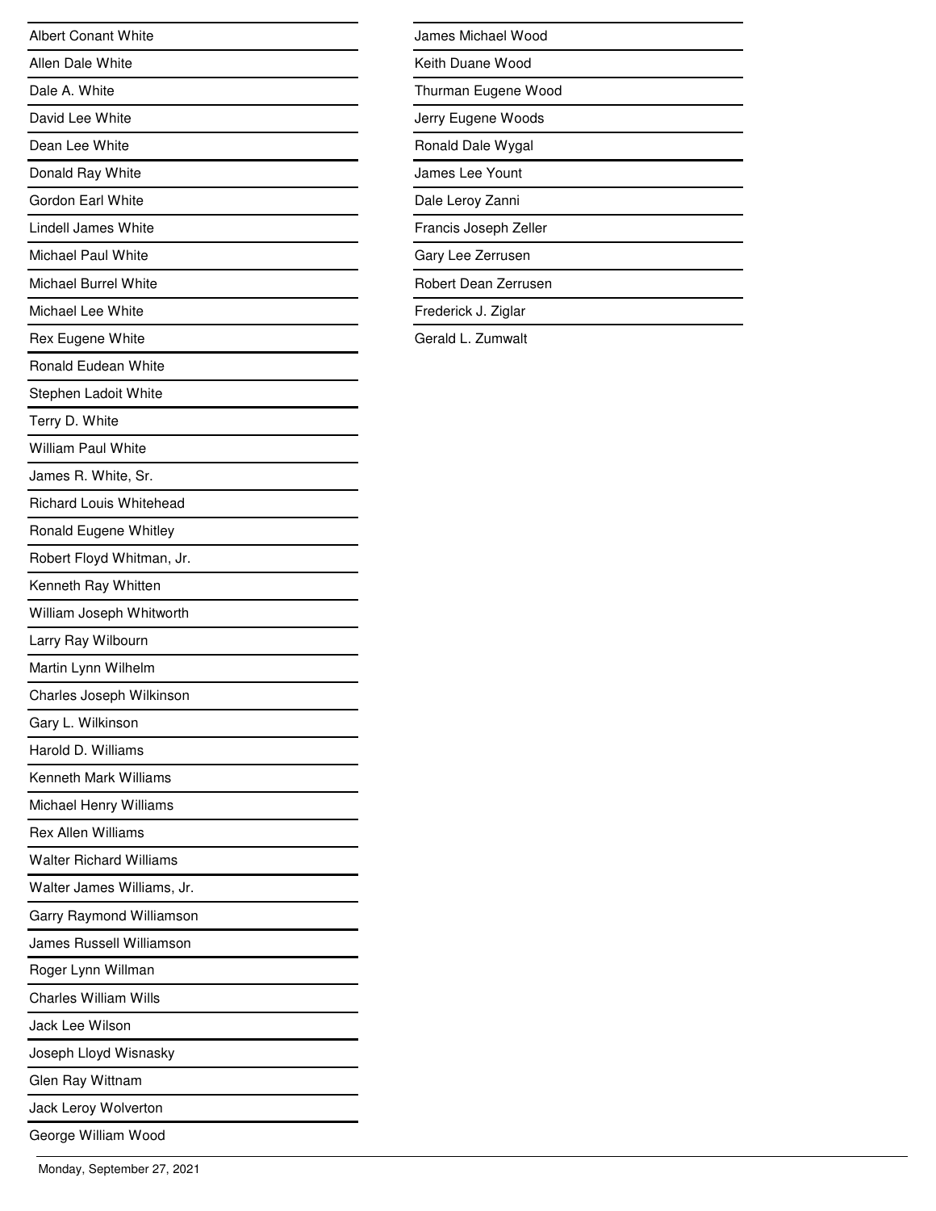Albert Conant White

Allen Dale White

Dale A. White

David Lee White

Dean Lee White

Donald Ray White

Gordon Earl White

Lindell James White

Michael Paul White

Michael Burrel White

Michael Lee White

Rex Eugene White

Ronald Eudean White

Stephen Ladoit White

Terry D. White

William Paul White

James R. White, Sr.

Richard Louis Whitehead

Ronald Eugene Whitley

Robert Floyd Whitman, Jr.

Kenneth Ray Whitten

William Joseph Whitworth

Larry Ray Wilbourn

Martin Lynn Wilhelm

Charles Joseph Wilkinson

Gary L. Wilkinson

Harold D. Williams

Kenneth Mark Williams

Michael Henry Williams

Rex Allen Williams

Walter Richard Williams

Walter James Williams, Jr.

Garry Raymond Williamson

James Russell Williamson

Roger Lynn Willman

Charles William Wills

Jack Lee Wilson

Joseph Lloyd Wisnasky

Glen Ray Wittnam

Jack Leroy Wolverton

George William Wood

James Michael Wood

Keith Duane Wood

Thurman Eugene Wood

Jerry Eugene Woods

Ronald Dale Wygal

James Lee Yount

Dale Leroy Zanni

Francis Joseph Zeller

Gary Lee Zerrusen

Robert Dean Zerrusen

Frederick J. Ziglar

Gerald L. Zumwalt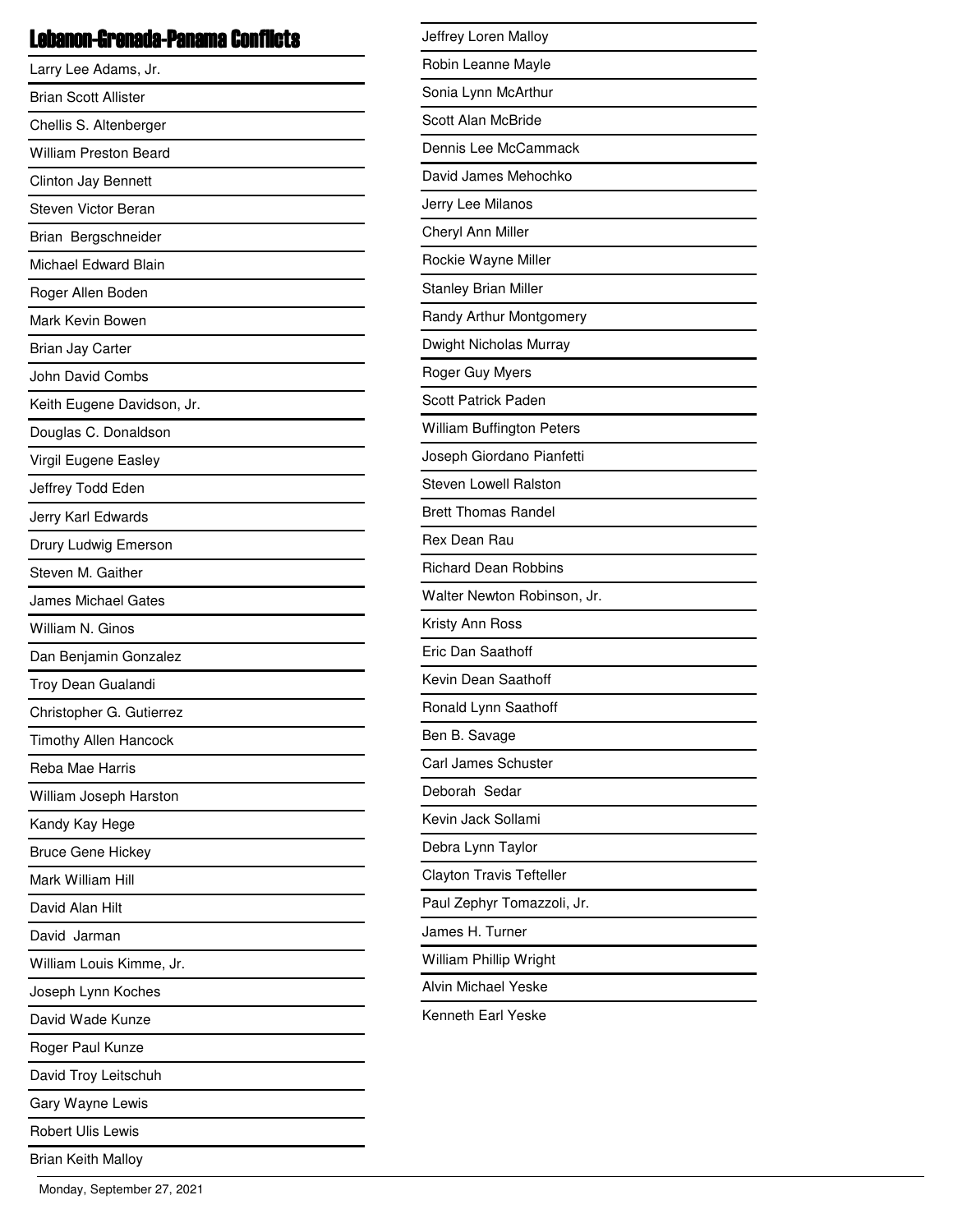## Lebanon-Grenada-Panama Conflicts

Larry Lee Adams, Jr.
Brian Scott Allister
Chellis S. Altenberger
William Preston Beard
Clinton Jay Bennett
Steven Victor Beran
Brian  Bergschneider
Michael Edward Blain
Roger Allen Boden
Mark Kevin Bowen
Brian Jay Carter
John David Combs
Keith Eugene Davidson, Jr.
Douglas C. Donaldson
Virgil Eugene Easley
Jeffrey Todd Eden
Jerry Karl Edwards
Drury Ludwig Emerson
Steven M. Gaither
James Michael Gates
William N. Ginos
Dan Benjamin Gonzalez
Troy Dean Gualandi
Christopher G. Gutierrez
Timothy Allen Hancock
Reba Mae Harris
William Joseph Harston
Kandy Kay Hege
Bruce Gene Hickey
Mark William Hill
David Alan Hilt
David  Jarman
William Louis Kimme, Jr.
Joseph Lynn Koches
David Wade Kunze
Roger Paul Kunze
David Troy Leitschuh
Gary Wayne Lewis
Robert Ulis Lewis
Brian Keith Malloy
Jeffrey Loren Malloy
Robin Leanne Mayle
Sonia Lynn McArthur
Scott Alan McBride
Dennis Lee McCammack
David James Mehochko
Jerry Lee Milanos
Cheryl Ann Miller
Rockie Wayne Miller
Stanley Brian Miller
Randy Arthur Montgomery
Dwight Nicholas Murray
Roger Guy Myers
Scott Patrick Paden
William Buffington Peters
Joseph Giordano Pianfetti
Steven Lowell Ralston
Brett Thomas Randel
Rex Dean Rau
Richard Dean Robbins
Walter Newton Robinson, Jr.
Kristy Ann Ross
Eric Dan Saathoff
Kevin Dean Saathoff
Ronald Lynn Saathoff
Ben B. Savage
Carl James Schuster
Deborah  Sedar
Kevin Jack Sollami
Debra Lynn Taylor
Clayton Travis Tefteller
Paul Zephyr Tomazzoli, Jr.
James H. Turner
William Phillip Wright
Alvin Michael Yeske
Kenneth Earl Yeske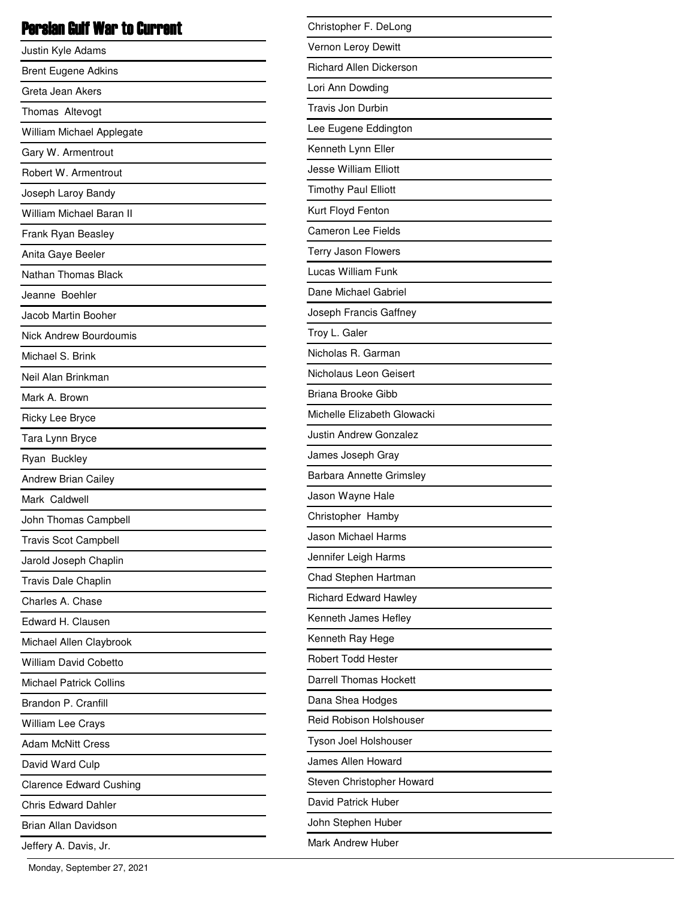# Persian Gulf War to Current

Justin Kyle Adams
Brent Eugene Adkins
Greta Jean Akers
Thomas Altevogt
William Michael Applegate
Gary W. Armentrout
Robert W. Armentrout
Joseph Laroy Bandy
William Michael Baran II
Frank Ryan Beasley
Anita Gaye Beeler
Nathan Thomas Black
Jeanne Boehler
Jacob Martin Booher
Nick Andrew Bourdoumis
Michael S. Brink
Neil Alan Brinkman
Mark A. Brown
Ricky Lee Bryce
Tara Lynn Bryce
Ryan Buckley
Andrew Brian Cailey
Mark Caldwell
John Thomas Campbell
Travis Scot Campbell
Jarold Joseph Chaplin
Travis Dale Chaplin
Charles A. Chase
Edward H. Clausen
Michael Allen Claybrook
William David Cobetto
Michael Patrick Collins
Brandon P. Cranfill
William Lee Crays
Adam McNitt Cress
David Ward Culp
Clarence Edward Cushing
Chris Edward Dahler
Brian Allan Davidson
Jeffery A. Davis, Jr.
Christopher F. DeLong
Vernon Leroy Dewitt
Richard Allen Dickerson
Lori Ann Dowding
Travis Jon Durbin
Lee Eugene Eddington
Kenneth Lynn Eller
Jesse William Elliott
Timothy Paul Elliott
Kurt Floyd Fenton
Cameron Lee Fields
Terry Jason Flowers
Lucas William Funk
Dane Michael Gabriel
Joseph Francis Gaffney
Troy L. Galer
Nicholas R. Garman
Nicholaus Leon Geisert
Briana Brooke Gibb
Michelle Elizabeth Glowacki
Justin Andrew Gonzalez
James Joseph Gray
Barbara Annette Grimsley
Jason Wayne Hale
Christopher Hamby
Jason Michael Harms
Jennifer Leigh Harms
Chad Stephen Hartman
Richard Edward Hawley
Kenneth James Hefley
Kenneth Ray Hege
Robert Todd Hester
Darrell Thomas Hockett
Dana Shea Hodges
Reid Robison Holshouser
Tyson Joel Holshouser
James Allen Howard
Steven Christopher Howard
David Patrick Huber
John Stephen Huber
Mark Andrew Huber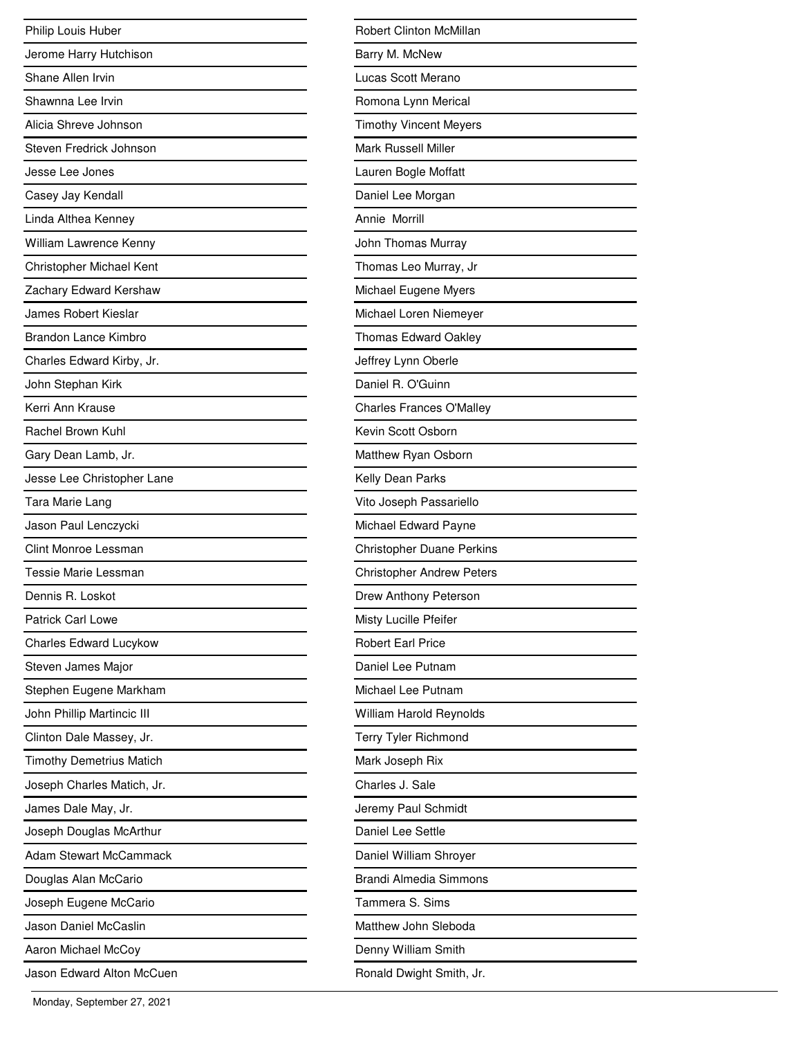Philip Louis Huber

Jerome Harry Hutchison

Shane Allen Irvin

Shawnna Lee Irvin

Alicia Shreve Johnson

Steven Fredrick Johnson

Jesse Lee Jones

Casey Jay Kendall

Linda Althea Kenney

William Lawrence Kenny

Christopher Michael Kent

Zachary Edward Kershaw

James Robert Kieslar

Brandon Lance Kimbro

Charles Edward Kirby, Jr.

John Stephan Kirk

Kerri Ann Krause

Rachel Brown Kuhl

Gary Dean Lamb, Jr.

Jesse Lee Christopher Lane

Tara Marie Lang

Jason Paul Lenczycki

Clint Monroe Lessman

Tessie Marie Lessman

Dennis R. Loskot

Patrick Carl Lowe

Charles Edward Lucykow

Steven James Major

Stephen Eugene Markham

John Phillip Martincic III

Clinton Dale Massey, Jr.

Timothy Demetrius Matich

Joseph Charles Matich, Jr.

James Dale May, Jr.

Joseph Douglas McArthur

Adam Stewart McCammack

Douglas Alan McCario

Joseph Eugene McCario

Jason Daniel McCaslin

Aaron Michael McCoy

Jason Edward Alton McCuen

Robert Clinton McMillan

Barry M. McNew

Lucas Scott Merano

Romona Lynn Merical

Timothy Vincent Meyers

Mark Russell Miller

Lauren Bogle Moffatt

Daniel Lee Morgan

Annie Morrill

John Thomas Murray

Thomas Leo Murray, Jr

Michael Eugene Myers

Michael Loren Niemeyer

Thomas Edward Oakley

Jeffrey Lynn Oberle

Daniel R. O'Guinn

Charles Frances O'Malley

Kevin Scott Osborn

Matthew Ryan Osborn

Kelly Dean Parks

Vito Joseph Passariello

Michael Edward Payne

Christopher Duane Perkins

Christopher Andrew Peters

Drew Anthony Peterson

Misty Lucille Pfeifer

Robert Earl Price

Daniel Lee Putnam

Michael Lee Putnam

William Harold Reynolds

Terry Tyler Richmond

Mark Joseph Rix

Charles J. Sale

Jeremy Paul Schmidt

Daniel Lee Settle

Daniel William Shroyer

Brandi Almedia Simmons

Tammera S. Sims

Matthew John Sleboda

Denny William Smith

Ronald Dwight Smith, Jr.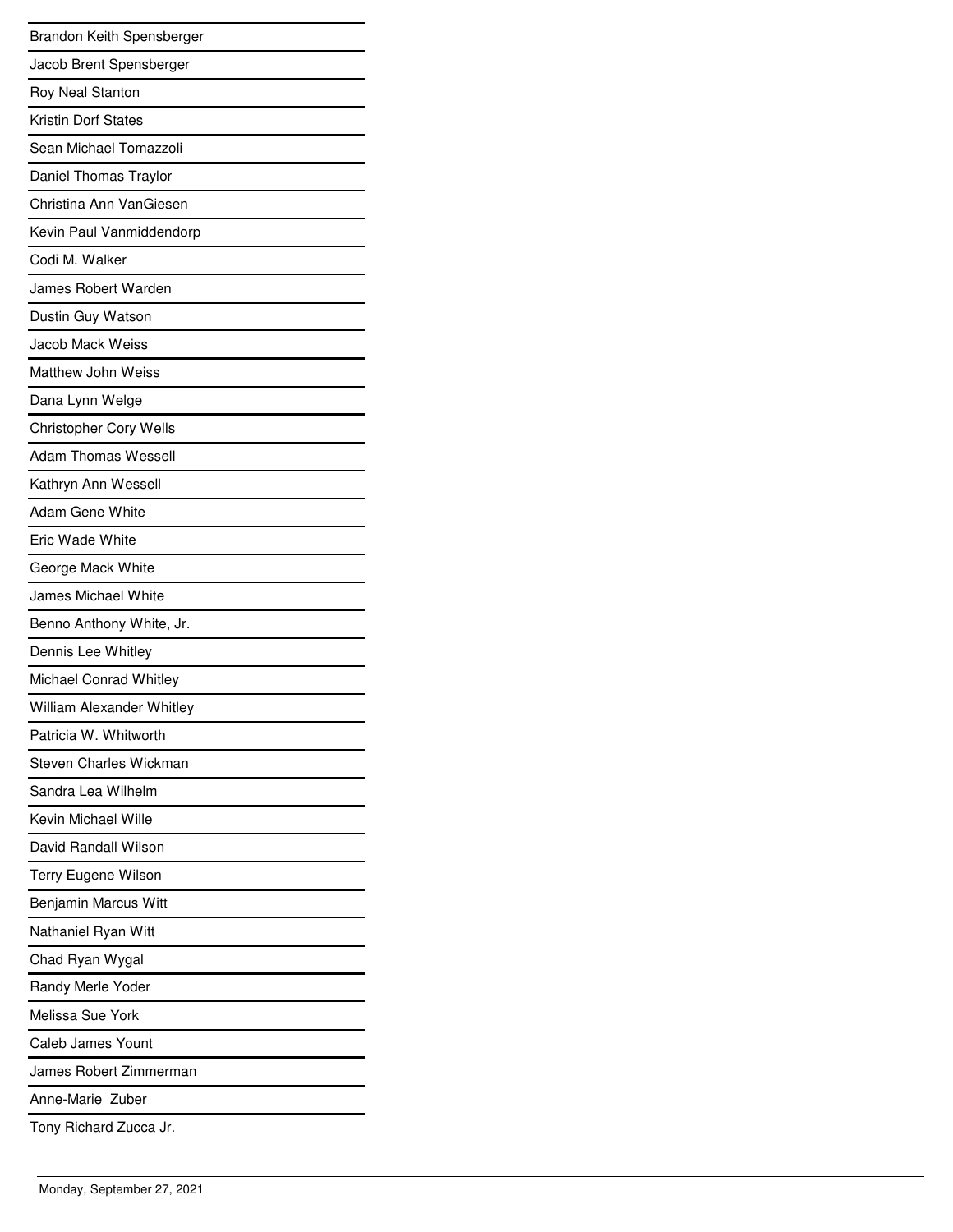Brandon Keith Spensberger

Jacob Brent Spensberger

Roy Neal Stanton

Kristin Dorf States

Sean Michael Tomazzoli

Daniel Thomas Traylor

Christina Ann VanGiesen

Kevin Paul Vanmiddendorp

Codi M. Walker

James Robert Warden

Dustin Guy Watson

Jacob Mack Weiss

Matthew John Weiss

Dana Lynn Welge

Christopher Cory Wells

Adam Thomas Wessell

Kathryn Ann Wessell

Adam Gene White

Eric Wade White

George Mack White

James Michael White

Benno Anthony White, Jr.

Dennis Lee Whitley

Michael Conrad Whitley

William Alexander Whitley

Patricia W. Whitworth

Steven Charles Wickman

Sandra Lea Wilhelm

Kevin Michael Wille

David Randall Wilson

Terry Eugene Wilson

Benjamin Marcus Witt

Nathaniel Ryan Witt

Chad Ryan Wygal

Randy Merle Yoder

Melissa Sue York

Caleb James Yount

James Robert Zimmerman

Anne-Marie  Zuber

Tony Richard Zucca Jr.